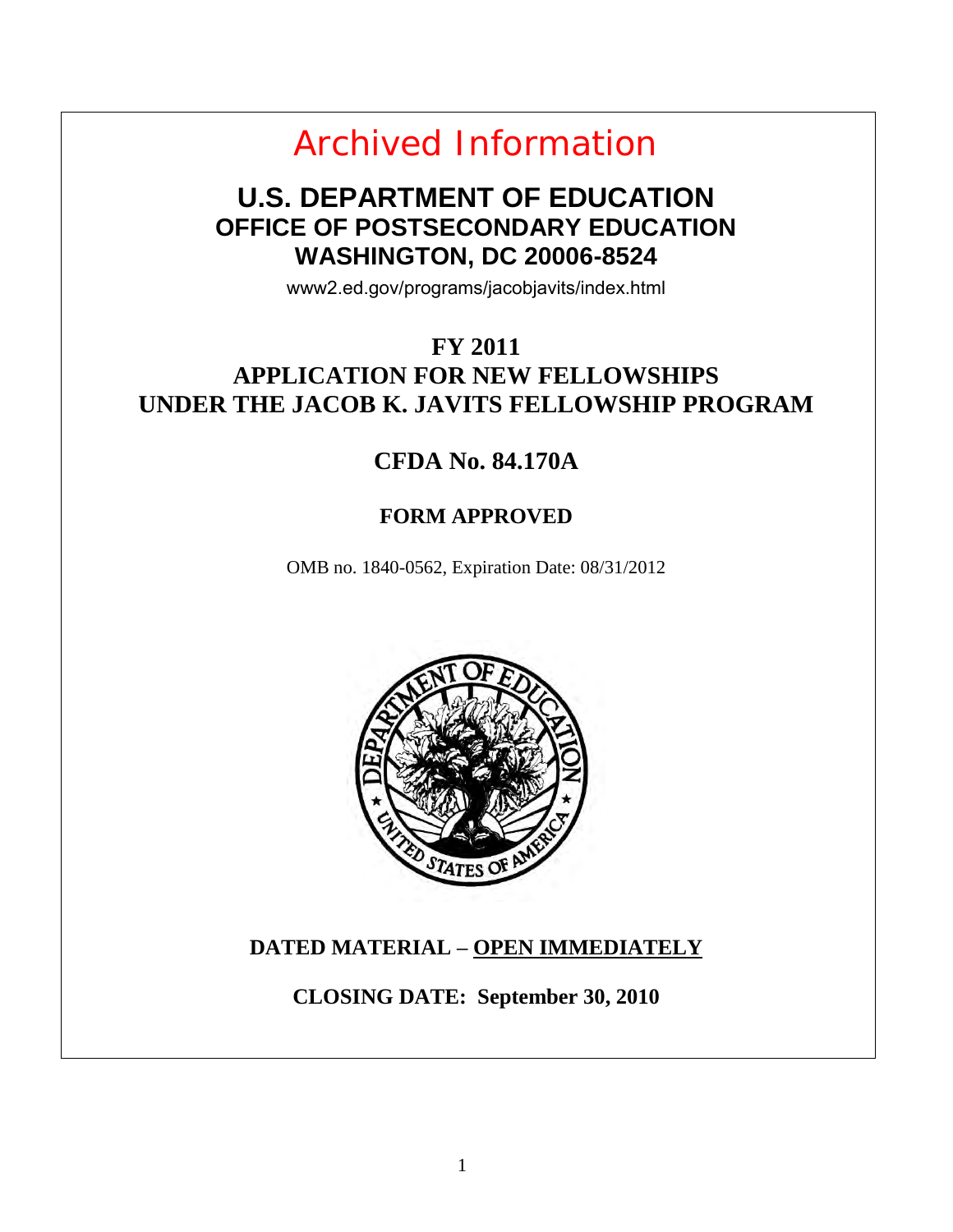Archived Information

# U.S. DEPARTMENT OF EDUCATION
## OFFICE OF POSTSECONDARY EDUCATION
## WASHINGTON, DC 20006-8524

www2.ed.gov/programs/jacobjavits/index.html

# FY 2011
# APPLICATION FOR NEW FELLOWSHIPS UNDER THE JACOB K. JAVITS FELLOWSHIP PROGRAM

## CFDA No. 84.170A

### FORM APPROVED

OMB no. 1840-0562, Expiration Date: 08/31/2012

**DATED MATERIAL – OPEN IMMEDIATELY**

**CLOSING DATE: September 30, 2010**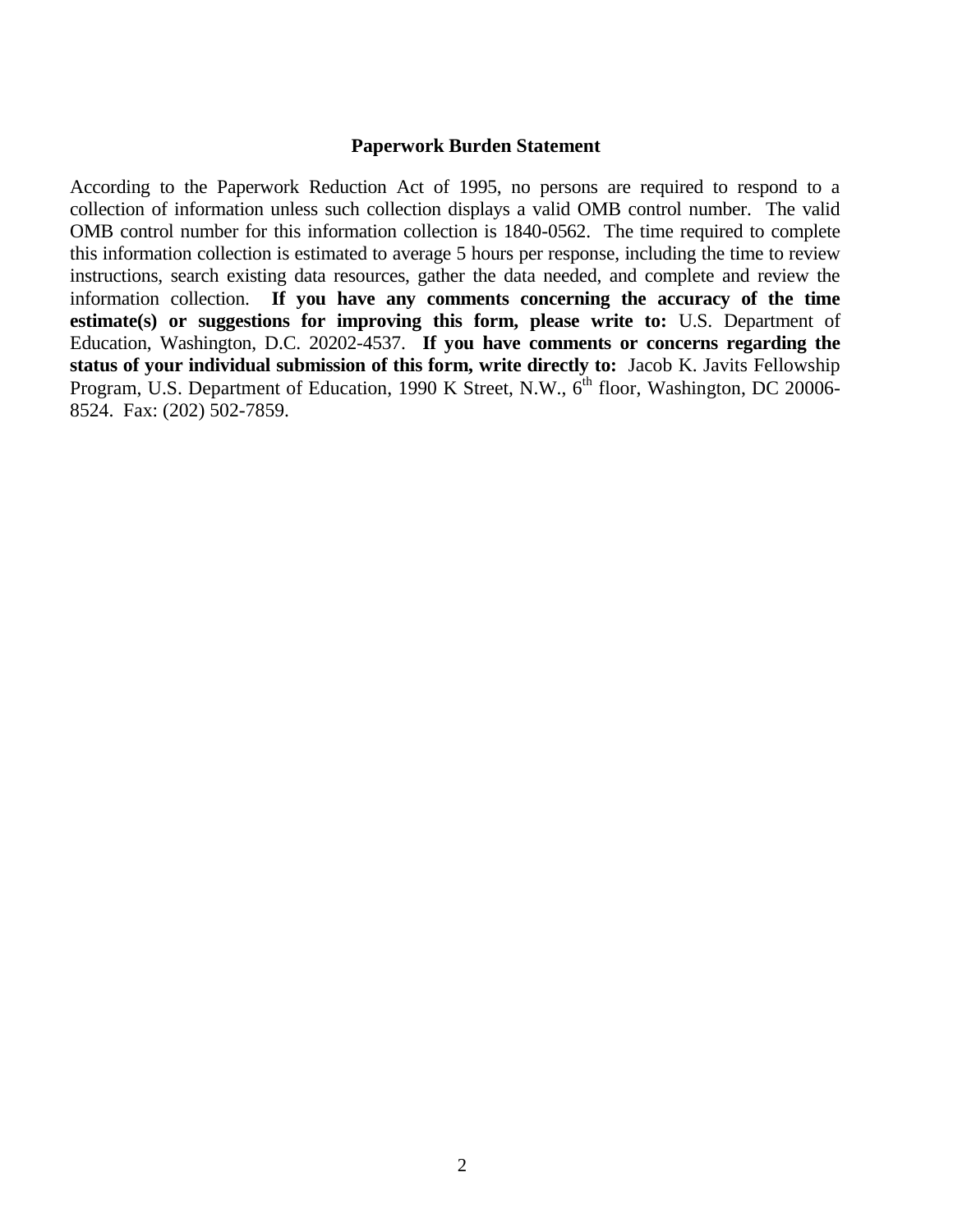**Paperwork Burden Statement**

According to the Paperwork Reduction Act of 1995, no persons are required to respond to a collection of information unless such collection displays a valid OMB control number. The valid OMB control number for this information collection is 1840-0562. The time required to complete this information collection is estimated to average 5 hours per response, including the time to review instructions, search existing data resources, gather the data needed, and complete and review the information collection. **If you have any comments concerning the accuracy of the time estimate(s) or suggestions for improving this form, please write to:** U.S. Department of Education, Washington, D.C. 20202-4537. **If you have comments or concerns regarding the status of your individual submission of this form, write directly to:** Jacob K. Javits Fellowship Program, U.S. Department of Education, 1990 K Street, N.W., 6th floor, Washington, DC 20006-8524. Fax: (202) 502-7859.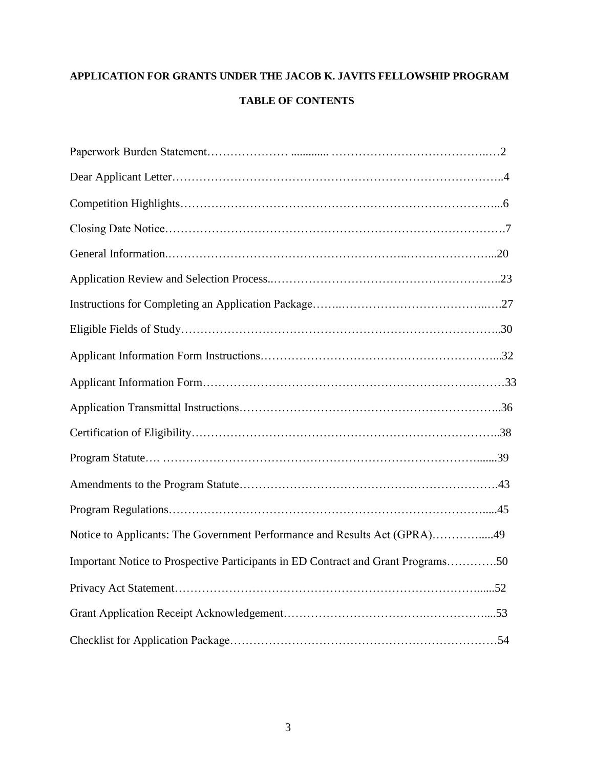# APPLICATION FOR GRANTS UNDER THE JACOB K. JAVITS FELLOWSHIP PROGRAM

## TABLE OF CONTENTS

| | |
|---|---|
| Paperwork Burden Statement | 2 |
| Dear Applicant Letter | 4 |
| Competition Highlights | 6 |
| Closing Date Notice | 7 |
| General Information | 20 |
| Application Review and Selection Process | 23 |
| Instructions for Completing an Application Package | 27 |
| Eligible Fields of Study | 30 |
| Applicant Information Form Instructions | 32 |
| Applicant Information Form | 33 |
| Application Transmittal Instructions | 36 |
| Certification of Eligibility | 38 |
| Program Statute | 39 |
| Amendments to the Program Statute | 43 |
| Program Regulations | 45 |
| Notice to Applicants: The Government Performance and Results Act (GPRA) | 49 |
| Important Notice to Prospective Participants in ED Contract and Grant Programs | 50 |
| Privacy Act Statement | 52 |
| Grant Application Receipt Acknowledgement | 53 |
| Checklist for Application Package | 54 |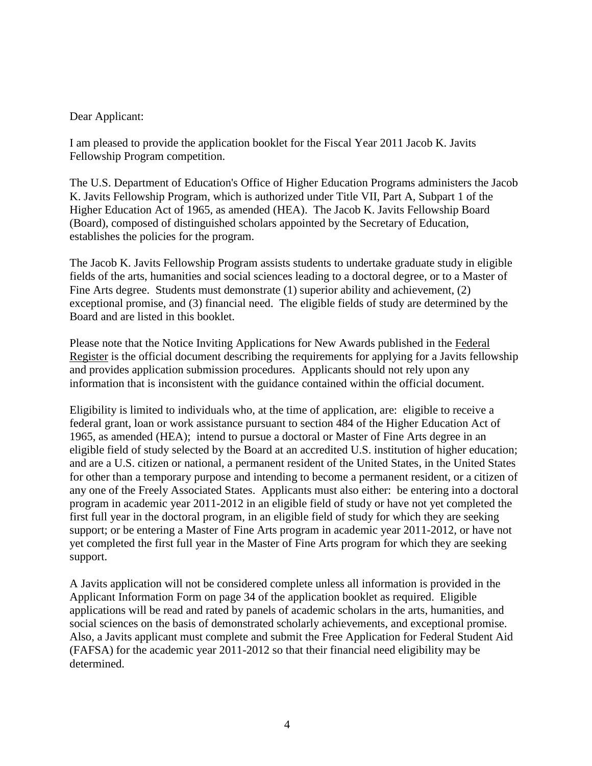Dear Applicant:

I am pleased to provide the application booklet for the Fiscal Year 2011 Jacob K. Javits Fellowship Program competition.

The U.S. Department of Education's Office of Higher Education Programs administers the Jacob K. Javits Fellowship Program, which is authorized under Title VII, Part A, Subpart 1 of the Higher Education Act of 1965, as amended (HEA). The Jacob K. Javits Fellowship Board (Board), composed of distinguished scholars appointed by the Secretary of Education, establishes the policies for the program.

The Jacob K. Javits Fellowship Program assists students to undertake graduate study in eligible fields of the arts, humanities and social sciences leading to a doctoral degree, or to a Master of Fine Arts degree. Students must demonstrate (1) superior ability and achievement, (2) exceptional promise, and (3) financial need. The eligible fields of study are determined by the Board and are listed in this booklet.

Please note that the Notice Inviting Applications for New Awards published in the Federal Register is the official document describing the requirements for applying for a Javits fellowship and provides application submission procedures. Applicants should not rely upon any information that is inconsistent with the guidance contained within the official document.

Eligibility is limited to individuals who, at the time of application, are: eligible to receive a federal grant, loan or work assistance pursuant to section 484 of the Higher Education Act of 1965, as amended (HEA); intend to pursue a doctoral or Master of Fine Arts degree in an eligible field of study selected by the Board at an accredited U.S. institution of higher education; and are a U.S. citizen or national, a permanent resident of the United States, in the United States for other than a temporary purpose and intending to become a permanent resident, or a citizen of any one of the Freely Associated States. Applicants must also either: be entering into a doctoral program in academic year 2011-2012 in an eligible field of study or have not yet completed the first full year in the doctoral program, in an eligible field of study for which they are seeking support; or be entering a Master of Fine Arts program in academic year 2011-2012, or have not yet completed the first full year in the Master of Fine Arts program for which they are seeking support.

A Javits application will not be considered complete unless all information is provided in the Applicant Information Form on page 34 of the application booklet as required. Eligible applications will be read and rated by panels of academic scholars in the arts, humanities, and social sciences on the basis of demonstrated scholarly achievements, and exceptional promise. Also, a Javits applicant must complete and submit the Free Application for Federal Student Aid (FAFSA) for the academic year 2011-2012 so that their financial need eligibility may be determined.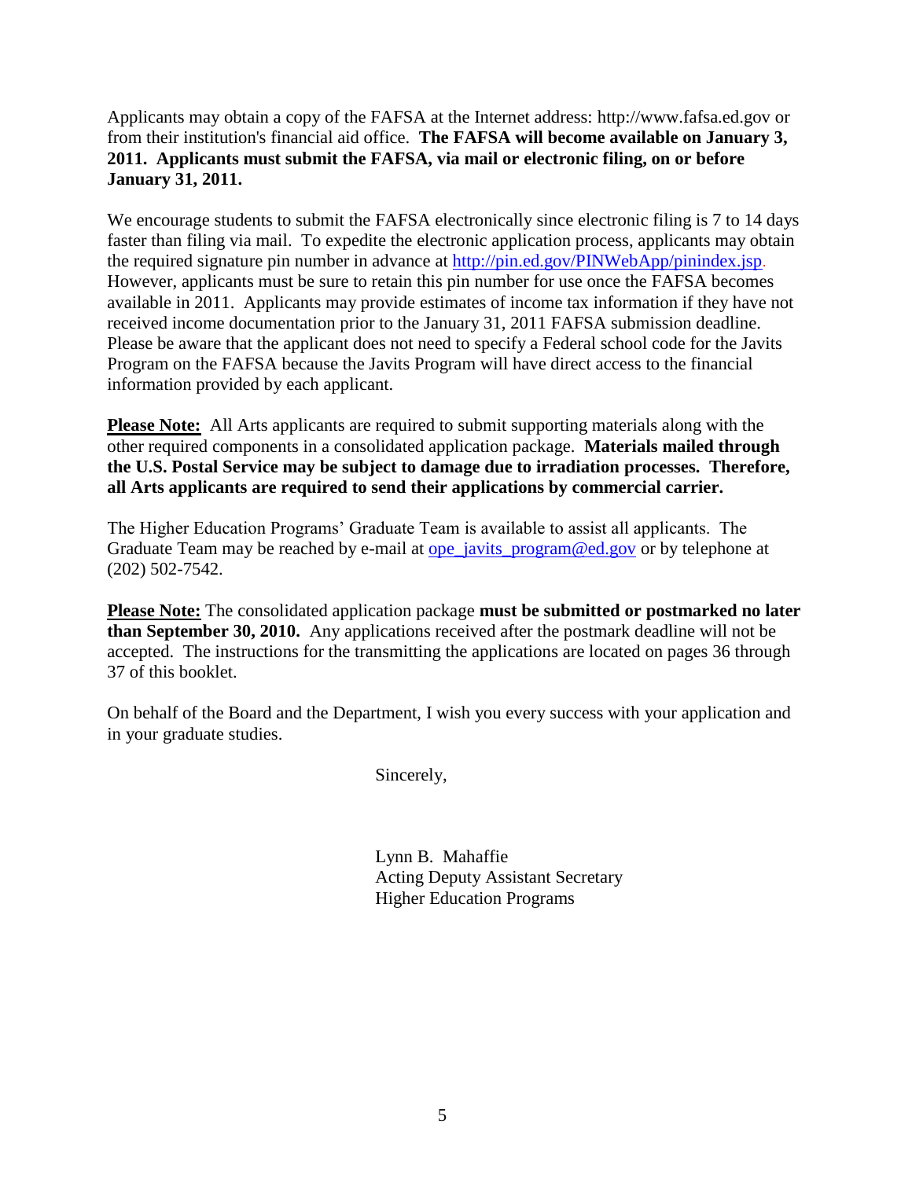Applicants may obtain a copy of the FAFSA at the Internet address: http://www.fafsa.ed.gov or from their institution's financial aid office. **The FAFSA will become available on January 3, 2011. Applicants must submit the FAFSA, via mail or electronic filing, on or before January 31, 2011.**

We encourage students to submit the FAFSA electronically since electronic filing is 7 to 14 days faster than filing via mail. To expedite the electronic application process, applicants may obtain the required signature pin number in advance at http://pin.ed.gov/PINWebApp/pinindex.jsp. However, applicants must be sure to retain this pin number for use once the FAFSA becomes available in 2011. Applicants may provide estimates of income tax information if they have not received income documentation prior to the January 31, 2011 FAFSA submission deadline. Please be aware that the applicant does not need to specify a Federal school code for the Javits Program on the FAFSA because the Javits Program will have direct access to the financial information provided by each applicant.

**Please Note:** All Arts applicants are required to submit supporting materials along with the other required components in a consolidated application package. **Materials mailed through the U.S. Postal Service may be subject to damage due to irradiation processes. Therefore, all Arts applicants are required to send their applications by commercial carrier.**

The Higher Education Programs' Graduate Team is available to assist all applicants. The Graduate Team may be reached by e-mail at ope_javits_program@ed.gov or by telephone at (202) 502-7542.

**Please Note:** The consolidated application package **must be submitted or postmarked no later than September 30, 2010.** Any applications received after the postmark deadline will not be accepted. The instructions for the transmitting the applications are located on pages 36 through 37 of this booklet.

On behalf of the Board and the Department, I wish you every success with your application and in your graduate studies.

Sincerely,

Lynn B. Mahaffie
Acting Deputy Assistant Secretary
Higher Education Programs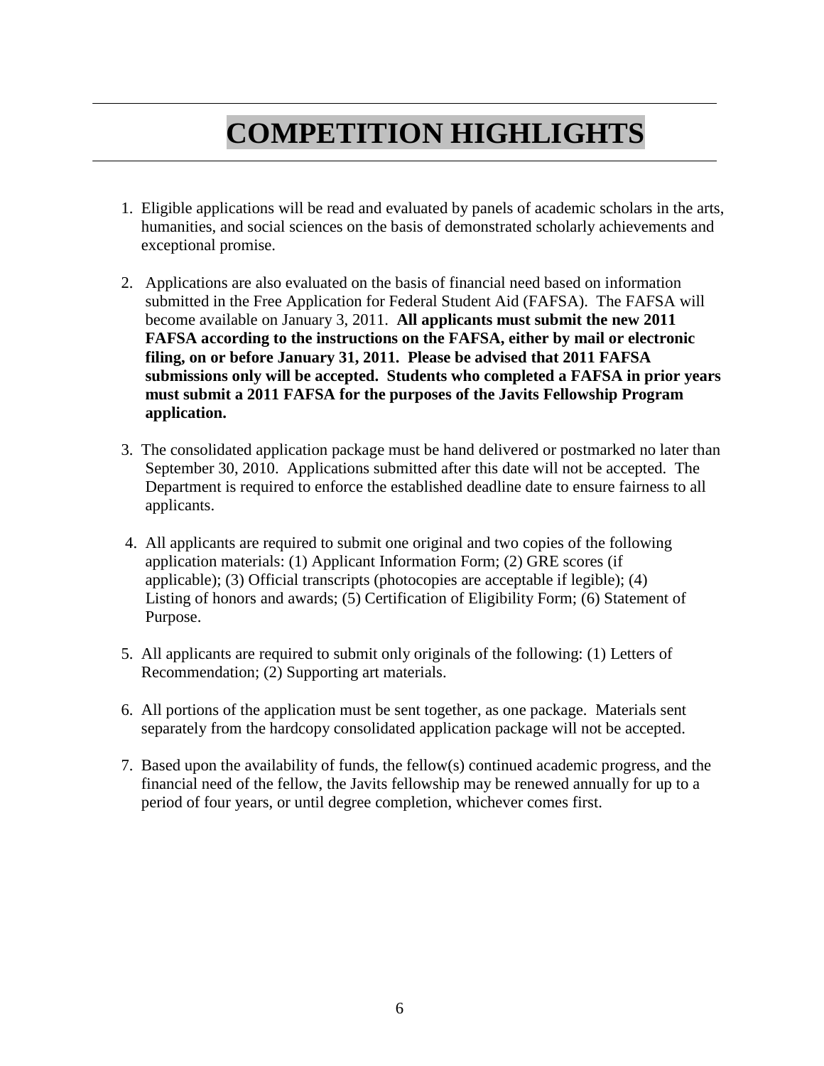# COMPETITION HIGHLIGHTS

1. Eligible applications will be read and evaluated by panels of academic scholars in the arts, humanities, and social sciences on the basis of demonstrated scholarly achievements and exceptional promise.

2. Applications are also evaluated on the basis of financial need based on information submitted in the Free Application for Federal Student Aid (FAFSA). The FAFSA will become available on January 3, 2011. **All applicants must submit the new 2011 FAFSA according to the instructions on the FAFSA, either by mail or electronic filing, on or before January 31, 2011. Please be advised that 2011 FAFSA submissions only will be accepted. Students who completed a FAFSA in prior years must submit a 2011 FAFSA for the purposes of the Javits Fellowship Program application.**

3. The consolidated application package must be hand delivered or postmarked no later than September 30, 2010. Applications submitted after this date will not be accepted. The Department is required to enforce the established deadline date to ensure fairness to all applicants.

4. All applicants are required to submit one original and two copies of the following application materials: (1) Applicant Information Form; (2) GRE scores (if applicable); (3) Official transcripts (photocopies are acceptable if legible); (4) Listing of honors and awards; (5) Certification of Eligibility Form; (6) Statement of Purpose.

5. All applicants are required to submit only originals of the following: (1) Letters of Recommendation; (2) Supporting art materials.

6. All portions of the application must be sent together, as one package. Materials sent separately from the hardcopy consolidated application package will not be accepted.

7. Based upon the availability of funds, the fellow(s) continued academic progress, and the financial need of the fellow, the Javits fellowship may be renewed annually for up to a period of four years, or until degree completion, whichever comes first.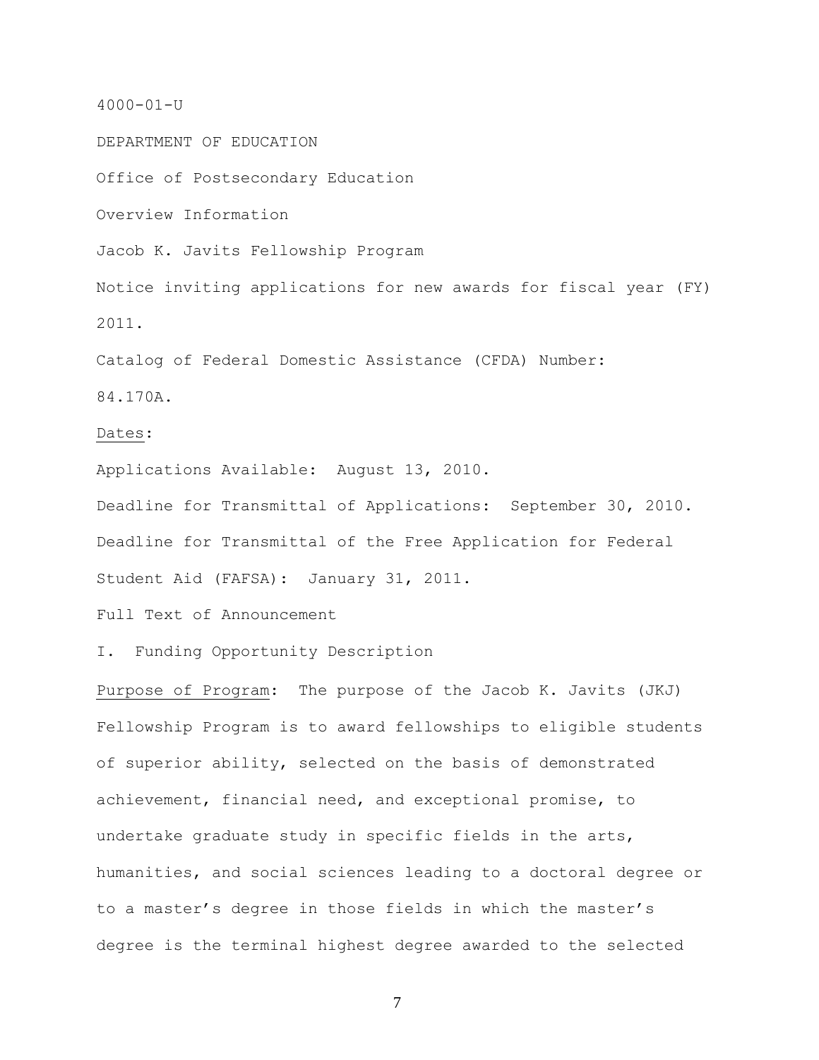4000-01-U

DEPARTMENT OF EDUCATION

Office of Postsecondary Education

Overview Information

Jacob K. Javits Fellowship Program

Notice inviting applications for new awards for fiscal year (FY) 2011.

Catalog of Federal Domestic Assistance (CFDA) Number: 84.170A.

Dates:

Applications Available: August 13, 2010.

Deadline for Transmittal of Applications: September 30, 2010.

Deadline for Transmittal of the Free Application for Federal Student Aid (FAFSA): January 31, 2011.

Full Text of Announcement

I. Funding Opportunity Description

Purpose of Program: The purpose of the Jacob K. Javits (JKJ) Fellowship Program is to award fellowships to eligible students of superior ability, selected on the basis of demonstrated achievement, financial need, and exceptional promise, to undertake graduate study in specific fields in the arts, humanities, and social sciences leading to a doctoral degree or to a master's degree in those fields in which the master's degree is the terminal highest degree awarded to the selected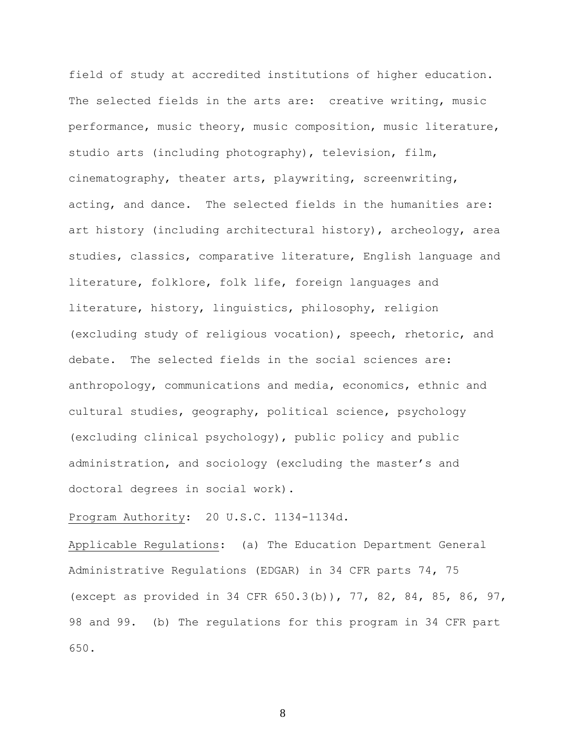field of study at accredited institutions of higher education. The selected fields in the arts are: creative writing, music performance, music theory, music composition, music literature, studio arts (including photography), television, film, cinematography, theater arts, playwriting, screenwriting, acting, and dance. The selected fields in the humanities are: art history (including architectural history), archeology, area studies, classics, comparative literature, English language and literature, folklore, folk life, foreign languages and literature, history, linguistics, philosophy, religion (excluding study of religious vocation), speech, rhetoric, and debate. The selected fields in the social sciences are: anthropology, communications and media, economics, ethnic and cultural studies, geography, political science, psychology (excluding clinical psychology), public policy and public administration, and sociology (excluding the master's and doctoral degrees in social work).

Program Authority: 20 U.S.C. 1134-1134d.

Applicable Regulations: (a) The Education Department General Administrative Regulations (EDGAR) in 34 CFR parts 74, 75 (except as provided in 34 CFR 650.3(b)), 77, 82, 84, 85, 86, 97, 98 and 99. (b) The regulations for this program in 34 CFR part 650.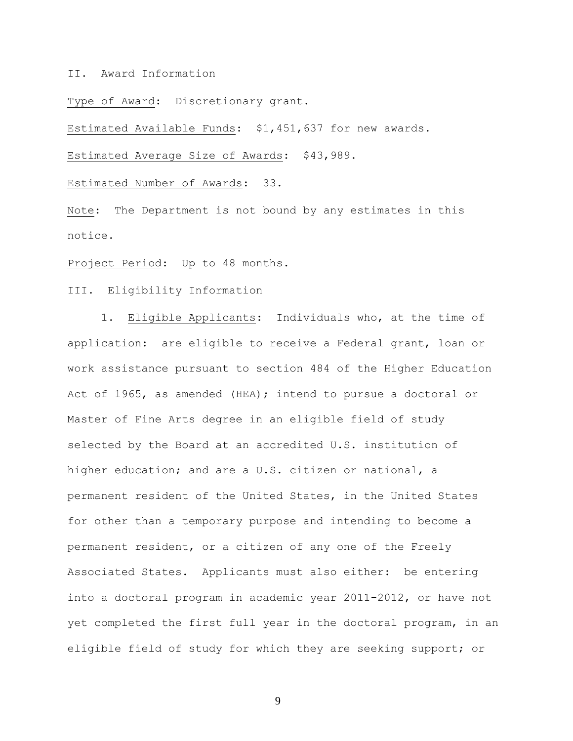## II. Award Information

Type of Award: Discretionary grant.

Estimated Available Funds: $1,451,637 for new awards.

Estimated Average Size of Awards: $43,989.

Estimated Number of Awards: 33.

Note: The Department is not bound by any estimates in this notice.

Project Period: Up to 48 months.

## III. Eligibility Information

1. Eligible Applicants: Individuals who, at the time of application: are eligible to receive a Federal grant, loan or work assistance pursuant to section 484 of the Higher Education Act of 1965, as amended (HEA); intend to pursue a doctoral or Master of Fine Arts degree in an eligible field of study selected by the Board at an accredited U.S. institution of higher education; and are a U.S. citizen or national, a permanent resident of the United States, in the United States for other than a temporary purpose and intending to become a permanent resident, or a citizen of any one of the Freely Associated States. Applicants must also either: be entering into a doctoral program in academic year 2011-2012, or have not yet completed the first full year in the doctoral program, in an eligible field of study for which they are seeking support; or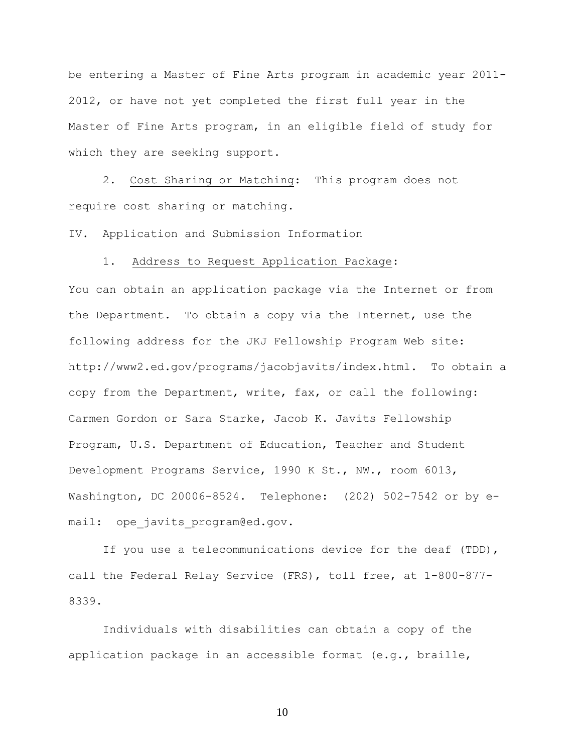be entering a Master of Fine Arts program in academic year 2011-2012, or have not yet completed the first full year in the Master of Fine Arts program, in an eligible field of study for which they are seeking support.

2. Cost Sharing or Matching: This program does not require cost sharing or matching.

IV. Application and Submission Information

1. Address to Request Application Package:

You can obtain an application package via the Internet or from the Department. To obtain a copy via the Internet, use the following address for the JKJ Fellowship Program Web site: http://www2.ed.gov/programs/jacobjavits/index.html. To obtain a copy from the Department, write, fax, or call the following: Carmen Gordon or Sara Starke, Jacob K. Javits Fellowship Program, U.S. Department of Education, Teacher and Student Development Programs Service, 1990 K St., NW., room 6013, Washington, DC 20006-8524. Telephone: (202) 502-7542 or by e-mail: ope_javits_program@ed.gov.

If you use a telecommunications device for the deaf (TDD), call the Federal Relay Service (FRS), toll free, at 1-800-877-8339.

Individuals with disabilities can obtain a copy of the application package in an accessible format (e.g., braille,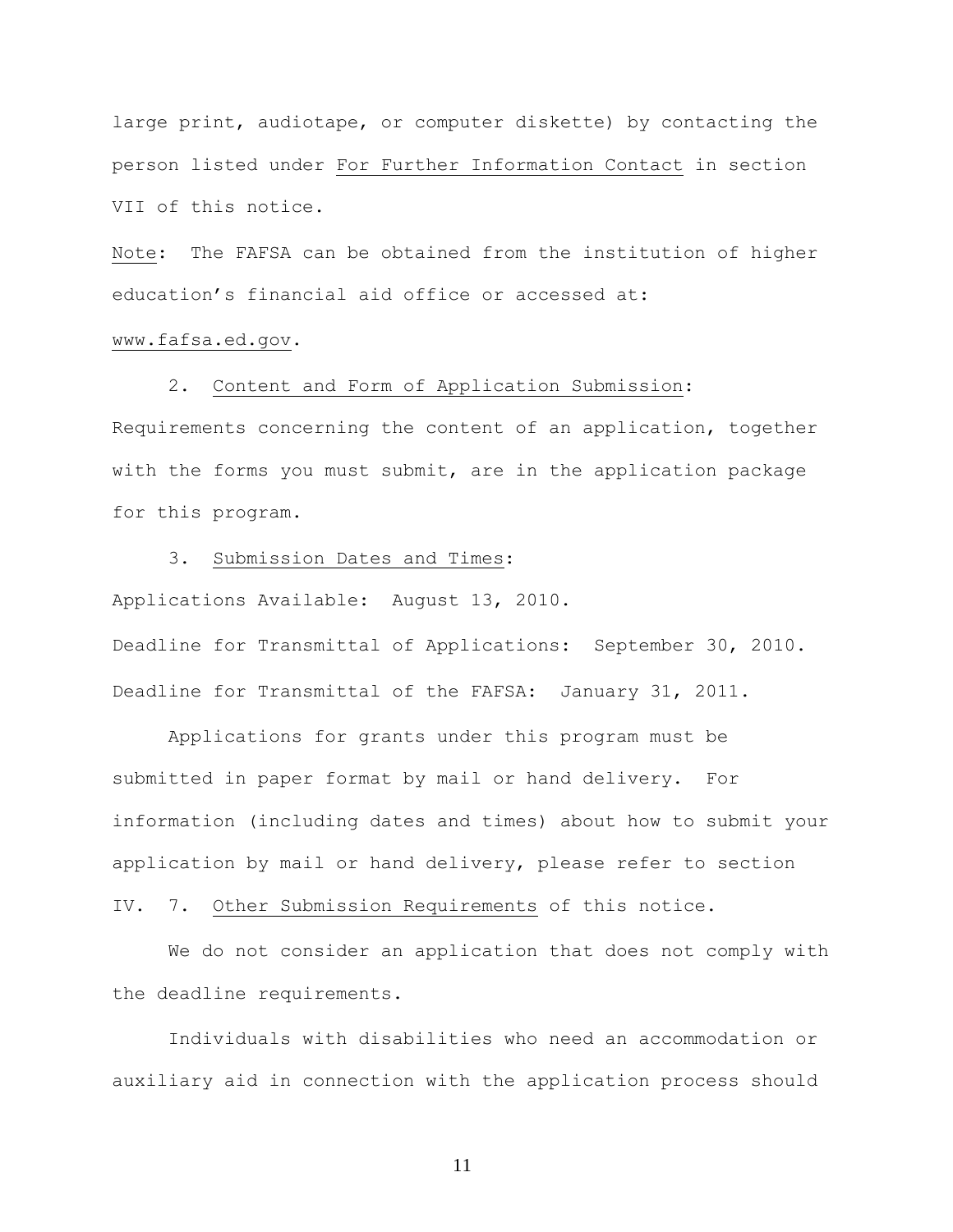large print, audiotape, or computer diskette) by contacting the person listed under For Further Information Contact in section VII of this notice.

Note: The FAFSA can be obtained from the institution of higher education's financial aid office or accessed at: www.fafsa.ed.gov.

2. Content and Form of Application Submission: Requirements concerning the content of an application, together with the forms you must submit, are in the application package for this program.

3. Submission Dates and Times:

Applications Available: August 13, 2010.

Deadline for Transmittal of Applications: September 30, 2010.

Deadline for Transmittal of the FAFSA: January 31, 2011.

Applications for grants under this program must be submitted in paper format by mail or hand delivery. For information (including dates and times) about how to submit your application by mail or hand delivery, please refer to section IV. 7. Other Submission Requirements of this notice.

We do not consider an application that does not comply with the deadline requirements.

Individuals with disabilities who need an accommodation or auxiliary aid in connection with the application process should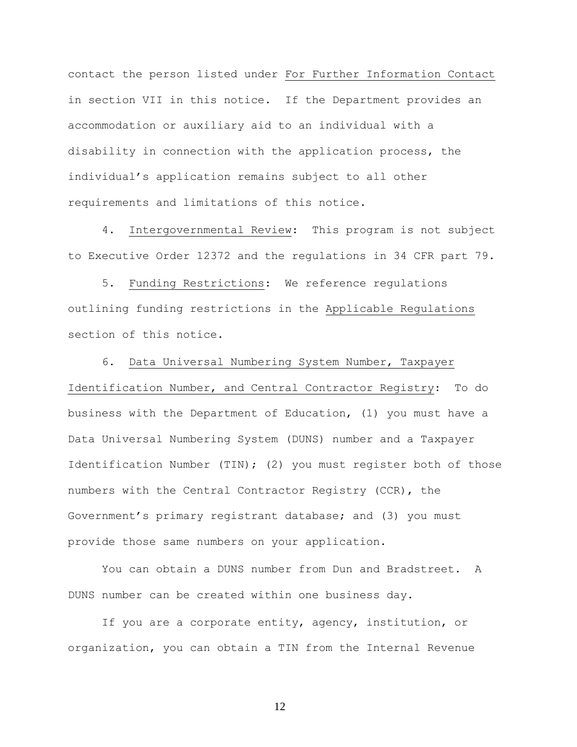contact the person listed under For Further Information Contact in section VII in this notice. If the Department provides an accommodation or auxiliary aid to an individual with a disability in connection with the application process, the individual's application remains subject to all other requirements and limitations of this notice.

4. Intergovernmental Review: This program is not subject to Executive Order 12372 and the regulations in 34 CFR part 79.

5. Funding Restrictions: We reference regulations outlining funding restrictions in the Applicable Regulations section of this notice.

6. Data Universal Numbering System Number, Taxpayer Identification Number, and Central Contractor Registry: To do business with the Department of Education, (1) you must have a Data Universal Numbering System (DUNS) number and a Taxpayer Identification Number (TIN); (2) you must register both of those numbers with the Central Contractor Registry (CCR), the Government's primary registrant database; and (3) you must provide those same numbers on your application.

You can obtain a DUNS number from Dun and Bradstreet. A DUNS number can be created within one business day.

If you are a corporate entity, agency, institution, or organization, you can obtain a TIN from the Internal Revenue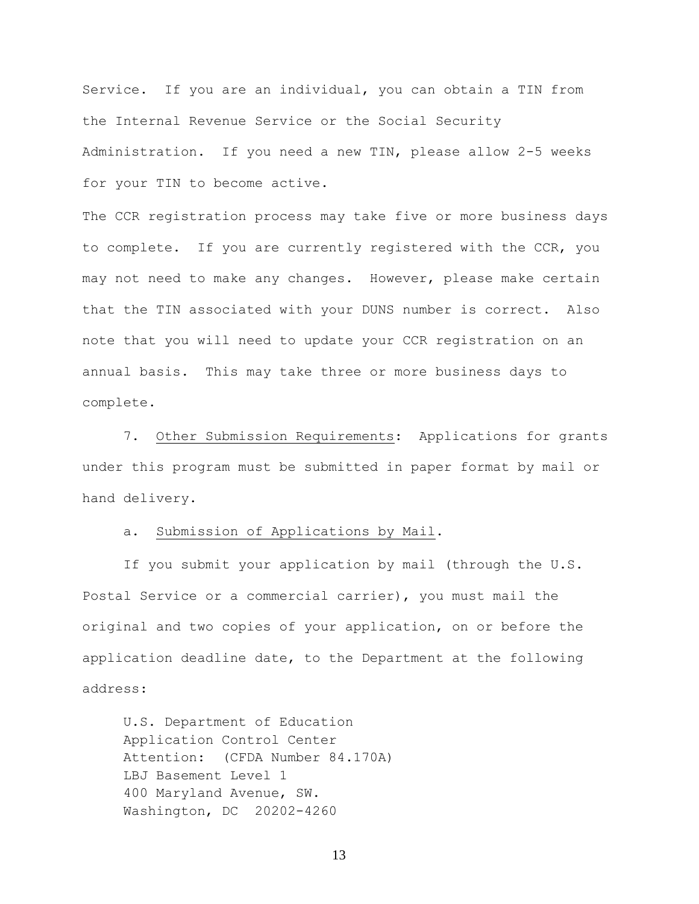Service. If you are an individual, you can obtain a TIN from the Internal Revenue Service or the Social Security Administration. If you need a new TIN, please allow 2-5 weeks for your TIN to become active.

The CCR registration process may take five or more business days to complete. If you are currently registered with the CCR, you may not need to make any changes. However, please make certain that the TIN associated with your DUNS number is correct. Also note that you will need to update your CCR registration on an annual basis. This may take three or more business days to complete.

7. Other Submission Requirements: Applications for grants under this program must be submitted in paper format by mail or hand delivery.

a. Submission of Applications by Mail.

If you submit your application by mail (through the U.S. Postal Service or a commercial carrier), you must mail the original and two copies of your application, on or before the application deadline date, to the Department at the following address:

U.S. Department of Education
Application Control Center
Attention: (CFDA Number 84.170A)
LBJ Basement Level 1
400 Maryland Avenue, SW.
Washington, DC 20202-4260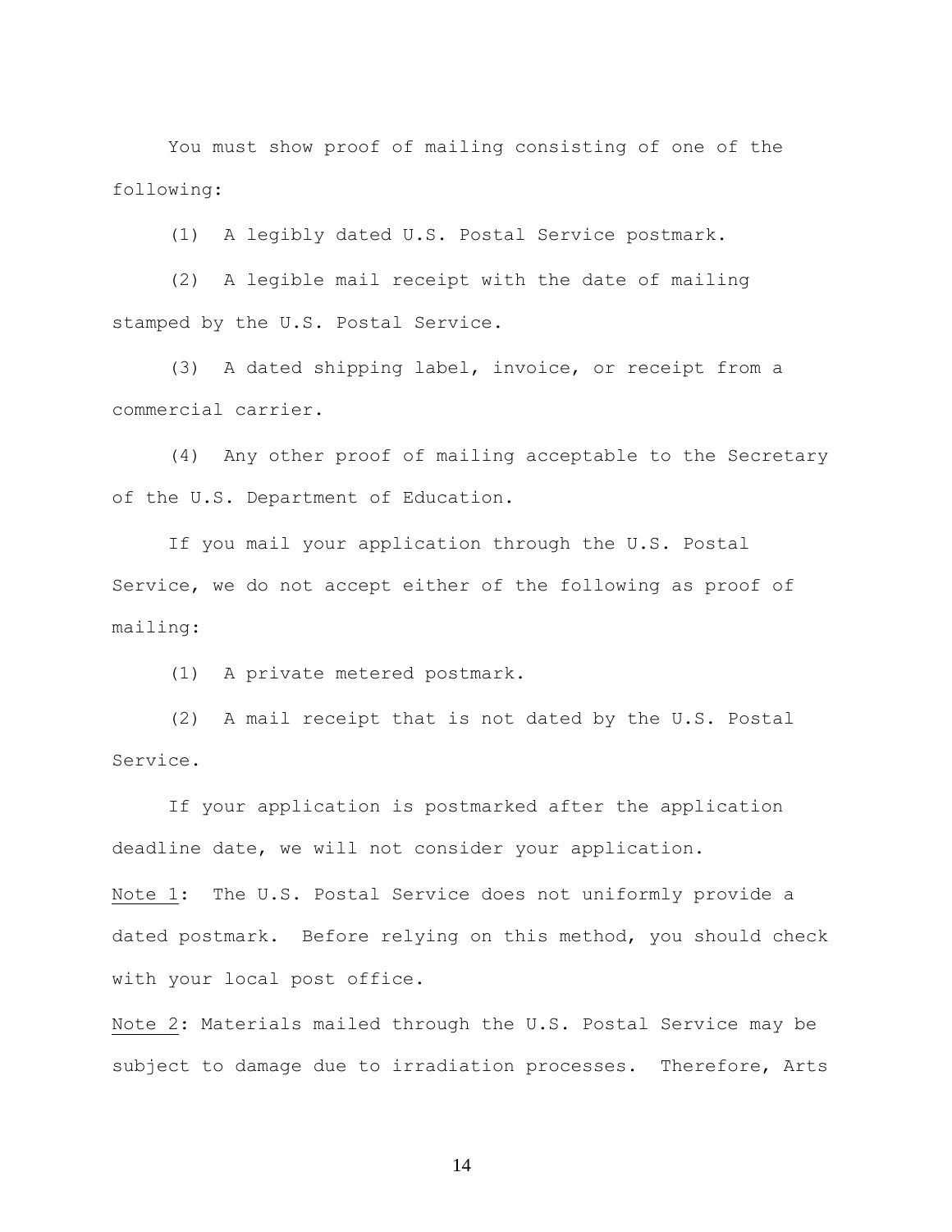You must show proof of mailing consisting of one of the following:

(1) A legibly dated U.S. Postal Service postmark.

(2) A legible mail receipt with the date of mailing stamped by the U.S. Postal Service.

(3) A dated shipping label, invoice, or receipt from a commercial carrier.

(4) Any other proof of mailing acceptable to the Secretary of the U.S. Department of Education.

If you mail your application through the U.S. Postal Service, we do not accept either of the following as proof of mailing:

(1) A private metered postmark.

(2) A mail receipt that is not dated by the U.S. Postal Service.

If your application is postmarked after the application deadline date, we will not consider your application.

Note 1: The U.S. Postal Service does not uniformly provide a dated postmark. Before relying on this method, you should check with your local post office.

Note 2: Materials mailed through the U.S. Postal Service may be subject to damage due to irradiation processes. Therefore, Arts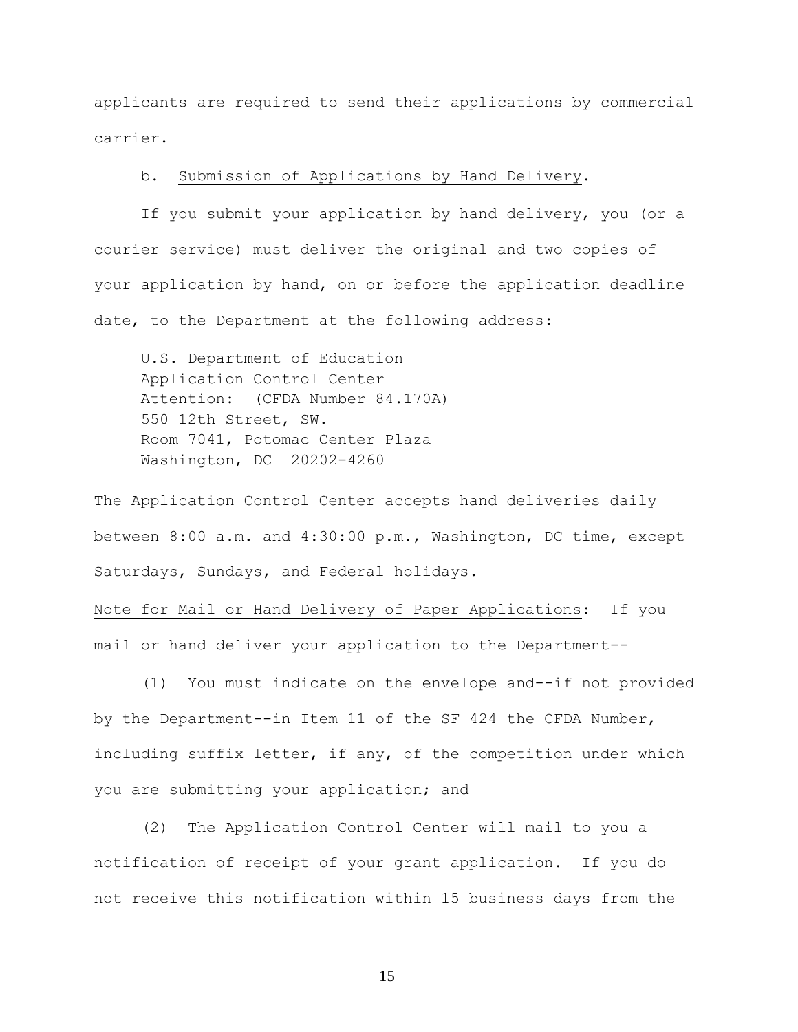applicants are required to send their applications by commercial carrier.

b. Submission of Applications by Hand Delivery.

If you submit your application by hand delivery, you (or a courier service) must deliver the original and two copies of your application by hand, on or before the application deadline date, to the Department at the following address:

U.S. Department of Education
Application Control Center
Attention: (CFDA Number 84.170A)
550 12th Street, SW.
Room 7041, Potomac Center Plaza
Washington, DC 20202-4260

The Application Control Center accepts hand deliveries daily between 8:00 a.m. and 4:30:00 p.m., Washington, DC time, except Saturdays, Sundays, and Federal holidays.

Note for Mail or Hand Delivery of Paper Applications: If you mail or hand deliver your application to the Department--

(1) You must indicate on the envelope and--if not provided by the Department--in Item 11 of the SF 424 the CFDA Number, including suffix letter, if any, of the competition under which you are submitting your application; and

(2) The Application Control Center will mail to you a notification of receipt of your grant application. If you do not receive this notification within 15 business days from the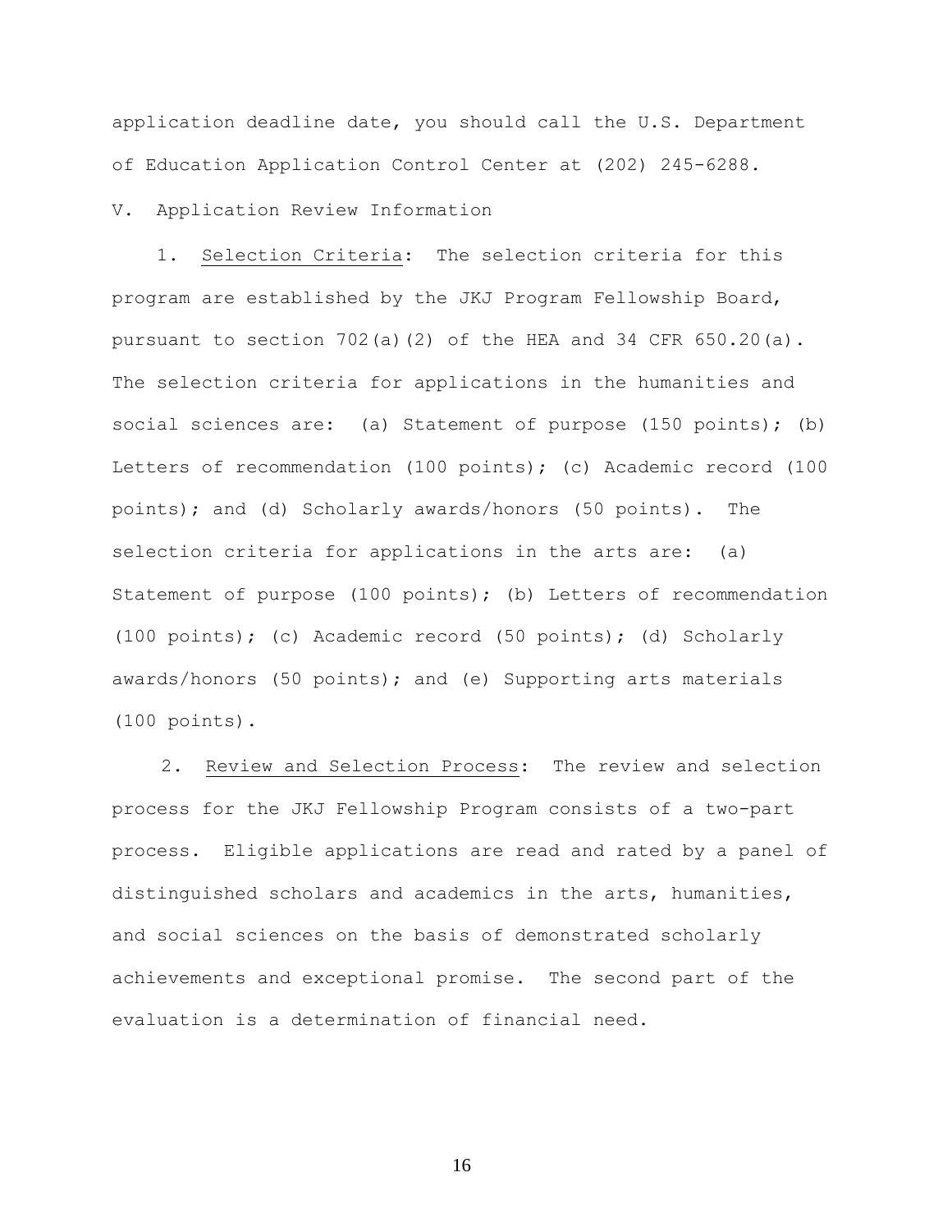application deadline date, you should call the U.S. Department of Education Application Control Center at (202) 245-6288.

V. Application Review Information

1. Selection Criteria: The selection criteria for this program are established by the JKJ Program Fellowship Board, pursuant to section 702(a)(2) of the HEA and 34 CFR 650.20(a). The selection criteria for applications in the humanities and social sciences are: (a) Statement of purpose (150 points); (b) Letters of recommendation (100 points); (c) Academic record (100 points); and (d) Scholarly awards/honors (50 points). The selection criteria for applications in the arts are: (a) Statement of purpose (100 points); (b) Letters of recommendation (100 points); (c) Academic record (50 points); (d) Scholarly awards/honors (50 points); and (e) Supporting arts materials (100 points).

2. Review and Selection Process: The review and selection process for the JKJ Fellowship Program consists of a two-part process. Eligible applications are read and rated by a panel of distinguished scholars and academics in the arts, humanities, and social sciences on the basis of demonstrated scholarly achievements and exceptional promise. The second part of the evaluation is a determination of financial need.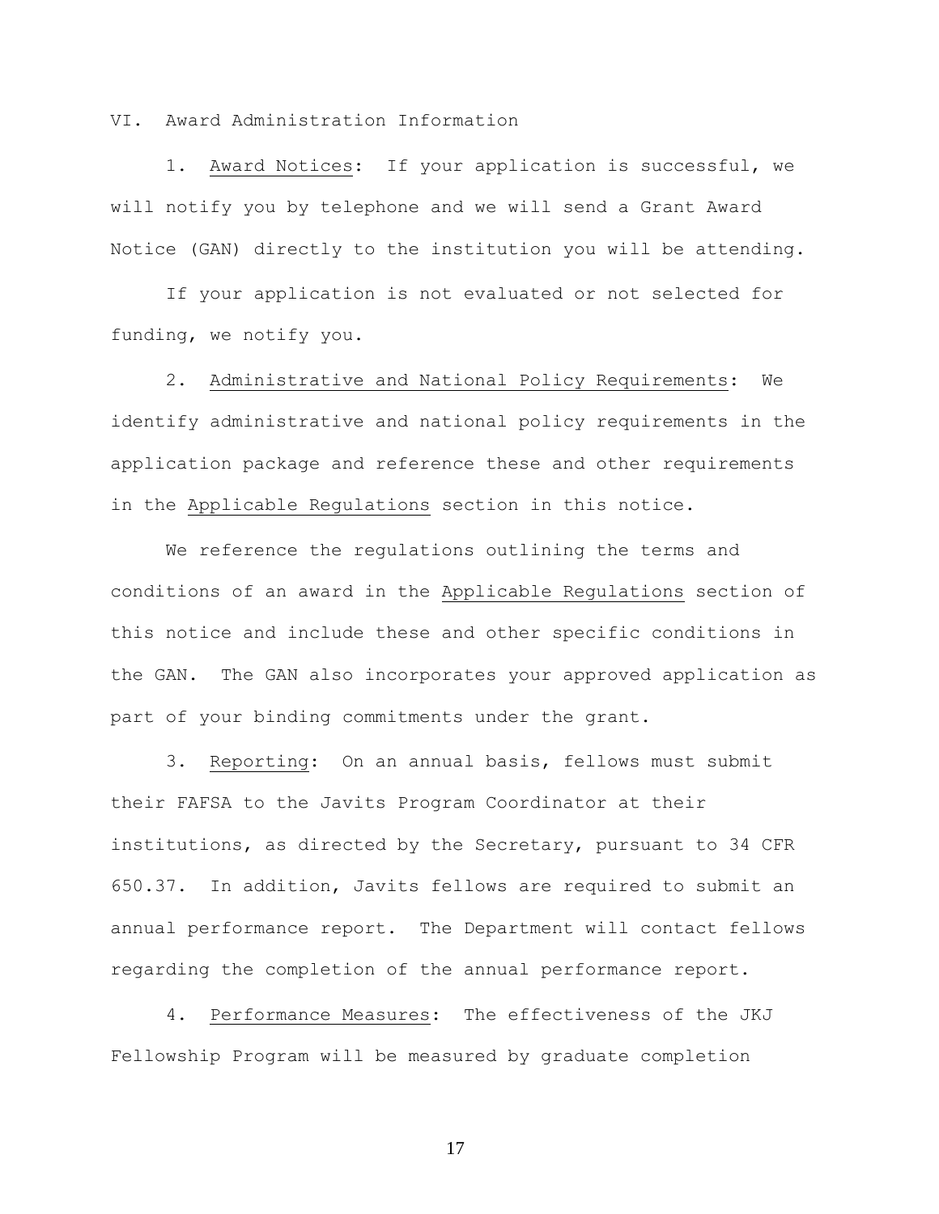## VI. Award Administration Information

1. Award Notices: If your application is successful, we will notify you by telephone and we will send a Grant Award Notice (GAN) directly to the institution you will be attending.

If your application is not evaluated or not selected for funding, we notify you.

2. Administrative and National Policy Requirements: We identify administrative and national policy requirements in the application package and reference these and other requirements in the Applicable Regulations section in this notice.

We reference the regulations outlining the terms and conditions of an award in the Applicable Regulations section of this notice and include these and other specific conditions in the GAN. The GAN also incorporates your approved application as part of your binding commitments under the grant.

3. Reporting: On an annual basis, fellows must submit their FAFSA to the Javits Program Coordinator at their institutions, as directed by the Secretary, pursuant to 34 CFR 650.37. In addition, Javits fellows are required to submit an annual performance report. The Department will contact fellows regarding the completion of the annual performance report.

4. Performance Measures: The effectiveness of the JKJ Fellowship Program will be measured by graduate completion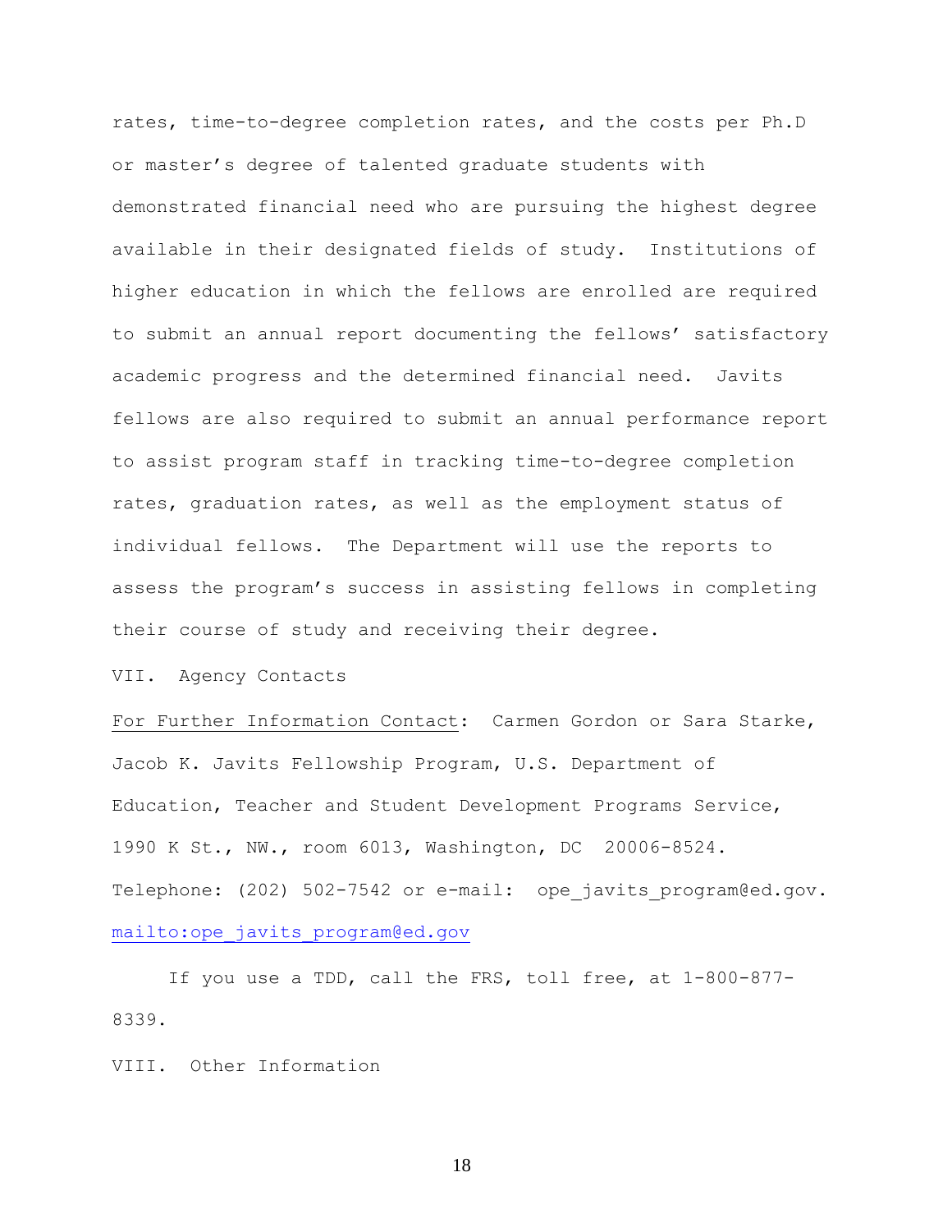rates, time-to-degree completion rates, and the costs per Ph.D or master's degree of talented graduate students with demonstrated financial need who are pursuing the highest degree available in their designated fields of study. Institutions of higher education in which the fellows are enrolled are required to submit an annual report documenting the fellows' satisfactory academic progress and the determined financial need. Javits fellows are also required to submit an annual performance report to assist program staff in tracking time-to-degree completion rates, graduation rates, as well as the employment status of individual fellows. The Department will use the reports to assess the program's success in assisting fellows in completing their course of study and receiving their degree.

VII. Agency Contacts

For Further Information Contact: Carmen Gordon or Sara Starke, Jacob K. Javits Fellowship Program, U.S. Department of Education, Teacher and Student Development Programs Service, 1990 K St., NW., room 6013, Washington, DC 20006-8524. Telephone: (202) 502-7542 or e-mail: ope_javits_program@ed.gov. mailto:ope_javits_program@ed.gov

If you use a TDD, call the FRS, toll free, at 1-800-877-8339.

VIII. Other Information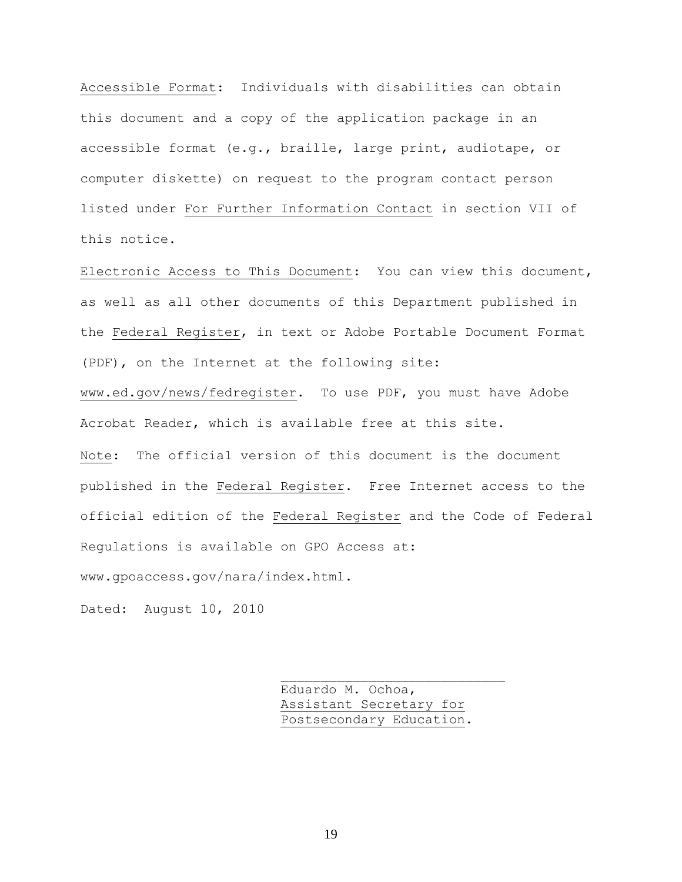Accessible Format: Individuals with disabilities can obtain this document and a copy of the application package in an accessible format (e.g., braille, large print, audiotape, or computer diskette) on request to the program contact person listed under For Further Information Contact in section VII of this notice.

Electronic Access to This Document: You can view this document, as well as all other documents of this Department published in the Federal Register, in text or Adobe Portable Document Format (PDF), on the Internet at the following site: www.ed.gov/news/fedregister. To use PDF, you must have Adobe Acrobat Reader, which is available free at this site.

Note: The official version of this document is the document published in the Federal Register. Free Internet access to the official edition of the Federal Register and the Code of Federal Regulations is available on GPO Access at: www.gpoaccess.gov/nara/index.html.

Dated: August 10, 2010

\_\_\_\_\_\_\_\_\_\_\_\_\_\_\_\_\_\_\_\_\_\_\_\_\_\_\_\_

Eduardo M. Ochoa,
Assistant Secretary for
Postsecondary Education.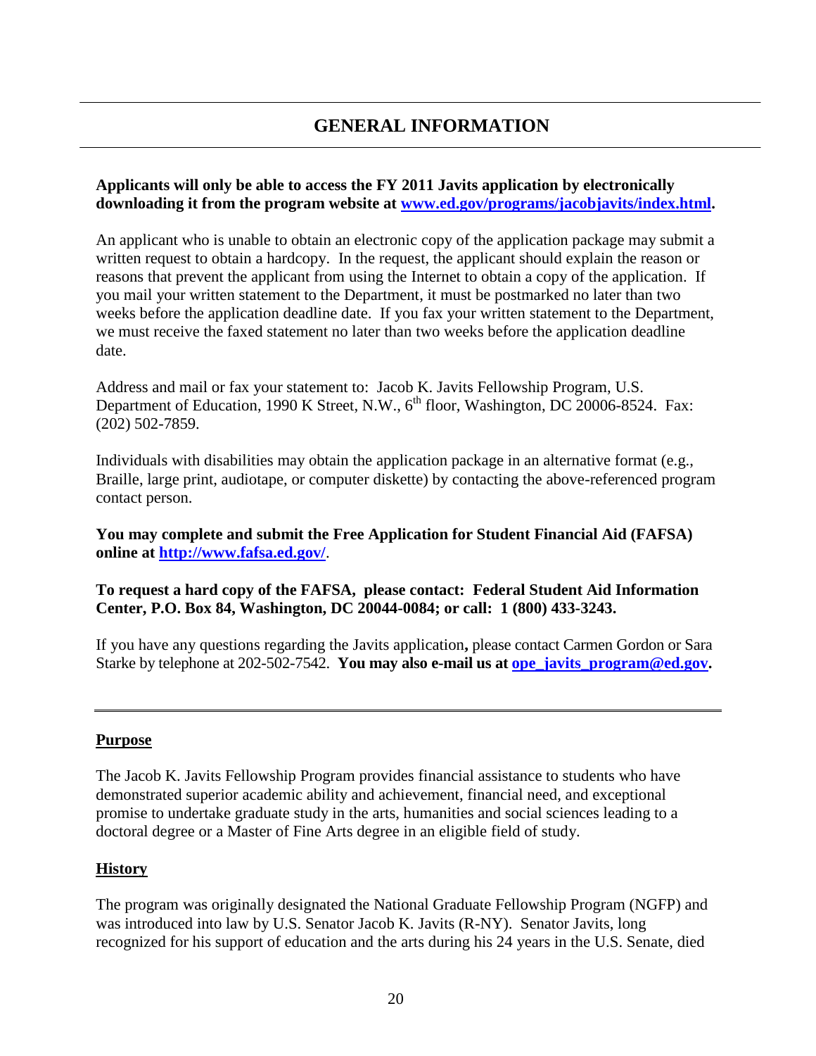## GENERAL INFORMATION

---

**Applicants will only be able to access the FY 2011 Javits application by electronically downloading it from the program website at [www.ed.gov/programs/jacobjavits/index.html](www.ed.gov/programs/jacobjavits/index.html).**

An applicant who is unable to obtain an electronic copy of the application package may submit a written request to obtain a hardcopy. In the request, the applicant should explain the reason or reasons that prevent the applicant from using the Internet to obtain a copy of the application. If you mail your written statement to the Department, it must be postmarked no later than two weeks before the application deadline date. If you fax your written statement to the Department, we must receive the faxed statement no later than two weeks before the application deadline date.

Address and mail or fax your statement to: Jacob K. Javits Fellowship Program, U.S. Department of Education, 1990 K Street, N.W., 6th floor, Washington, DC 20006-8524. Fax: (202) 502-7859.

Individuals with disabilities may obtain the application package in an alternative format (e.g., Braille, large print, audiotape, or computer diskette) by contacting the above-referenced program contact person.

**You may complete and submit the Free Application for Student Financial Aid (FAFSA) online at [http://www.fafsa.ed.gov/](http://www.fafsa.ed.gov/).**

**To request a hard copy of the FAFSA, please contact: Federal Student Aid Information Center, P.O. Box 84, Washington, DC 20044-0084; or call: 1 (800) 433-3243.**

If you have any questions regarding the Javits application**,** please contact Carmen Gordon or Sara Starke by telephone at 202-502-7542. **You may also e-mail us at [ope_javits_program@ed.gov](mailto:ope_javits_program@ed.gov).**

---

### Purpose

The Jacob K. Javits Fellowship Program provides financial assistance to students who have demonstrated superior academic ability and achievement, financial need, and exceptional promise to undertake graduate study in the arts, humanities and social sciences leading to a doctoral degree or a Master of Fine Arts degree in an eligible field of study.

### History

The program was originally designated the National Graduate Fellowship Program (NGFP) and was introduced into law by U.S. Senator Jacob K. Javits (R-NY). Senator Javits, long recognized for his support of education and the arts during his 24 years in the U.S. Senate, died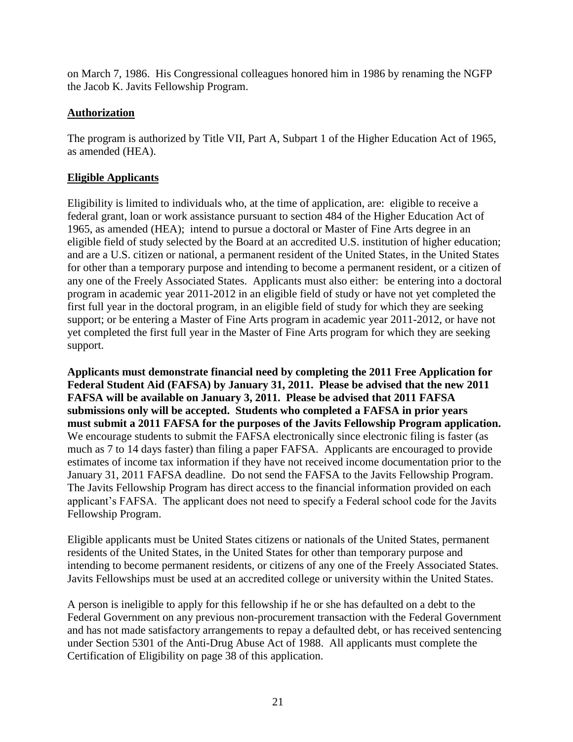on March 7, 1986. His Congressional colleagues honored him in 1986 by renaming the NGFP the Jacob K. Javits Fellowship Program.

## Authorization

The program is authorized by Title VII, Part A, Subpart 1 of the Higher Education Act of 1965, as amended (HEA).

## Eligible Applicants

Eligibility is limited to individuals who, at the time of application, are: eligible to receive a federal grant, loan or work assistance pursuant to section 484 of the Higher Education Act of 1965, as amended (HEA); intend to pursue a doctoral or Master of Fine Arts degree in an eligible field of study selected by the Board at an accredited U.S. institution of higher education; and are a U.S. citizen or national, a permanent resident of the United States, in the United States for other than a temporary purpose and intending to become a permanent resident, or a citizen of any one of the Freely Associated States. Applicants must also either: be entering into a doctoral program in academic year 2011-2012 in an eligible field of study or have not yet completed the first full year in the doctoral program, in an eligible field of study for which they are seeking support; or be entering a Master of Fine Arts program in academic year 2011-2012, or have not yet completed the first full year in the Master of Fine Arts program for which they are seeking support.

**Applicants must demonstrate financial need by completing the 2011 Free Application for Federal Student Aid (FAFSA) by January 31, 2011. Please be advised that the new 2011 FAFSA will be available on January 3, 2011. Please be advised that 2011 FAFSA submissions only will be accepted. Students who completed a FAFSA in prior years must submit a 2011 FAFSA for the purposes of the Javits Fellowship Program application.** We encourage students to submit the FAFSA electronically since electronic filing is faster (as much as 7 to 14 days faster) than filing a paper FAFSA. Applicants are encouraged to provide estimates of income tax information if they have not received income documentation prior to the January 31, 2011 FAFSA deadline. Do not send the FAFSA to the Javits Fellowship Program. The Javits Fellowship Program has direct access to the financial information provided on each applicant's FAFSA. The applicant does not need to specify a Federal school code for the Javits Fellowship Program.

Eligible applicants must be United States citizens or nationals of the United States, permanent residents of the United States, in the United States for other than temporary purpose and intending to become permanent residents, or citizens of any one of the Freely Associated States. Javits Fellowships must be used at an accredited college or university within the United States.

A person is ineligible to apply for this fellowship if he or she has defaulted on a debt to the Federal Government on any previous non-procurement transaction with the Federal Government and has not made satisfactory arrangements to repay a defaulted debt, or has received sentencing under Section 5301 of the Anti-Drug Abuse Act of 1988. All applicants must complete the Certification of Eligibility on page 38 of this application.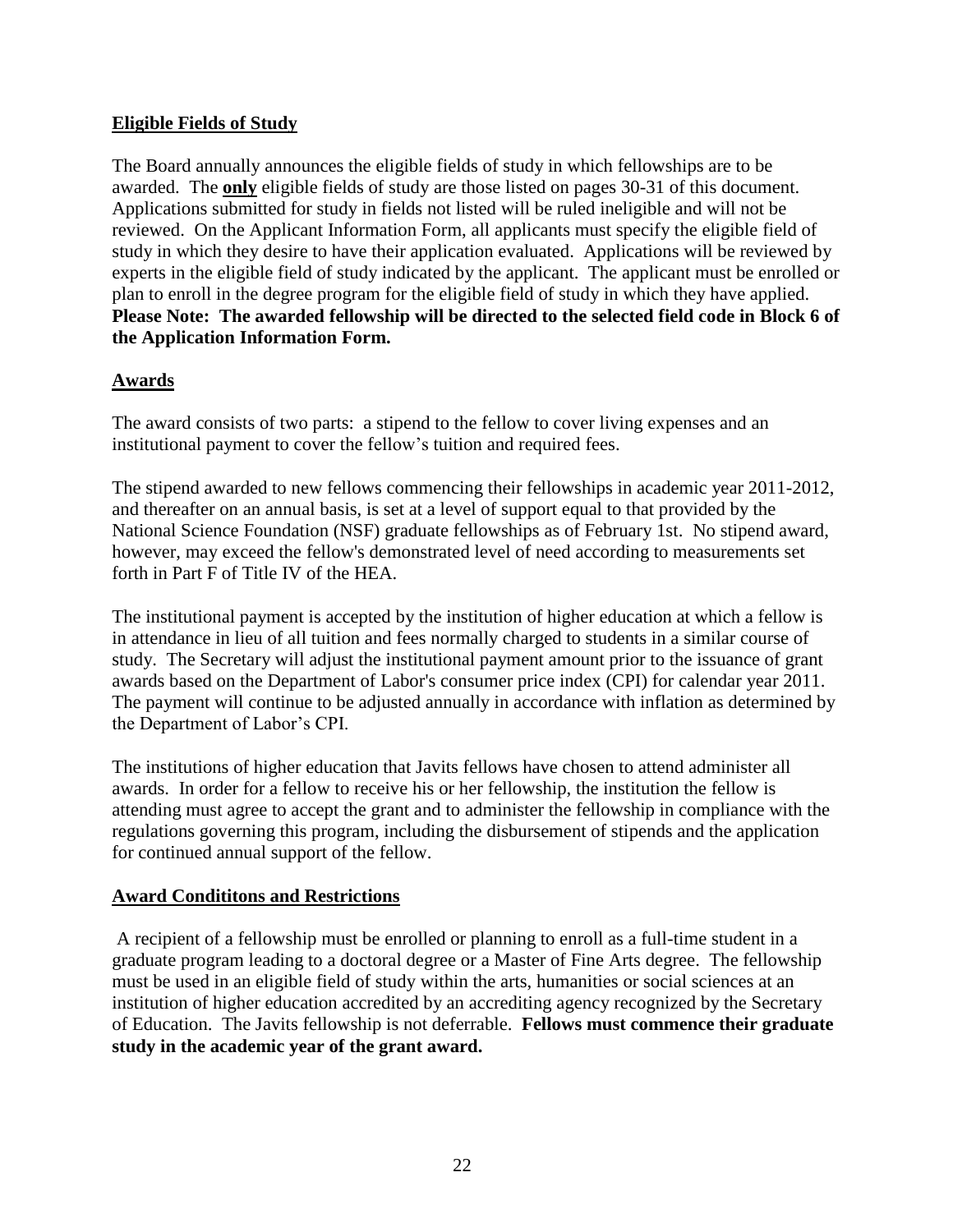## Eligible Fields of Study

The Board annually announces the eligible fields of study in which fellowships are to be awarded. The **only** eligible fields of study are those listed on pages 30-31 of this document. Applications submitted for study in fields not listed will be ruled ineligible and will not be reviewed. On the Applicant Information Form, all applicants must specify the eligible field of study in which they desire to have their application evaluated. Applications will be reviewed by experts in the eligible field of study indicated by the applicant. The applicant must be enrolled or plan to enroll in the degree program for the eligible field of study in which they have applied. **Please Note: The awarded fellowship will be directed to the selected field code in Block 6 of the Application Information Form.**

## Awards

The award consists of two parts: a stipend to the fellow to cover living expenses and an institutional payment to cover the fellow's tuition and required fees.

The stipend awarded to new fellows commencing their fellowships in academic year 2011-2012, and thereafter on an annual basis, is set at a level of support equal to that provided by the National Science Foundation (NSF) graduate fellowships as of February 1st. No stipend award, however, may exceed the fellow's demonstrated level of need according to measurements set forth in Part F of Title IV of the HEA.

The institutional payment is accepted by the institution of higher education at which a fellow is in attendance in lieu of all tuition and fees normally charged to students in a similar course of study. The Secretary will adjust the institutional payment amount prior to the issuance of grant awards based on the Department of Labor's consumer price index (CPI) for calendar year 2011. The payment will continue to be adjusted annually in accordance with inflation as determined by the Department of Labor's CPI.

The institutions of higher education that Javits fellows have chosen to attend administer all awards. In order for a fellow to receive his or her fellowship, the institution the fellow is attending must agree to accept the grant and to administer the fellowship in compliance with the regulations governing this program, including the disbursement of stipends and the application for continued annual support of the fellow.

## Award Condititons and Restrictions

A recipient of a fellowship must be enrolled or planning to enroll as a full-time student in a graduate program leading to a doctoral degree or a Master of Fine Arts degree. The fellowship must be used in an eligible field of study within the arts, humanities or social sciences at an institution of higher education accredited by an accrediting agency recognized by the Secretary of Education. The Javits fellowship is not deferrable. **Fellows must commence their graduate study in the academic year of the grant award.**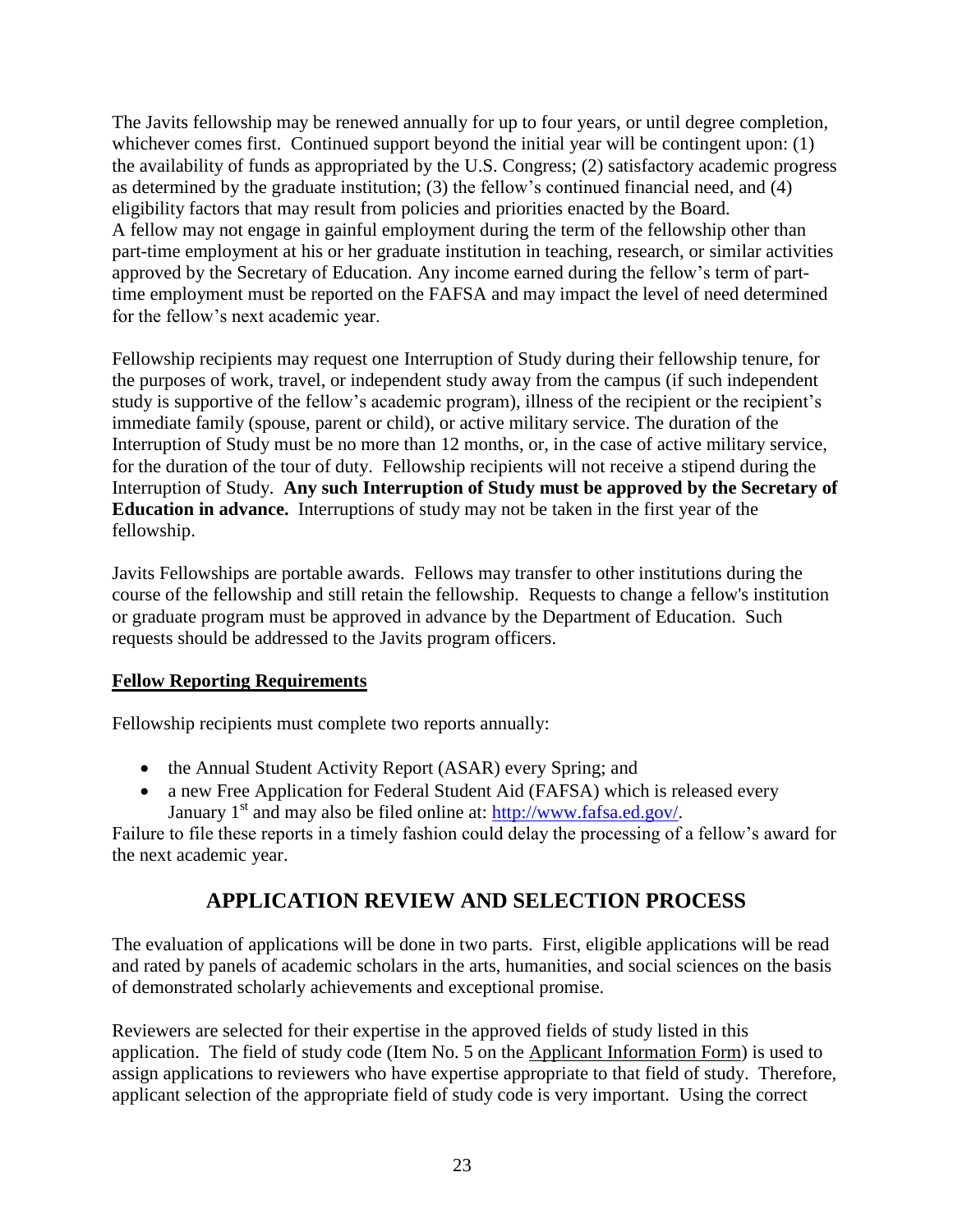The Javits fellowship may be renewed annually for up to four years, or until degree completion, whichever comes first. Continued support beyond the initial year will be contingent upon: (1) the availability of funds as appropriated by the U.S. Congress; (2) satisfactory academic progress as determined by the graduate institution; (3) the fellow's continued financial need, and (4) eligibility factors that may result from policies and priorities enacted by the Board.
A fellow may not engage in gainful employment during the term of the fellowship other than part-time employment at his or her graduate institution in teaching, research, or similar activities approved by the Secretary of Education. Any income earned during the fellow's term of part-time employment must be reported on the FAFSA and may impact the level of need determined for the fellow's next academic year.

Fellowship recipients may request one Interruption of Study during their fellowship tenure, for the purposes of work, travel, or independent study away from the campus (if such independent study is supportive of the fellow's academic program), illness of the recipient or the recipient's immediate family (spouse, parent or child), or active military service. The duration of the Interruption of Study must be no more than 12 months, or, in the case of active military service, for the duration of the tour of duty. Fellowship recipients will not receive a stipend during the Interruption of Study. **Any such Interruption of Study must be approved by the Secretary of Education in advance.** Interruptions of study may not be taken in the first year of the fellowship.

Javits Fellowships are portable awards. Fellows may transfer to other institutions during the course of the fellowship and still retain the fellowship. Requests to change a fellow's institution or graduate program must be approved in advance by the Department of Education. Such requests should be addressed to the Javits program officers.

**Fellow Reporting Requirements**

Fellowship recipients must complete two reports annually:

- the Annual Student Activity Report (ASAR) every Spring; and
- a new Free Application for Federal Student Aid (FAFSA) which is released every January 1st and may also be filed online at: http://www.fafsa.ed.gov/.

Failure to file these reports in a timely fashion could delay the processing of a fellow's award for the next academic year.

## APPLICATION REVIEW AND SELECTION PROCESS

The evaluation of applications will be done in two parts. First, eligible applications will be read and rated by panels of academic scholars in the arts, humanities, and social sciences on the basis of demonstrated scholarly achievements and exceptional promise.

Reviewers are selected for their expertise in the approved fields of study listed in this application. The field of study code (Item No. 5 on the Applicant Information Form) is used to assign applications to reviewers who have expertise appropriate to that field of study. Therefore, applicant selection of the appropriate field of study code is very important. Using the correct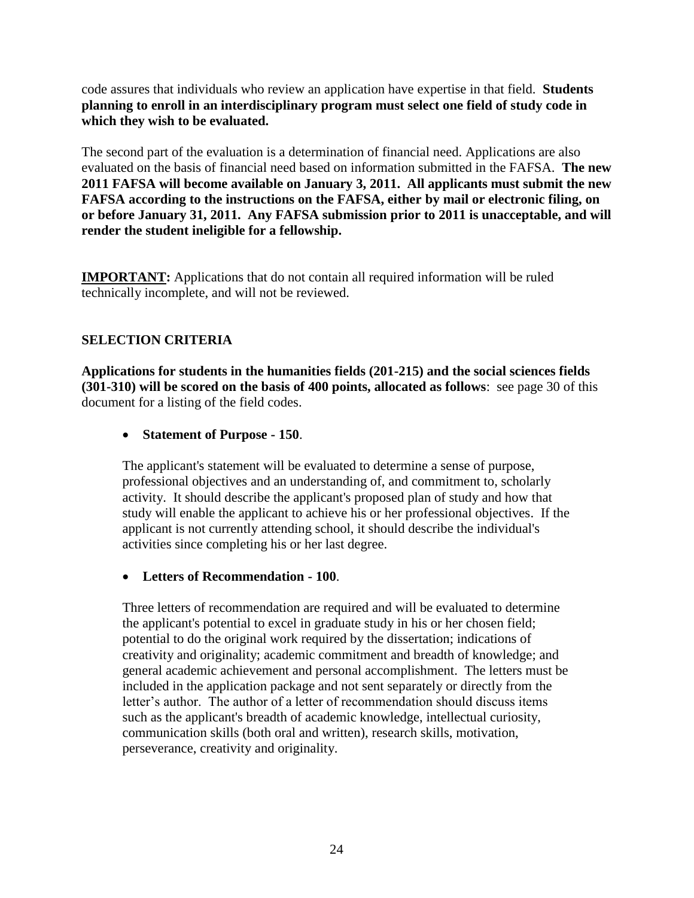code assures that individuals who review an application have expertise in that field. **Students planning to enroll in an interdisciplinary program must select one field of study code in which they wish to be evaluated.**

The second part of the evaluation is a determination of financial need. Applications are also evaluated on the basis of financial need based on information submitted in the FAFSA. **The new 2011 FAFSA will become available on January 3, 2011. All applicants must submit the new FAFSA according to the instructions on the FAFSA, either by mail or electronic filing, on or before January 31, 2011. Any FAFSA submission prior to 2011 is unacceptable, and will render the student ineligible for a fellowship.**

**IMPORTANT:** Applications that do not contain all required information will be ruled technically incomplete, and will not be reviewed.

## SELECTION CRITERIA

**Applications for students in the humanities fields (201-215) and the social sciences fields (301-310) will be scored on the basis of 400 points, allocated as follows**: see page 30 of this document for a listing of the field codes.

- **Statement of Purpose - 150**.

  The applicant's statement will be evaluated to determine a sense of purpose, professional objectives and an understanding of, and commitment to, scholarly activity. It should describe the applicant's proposed plan of study and how that study will enable the applicant to achieve his or her professional objectives. If the applicant is not currently attending school, it should describe the individual's activities since completing his or her last degree.

- **Letters of Recommendation - 100**.

  Three letters of recommendation are required and will be evaluated to determine the applicant's potential to excel in graduate study in his or her chosen field; potential to do the original work required by the dissertation; indications of creativity and originality; academic commitment and breadth of knowledge; and general academic achievement and personal accomplishment. The letters must be included in the application package and not sent separately or directly from the letter's author. The author of a letter of recommendation should discuss items such as the applicant's breadth of academic knowledge, intellectual curiosity, communication skills (both oral and written), research skills, motivation, perseverance, creativity and originality.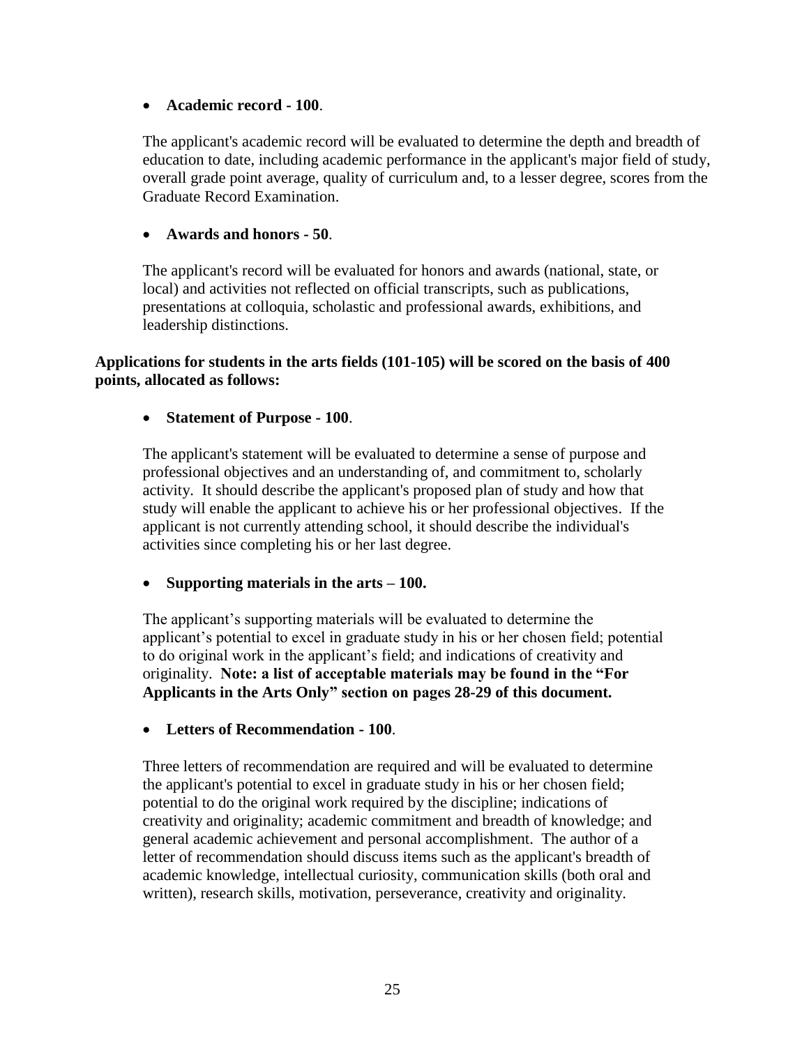- **Academic record - 100**.

  The applicant's academic record will be evaluated to determine the depth and breadth of education to date, including academic performance in the applicant's major field of study, overall grade point average, quality of curriculum and, to a lesser degree, scores from the Graduate Record Examination.

- **Awards and honors - 50**.

  The applicant's record will be evaluated for honors and awards (national, state, or local) and activities not reflected on official transcripts, such as publications, presentations at colloquia, scholastic and professional awards, exhibitions, and leadership distinctions.

**Applications for students in the arts fields (101-105) will be scored on the basis of 400 points, allocated as follows:**

- **Statement of Purpose - 100**.

  The applicant's statement will be evaluated to determine a sense of purpose and professional objectives and an understanding of, and commitment to, scholarly activity. It should describe the applicant's proposed plan of study and how that study will enable the applicant to achieve his or her professional objectives. If the applicant is not currently attending school, it should describe the individual's activities since completing his or her last degree.

- **Supporting materials in the arts – 100.**

  The applicant's supporting materials will be evaluated to determine the applicant's potential to excel in graduate study in his or her chosen field; potential to do original work in the applicant's field; and indications of creativity and originality. **Note: a list of acceptable materials may be found in the "For Applicants in the Arts Only" section on pages 28-29 of this document.**

- **Letters of Recommendation - 100**.

  Three letters of recommendation are required and will be evaluated to determine the applicant's potential to excel in graduate study in his or her chosen field; potential to do the original work required by the discipline; indications of creativity and originality; academic commitment and breadth of knowledge; and general academic achievement and personal accomplishment. The author of a letter of recommendation should discuss items such as the applicant's breadth of academic knowledge, intellectual curiosity, communication skills (both oral and written), research skills, motivation, perseverance, creativity and originality.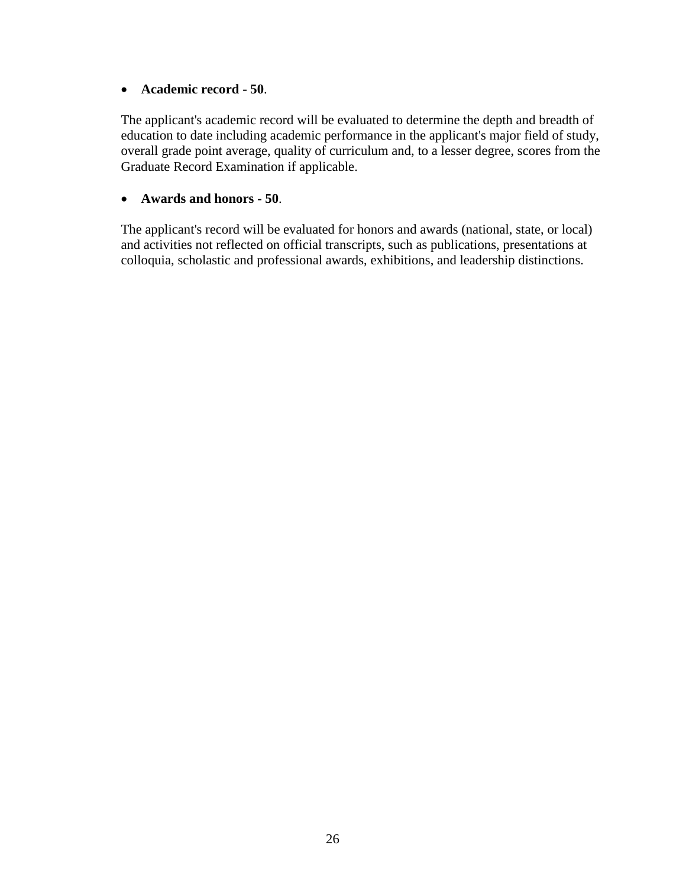- **Academic record - 50**.

The applicant's academic record will be evaluated to determine the depth and breadth of education to date including academic performance in the applicant's major field of study, overall grade point average, quality of curriculum and, to a lesser degree, scores from the Graduate Record Examination if applicable.

- **Awards and honors - 50**.

The applicant's record will be evaluated for honors and awards (national, state, or local) and activities not reflected on official transcripts, such as publications, presentations at colloquia, scholastic and professional awards, exhibitions, and leadership distinctions.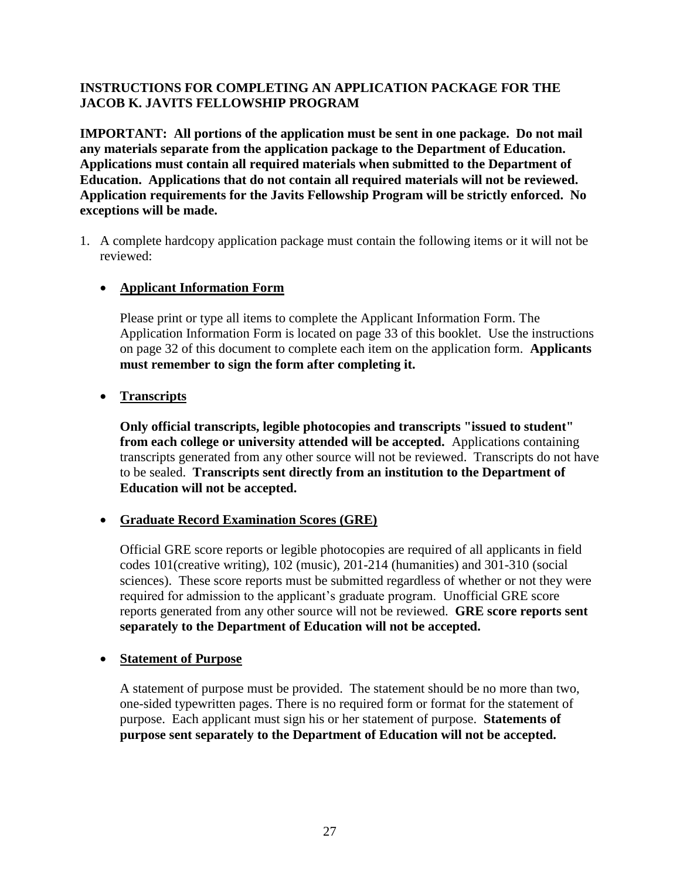**INSTRUCTIONS FOR COMPLETING AN APPLICATION PACKAGE FOR THE JACOB K. JAVITS FELLOWSHIP PROGRAM**

**IMPORTANT: All portions of the application must be sent in one package. Do not mail any materials separate from the application package to the Department of Education. Applications must contain all required materials when submitted to the Department of Education. Applications that do not contain all required materials will not be reviewed. Application requirements for the Javits Fellowship Program will be strictly enforced. No exceptions will be made.**

1. A complete hardcopy application package must contain the following items or it will not be reviewed:

   - **Applicant Information Form**

     Please print or type all items to complete the Applicant Information Form. The Application Information Form is located on page 33 of this booklet. Use the instructions on page 32 of this document to complete each item on the application form. **Applicants must remember to sign the form after completing it.**

   - **Transcripts**

     **Only official transcripts, legible photocopies and transcripts "issued to student" from each college or university attended will be accepted.** Applications containing transcripts generated from any other source will not be reviewed. Transcripts do not have to be sealed. **Transcripts sent directly from an institution to the Department of Education will not be accepted.**

   - **Graduate Record Examination Scores (GRE)**

     Official GRE score reports or legible photocopies are required of all applicants in field codes 101(creative writing), 102 (music), 201-214 (humanities) and 301-310 (social sciences). These score reports must be submitted regardless of whether or not they were required for admission to the applicant's graduate program. Unofficial GRE score reports generated from any other source will not be reviewed. **GRE score reports sent separately to the Department of Education will not be accepted.**

   - **Statement of Purpose**

     A statement of purpose must be provided. The statement should be no more than two, one-sided typewritten pages. There is no required form or format for the statement of purpose. Each applicant must sign his or her statement of purpose. **Statements of purpose sent separately to the Department of Education will not be accepted.**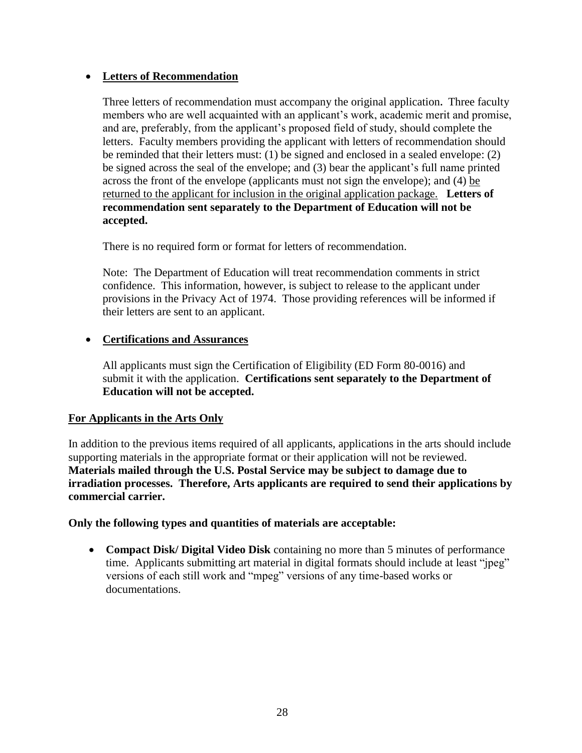- **<u>Letters of Recommendation</u>**

  Three letters of recommendation must accompany the original application**.** Three faculty members who are well acquainted with an applicant's work, academic merit and promise, and are, preferably, from the applicant's proposed field of study, should complete the letters. Faculty members providing the applicant with letters of recommendation should be reminded that their letters must: (1) be signed and enclosed in a sealed envelope: (2) be signed across the seal of the envelope; and (3) bear the applicant's full name printed across the front of the envelope (applicants must not sign the envelope); and (4) <u>be returned to the applicant for inclusion in the original application package.</u> **Letters of recommendation sent separately to the Department of Education will not be accepted.**

  There is no required form or format for letters of recommendation.

  Note: The Department of Education will treat recommendation comments in strict confidence. This information, however, is subject to release to the applicant under provisions in the Privacy Act of 1974. Those providing references will be informed if their letters are sent to an applicant.

- **<u>Certifications and Assurances</u>**

  All applicants must sign the Certification of Eligibility (ED Form 80-0016) and submit it with the application. **Certifications sent separately to the Department of Education will not be accepted.**

**<u>For Applicants in the Arts Only</u>**

In addition to the previous items required of all applicants, applications in the arts should include supporting materials in the appropriate format or their application will not be reviewed. **Materials mailed through the U.S. Postal Service may be subject to damage due to irradiation processes. Therefore, Arts applicants are required to send their applications by commercial carrier.**

**Only the following types and quantities of materials are acceptable:**

- **Compact Disk/ Digital Video Disk** containing no more than 5 minutes of performance time. Applicants submitting art material in digital formats should include at least "jpeg" versions of each still work and "mpeg" versions of any time-based works or documentations.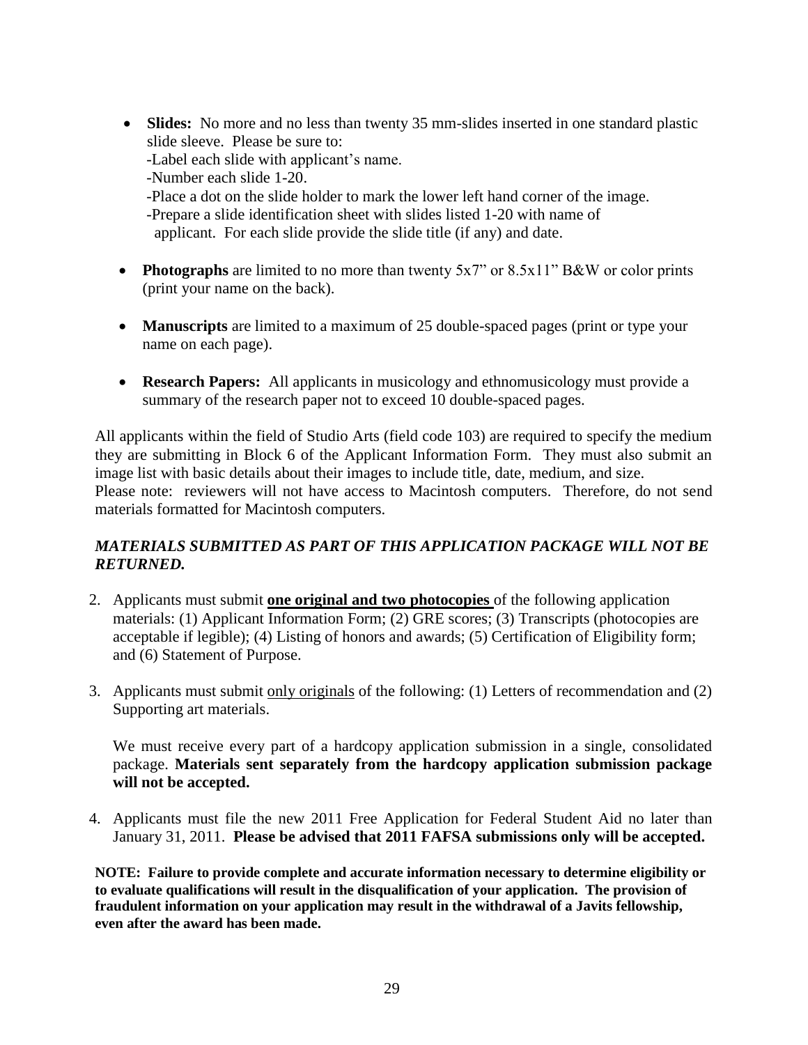- **Slides:** No more and no less than twenty 35 mm-slides inserted in one standard plastic slide sleeve. Please be sure to:
  - -Label each slide with applicant's name.
  - -Number each slide 1-20.
  - -Place a dot on the slide holder to mark the lower left hand corner of the image.
  - -Prepare a slide identification sheet with slides listed 1-20 with name of applicant. For each slide provide the slide title (if any) and date.
- **Photographs** are limited to no more than twenty 5x7" or 8.5x11" B&W or color prints (print your name on the back).
- **Manuscripts** are limited to a maximum of 25 double-spaced pages (print or type your name on each page).
- **Research Papers:** All applicants in musicology and ethnomusicology must provide a summary of the research paper not to exceed 10 double-spaced pages.

All applicants within the field of Studio Arts (field code 103) are required to specify the medium they are submitting in Block 6 of the Applicant Information Form. They must also submit an image list with basic details about their images to include title, date, medium, and size.
Please note: reviewers will not have access to Macintosh computers. Therefore, do not send materials formatted for Macintosh computers.

***MATERIALS SUBMITTED AS PART OF THIS APPLICATION PACKAGE WILL NOT BE RETURNED.***

2. Applicants must submit **<u>one original and two photocopies</u>** of the following application materials: (1) Applicant Information Form; (2) GRE scores; (3) Transcripts (photocopies are acceptable if legible); (4) Listing of honors and awards; (5) Certification of Eligibility form; and (6) Statement of Purpose.

3. Applicants must submit <u>only originals</u> of the following: (1) Letters of recommendation and (2) Supporting art materials.

   We must receive every part of a hardcopy application submission in a single, consolidated package. **Materials sent separately from the hardcopy application submission package will not be accepted.**

4. Applicants must file the new 2011 Free Application for Federal Student Aid no later than January 31, 2011. **Please be advised that 2011 FAFSA submissions only will be accepted.**

**NOTE: Failure to provide complete and accurate information necessary to determine eligibility or to evaluate qualifications will result in the disqualification of your application. The provision of fraudulent information on your application may result in the withdrawal of a Javits fellowship, even after the award has been made.**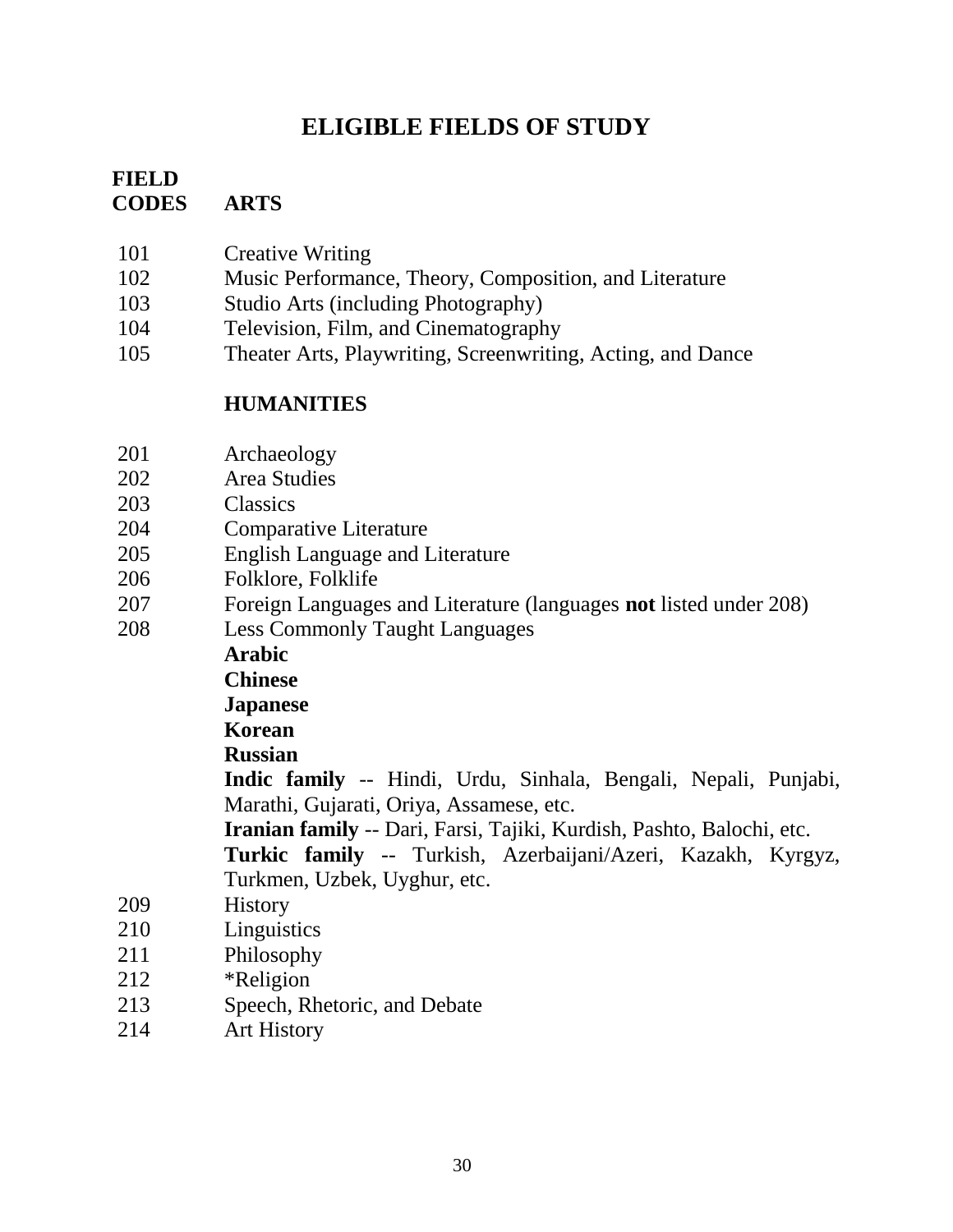# ELIGIBLE FIELDS OF STUDY

| FIELD CODES | ARTS |
|---|---|
| 101 | Creative Writing |
| 102 | Music Performance, Theory, Composition, and Literature |
| 103 | Studio Arts (including Photography) |
| 104 | Television, Film, and Cinematography |
| 105 | Theater Arts, Playwriting, Screenwriting, Acting, and Dance |
| | **HUMANITIES** |
| 201 | Archaeology |
| 202 | Area Studies |
| 203 | Classics |
| 204 | Comparative Literature |
| 205 | English Language and Literature |
| 206 | Folklore, Folklife |
| 207 | Foreign Languages and Literature (languages **not** listed under 208) |
| 208 | Less Commonly Taught Languages<br>**Arabic**<br>**Chinese**<br>**Japanese**<br>**Korean**<br>**Russian**<br>**Indic family** -- Hindi, Urdu, Sinhala, Bengali, Nepali, Punjabi, Marathi, Gujarati, Oriya, Assamese, etc.<br>**Iranian family** -- Dari, Farsi, Tajiki, Kurdish, Pashto, Balochi, etc.<br>**Turkic family** -- Turkish, Azerbaijani/Azeri, Kazakh, Kyrgyz, Turkmen, Uzbek, Uyghur, etc. |
| 209 | History |
| 210 | Linguistics |
| 211 | Philosophy |
| 212 | *Religion |
| 213 | Speech, Rhetoric, and Debate |
| 214 | Art History |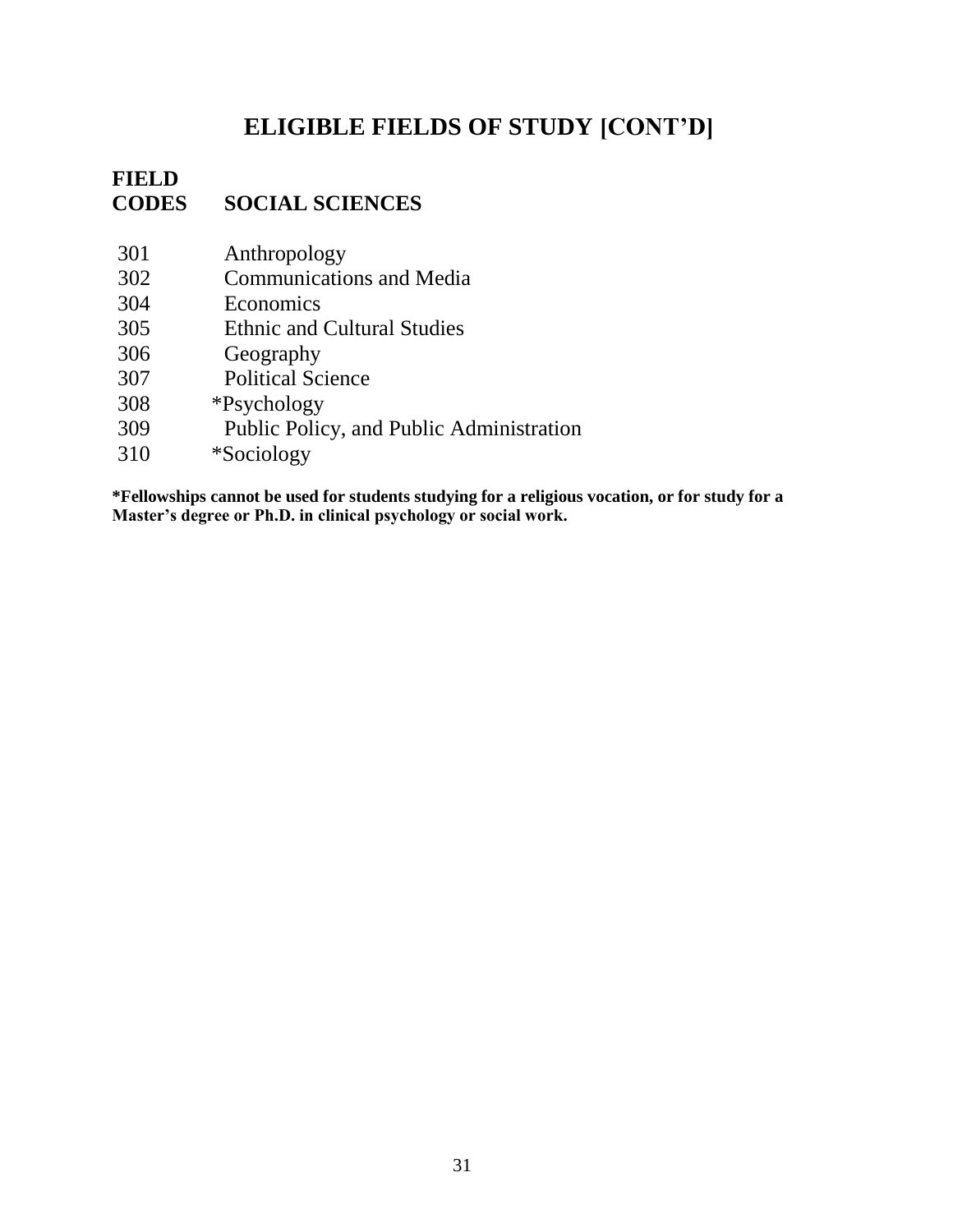# ELIGIBLE FIELDS OF STUDY [CONT'D]

| FIELD CODES | SOCIAL SCIENCES |
|---|---|
| 301 | Anthropology |
| 302 | Communications and Media |
| 304 | Economics |
| 305 | Ethnic and Cultural Studies |
| 306 | Geography |
| 307 | Political Science |
| 308 | *Psychology |
| 309 | Public Policy, and Public Administration |
| 310 | *Sociology |

**\*Fellowships cannot be used for students studying for a religious vocation, or for study for a Master's degree or Ph.D. in clinical psychology or social work.**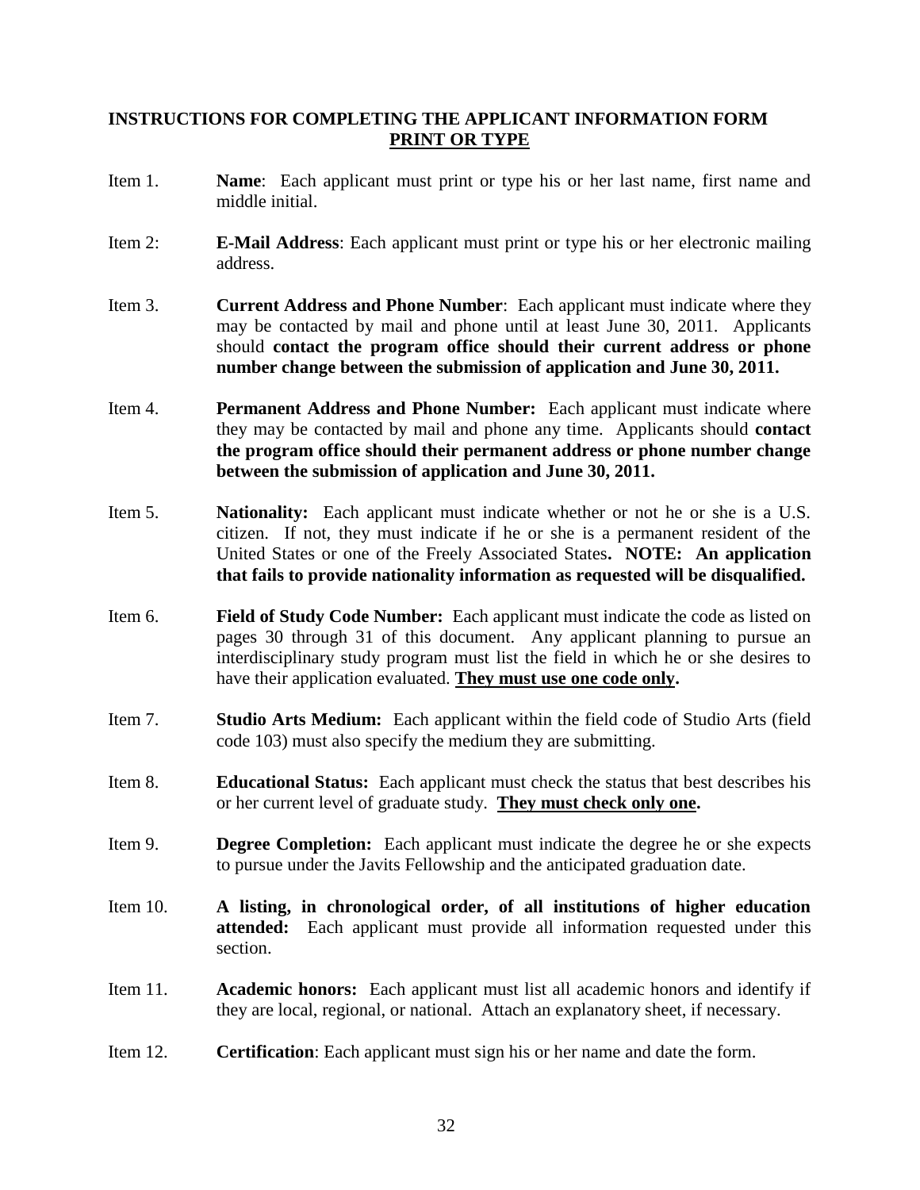## INSTRUCTIONS FOR COMPLETING THE APPLICANT INFORMATION FORM

**PRINT OR TYPE**

Item 1. **Name**: Each applicant must print or type his or her last name, first name and middle initial.

Item 2: **E-Mail Address**: Each applicant must print or type his or her electronic mailing address.

Item 3. **Current Address and Phone Number**: Each applicant must indicate where they may be contacted by mail and phone until at least June 30, 2011. Applicants should **contact the program office should their current address or phone number change between the submission of application and June 30, 2011.**

Item 4. **Permanent Address and Phone Number:** Each applicant must indicate where they may be contacted by mail and phone any time. Applicants should **contact the program office should their permanent address or phone number change between the submission of application and June 30, 2011.**

Item 5. **Nationality:** Each applicant must indicate whether or not he or she is a U.S. citizen. If not, they must indicate if he or she is a permanent resident of the United States or one of the Freely Associated States**. NOTE: An application that fails to provide nationality information as requested will be disqualified.**

Item 6. **Field of Study Code Number:** Each applicant must indicate the code as listed on pages 30 through 31 of this document. Any applicant planning to pursue an interdisciplinary study program must list the field in which he or she desires to have their application evaluated. **They must use one code only.**

Item 7. **Studio Arts Medium:** Each applicant within the field code of Studio Arts (field code 103) must also specify the medium they are submitting.

Item 8. **Educational Status:** Each applicant must check the status that best describes his or her current level of graduate study. **They must check only one.**

Item 9. **Degree Completion:** Each applicant must indicate the degree he or she expects to pursue under the Javits Fellowship and the anticipated graduation date.

Item 10. **A listing, in chronological order, of all institutions of higher education attended:** Each applicant must provide all information requested under this section.

Item 11. **Academic honors:** Each applicant must list all academic honors and identify if they are local, regional, or national. Attach an explanatory sheet, if necessary.

Item 12. **Certification**: Each applicant must sign his or her name and date the form.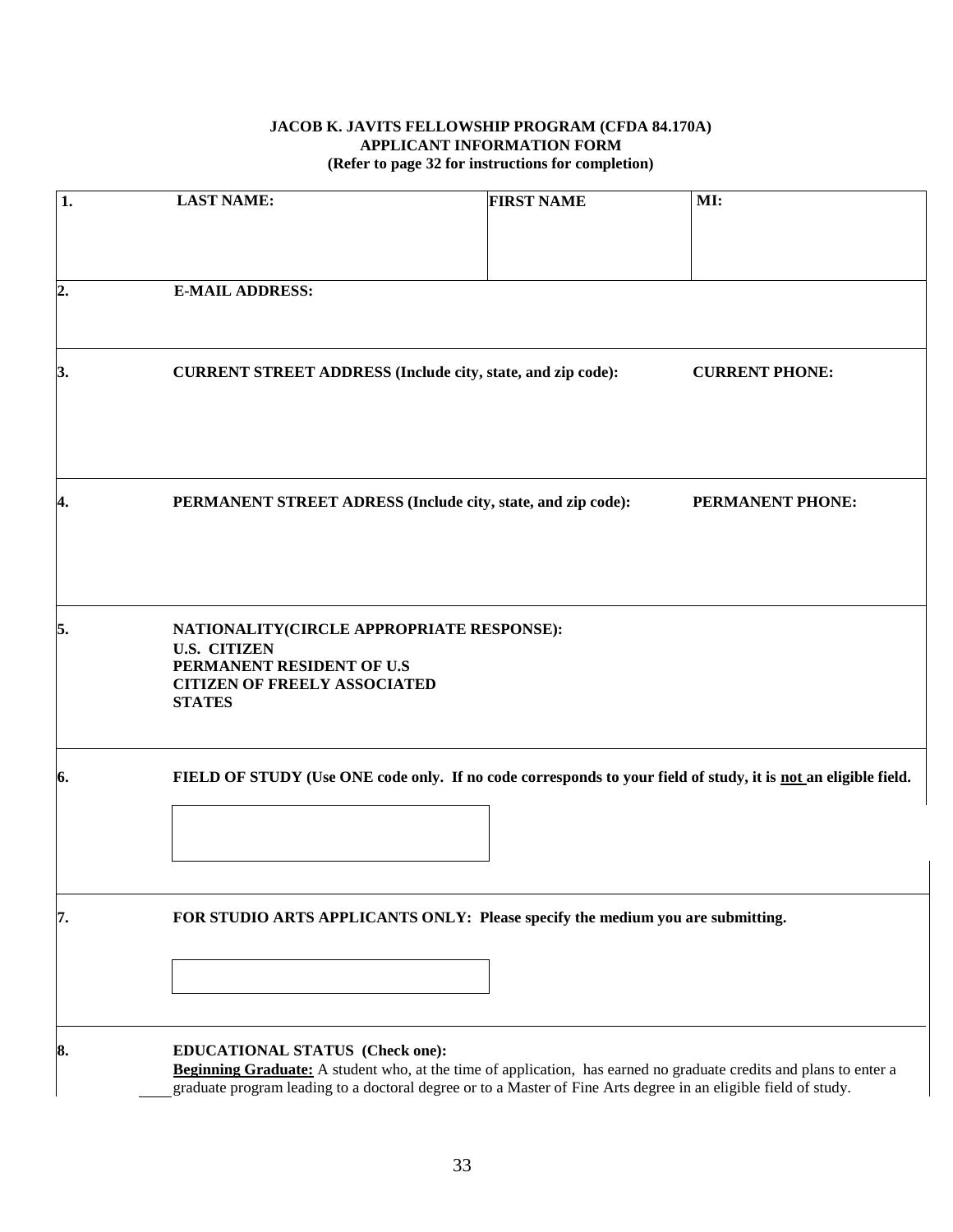**JACOB K. JAVITS FELLOWSHIP PROGRAM (CFDA 84.170A)**
**APPLICANT INFORMATION FORM**
**(Refer to page 32 for instructions for completion)**

| | | | |
|---|---|---|---|
| **1.** | **LAST NAME:** | **FIRST NAME** | **MI:** |
| **2.** | **E-MAIL ADDRESS:** | | |
| **3.** | **CURRENT STREET ADDRESS (Include city, state, and zip code):** | | **CURRENT PHONE:** |
| **4.** | **PERMANENT STREET ADRESS (Include city, state, and zip code):** | | **PERMANENT PHONE:** |
| **5.** | **NATIONALITY(CIRCLE APPROPRIATE RESPONSE):**<br>**U.S. CITIZEN**<br>**PERMANENT RESIDENT OF U.S**<br>**CITIZEN OF FREELY ASSOCIATED STATES** | | |
| **6.** | **FIELD OF STUDY (Use ONE code only. If no code corresponds to your field of study, it is <u>not</u> an eligible field.** | | |
| **7.** | **FOR STUDIO ARTS APPLICANTS ONLY: Please specify the medium you are submitting.** | | |
| **8.** | **EDUCATIONAL STATUS (Check one):**<br>____ <u>**Beginning Graduate:**</u> A student who, at the time of application, has earned no graduate credits and plans to enter a graduate program leading to a doctoral degree or to a Master of Fine Arts degree in an eligible field of study. | | |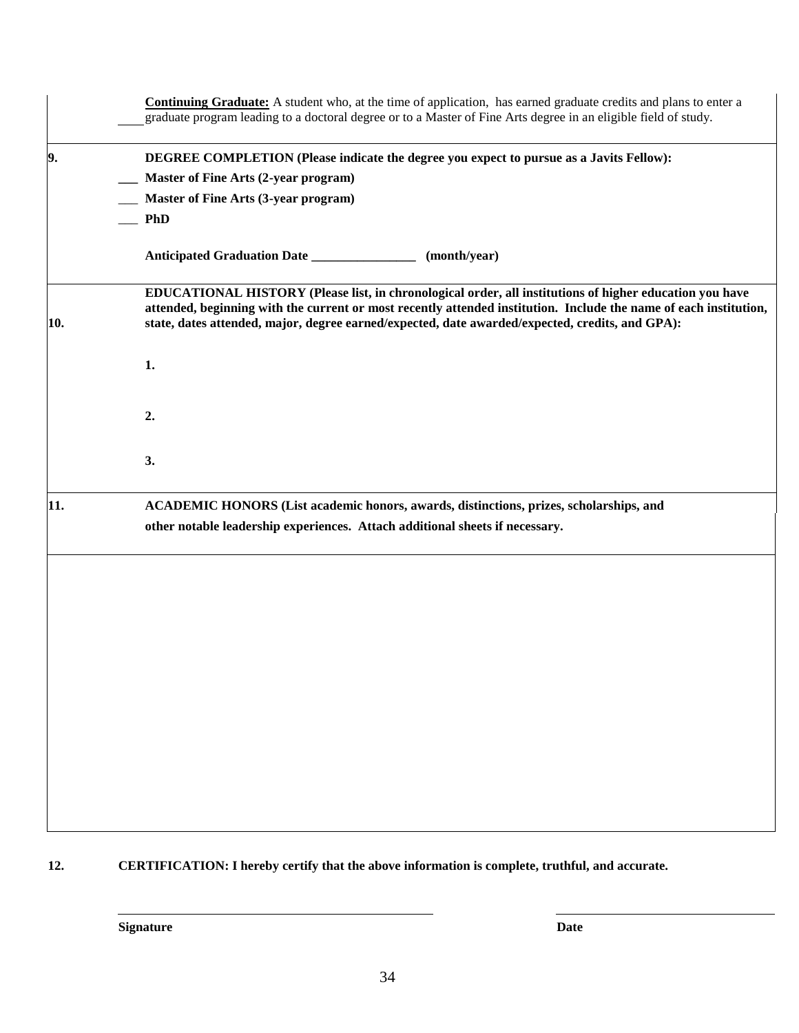____ **Continuing Graduate:** A student who, at the time of application, has earned graduate credits and plans to enter a graduate program leading to a doctoral degree or to a Master of Fine Arts degree in an eligible field of study.

**9. DEGREE COMPLETION (Please indicate the degree you expect to pursue as a Javits Fellow):**

___ **Master of Fine Arts (2-year program)**

___ **Master of Fine Arts (3-year program)**

___ **PhD**

**Anticipated Graduation Date ________________ (month/year)**

**10. EDUCATIONAL HISTORY (Please list, in chronological order, all institutions of higher education you have attended, beginning with the current or most recently attended institution. Include the name of each institution, state, dates attended, major, degree earned/expected, date awarded/expected, credits, and GPA):**

**1.**

**2.**

**3.**

**11. ACADEMIC HONORS (List academic honors, awards, distinctions, prizes, scholarships, and other notable leadership experiences. Attach additional sheets if necessary.**

**12. CERTIFICATION: I hereby certify that the above information is complete, truthful, and accurate.**

______________________________ ______________________

**Signature** **Date**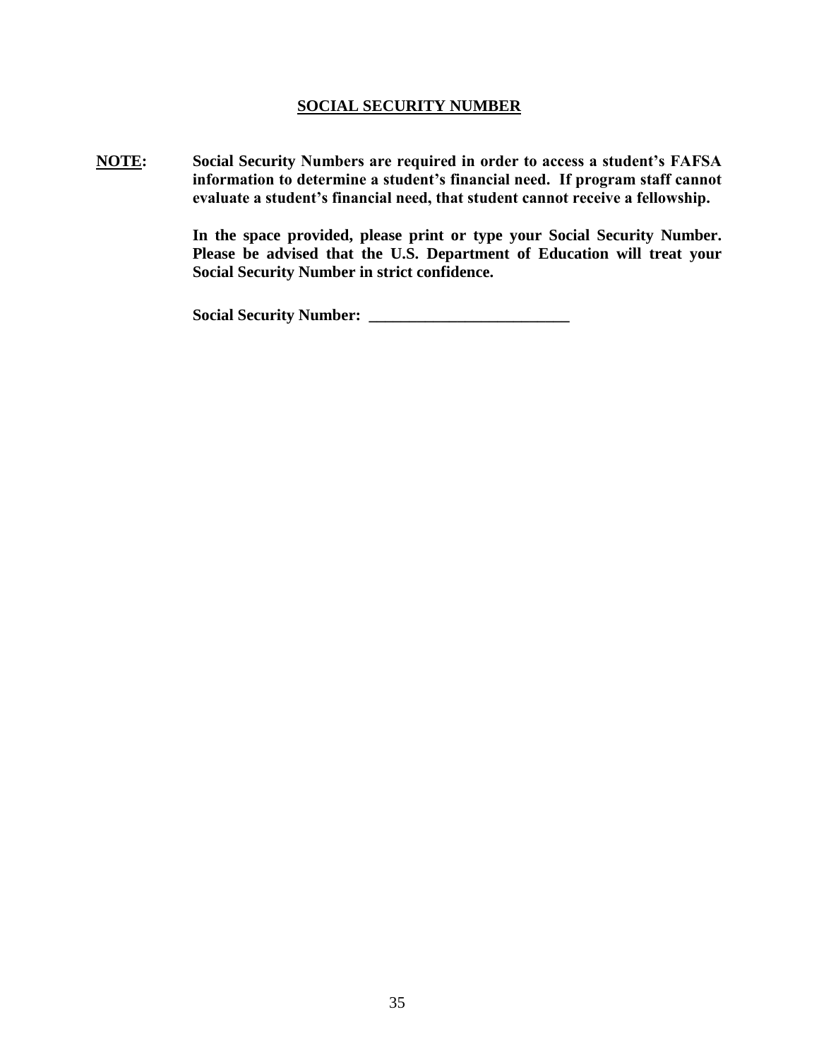## SOCIAL SECURITY NUMBER

**NOTE:** **Social Security Numbers are required in order to access a student's FAFSA information to determine a student's financial need. If program staff cannot evaluate a student's financial need, that student cannot receive a fellowship.**

**In the space provided, please print or type your Social Security Number. Please be advised that the U.S. Department of Education will treat your Social Security Number in strict confidence.**

**Social Security Number: __________________________**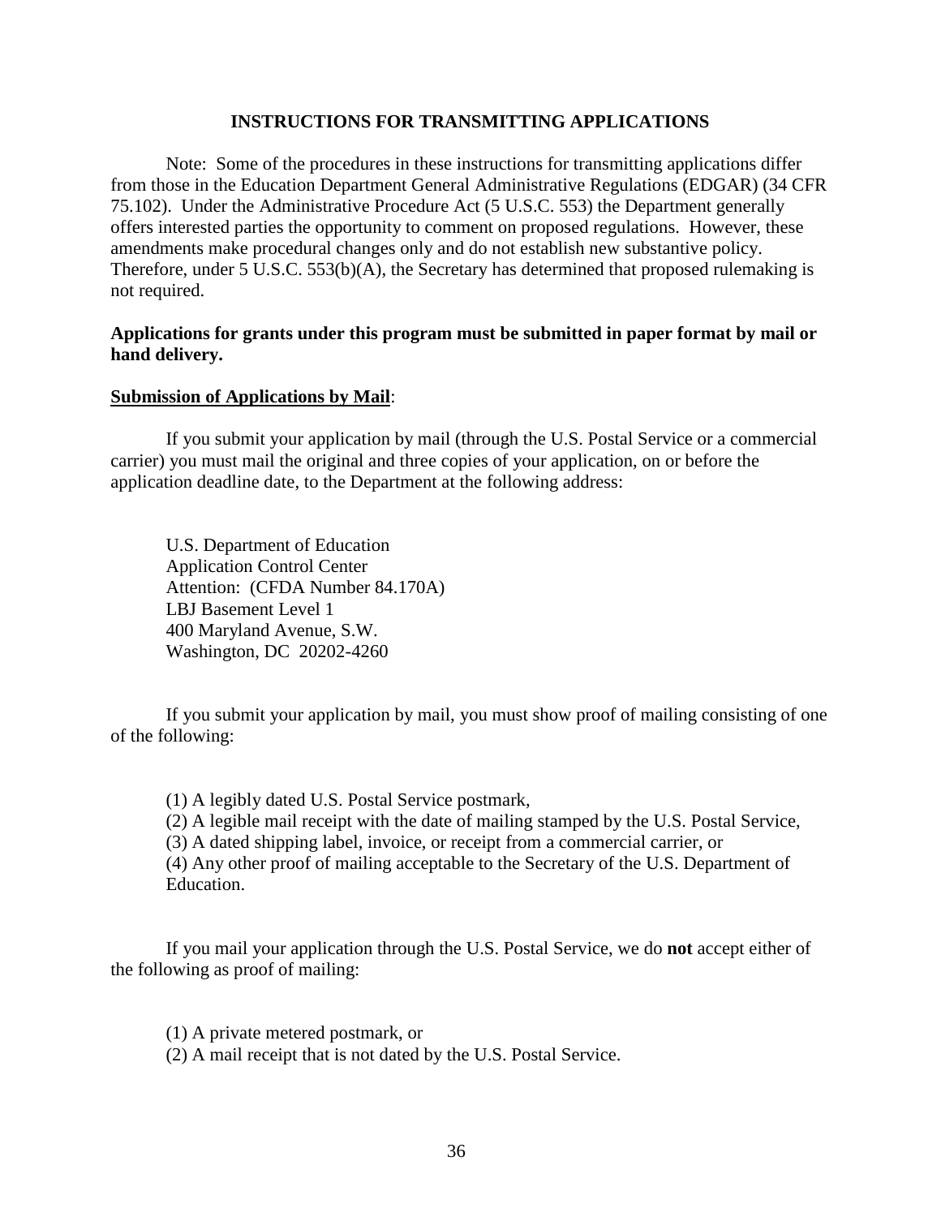## INSTRUCTIONS FOR TRANSMITTING APPLICATIONS

Note: Some of the procedures in these instructions for transmitting applications differ from those in the Education Department General Administrative Regulations (EDGAR) (34 CFR 75.102). Under the Administrative Procedure Act (5 U.S.C. 553) the Department generally offers interested parties the opportunity to comment on proposed regulations. However, these amendments make procedural changes only and do not establish new substantive policy. Therefore, under 5 U.S.C. 553(b)(A), the Secretary has determined that proposed rulemaking is not required.

**Applications for grants under this program must be submitted in paper format by mail or hand delivery.**

**Submission of Applications by Mail**:

If you submit your application by mail (through the U.S. Postal Service or a commercial carrier) you must mail the original and three copies of your application, on or before the application deadline date, to the Department at the following address:

U.S. Department of Education
Application Control Center
Attention: (CFDA Number 84.170A)
LBJ Basement Level 1
400 Maryland Avenue, S.W.
Washington, DC 20202-4260

If you submit your application by mail, you must show proof of mailing consisting of one of the following:

(1) A legibly dated U.S. Postal Service postmark,
(2) A legible mail receipt with the date of mailing stamped by the U.S. Postal Service,
(3) A dated shipping label, invoice, or receipt from a commercial carrier, or
(4) Any other proof of mailing acceptable to the Secretary of the U.S. Department of Education.

If you mail your application through the U.S. Postal Service, we do **not** accept either of the following as proof of mailing:

(1) A private metered postmark, or
(2) A mail receipt that is not dated by the U.S. Postal Service.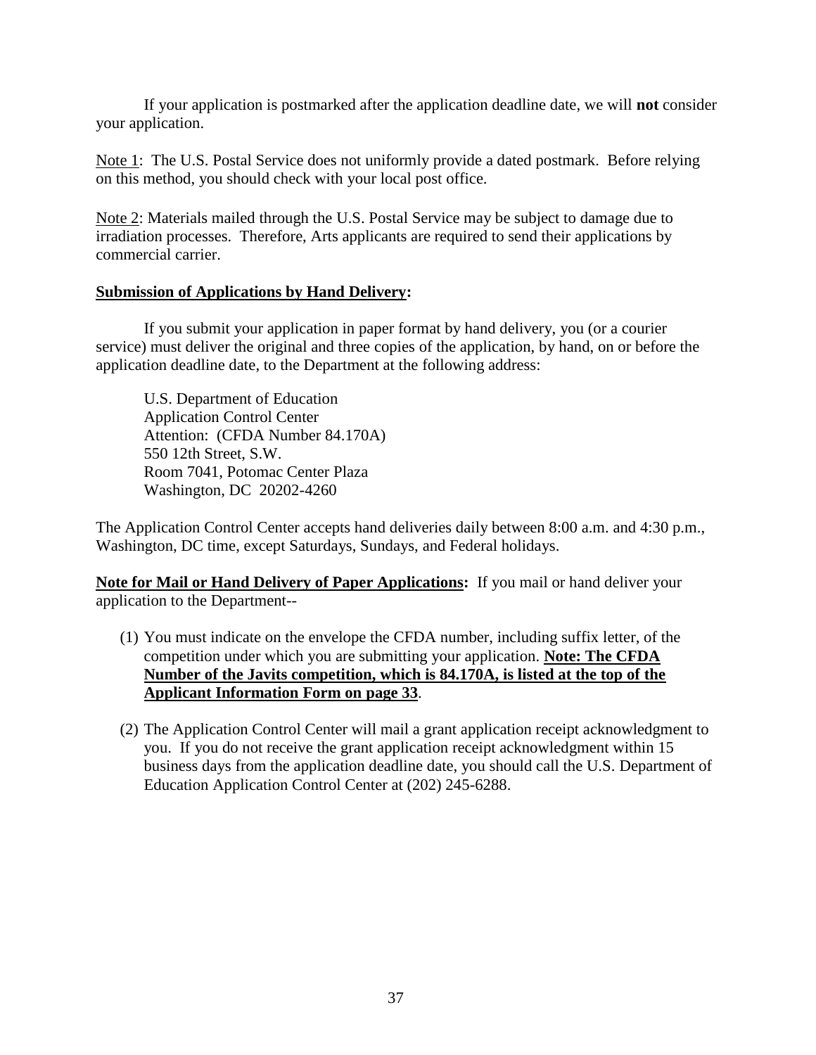If your application is postmarked after the application deadline date, we will **not** consider your application.

Note 1: The U.S. Postal Service does not uniformly provide a dated postmark. Before relying on this method, you should check with your local post office.

Note 2: Materials mailed through the U.S. Postal Service may be subject to damage due to irradiation processes. Therefore, Arts applicants are required to send their applications by commercial carrier.

**Submission of Applications by Hand Delivery:**

If you submit your application in paper format by hand delivery, you (or a courier service) must deliver the original and three copies of the application, by hand, on or before the application deadline date, to the Department at the following address:

U.S. Department of Education
Application Control Center
Attention: (CFDA Number 84.170A)
550 12th Street, S.W.
Room 7041, Potomac Center Plaza
Washington, DC 20202-4260

The Application Control Center accepts hand deliveries daily between 8:00 a.m. and 4:30 p.m., Washington, DC time, except Saturdays, Sundays, and Federal holidays.

**Note for Mail or Hand Delivery of Paper Applications:** If you mail or hand deliver your application to the Department--

(1) You must indicate on the envelope the CFDA number, including suffix letter, of the competition under which you are submitting your application. **Note: The CFDA Number of the Javits competition, which is 84.170A, is listed at the top of the Applicant Information Form on page 33**.

(2) The Application Control Center will mail a grant application receipt acknowledgment to you. If you do not receive the grant application receipt acknowledgment within 15 business days from the application deadline date, you should call the U.S. Department of Education Application Control Center at (202) 245-6288.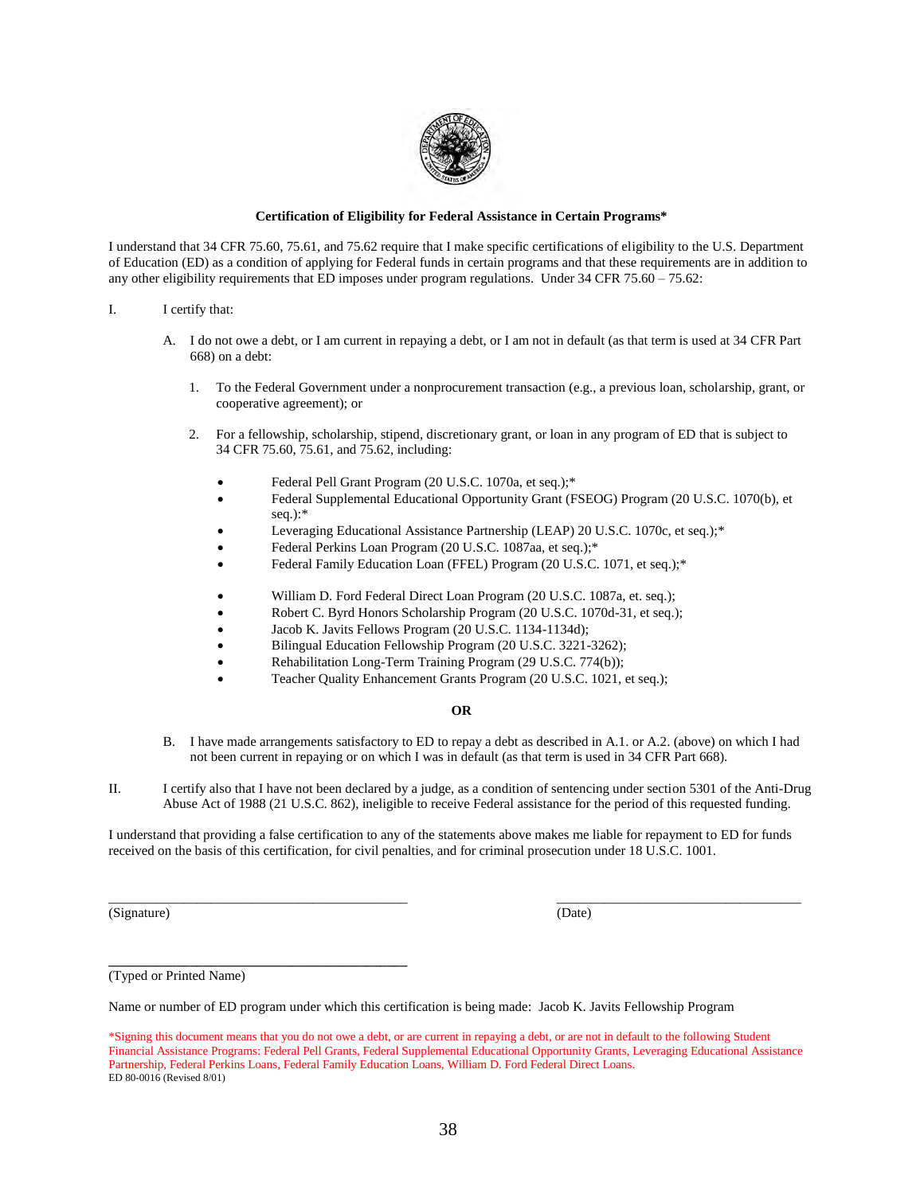**Certification of Eligibility for Federal Assistance in Certain Programs***

I understand that 34 CFR 75.60, 75.61, and 75.62 require that I make specific certifications of eligibility to the U.S. Department of Education (ED) as a condition of applying for Federal funds in certain programs and that these requirements are in addition to any other eligibility requirements that ED imposes under program regulations. Under 34 CFR 75.60 – 75.62:

I. I certify that:

A. I do not owe a debt, or I am current in repaying a debt, or I am not in default (as that term is used at 34 CFR Part 668) on a debt:

1. To the Federal Government under a nonprocurement transaction (e.g., a previous loan, scholarship, grant, or cooperative agreement); or

2. For a fellowship, scholarship, stipend, discretionary grant, or loan in any program of ED that is subject to 34 CFR 75.60, 75.61, and 75.62, including:

- Federal Pell Grant Program (20 U.S.C. 1070a, et seq.);*
- Federal Supplemental Educational Opportunity Grant (FSEOG) Program (20 U.S.C. 1070(b), et seq.):*
- Leveraging Educational Assistance Partnership (LEAP) 20 U.S.C. 1070c, et seq.);*
- Federal Perkins Loan Program (20 U.S.C. 1087aa, et seq.);*
- Federal Family Education Loan (FFEL) Program (20 U.S.C. 1071, et seq.);*

- William D. Ford Federal Direct Loan Program (20 U.S.C. 1087a, et. seq.);
- Robert C. Byrd Honors Scholarship Program (20 U.S.C. 1070d-31, et seq.);
- Jacob K. Javits Fellows Program (20 U.S.C. 1134-1134d);
- Bilingual Education Fellowship Program (20 U.S.C. 3221-3262);
- Rehabilitation Long-Term Training Program (29 U.S.C. 774(b));
- Teacher Quality Enhancement Grants Program (20 U.S.C. 1021, et seq.);

**OR**

B. I have made arrangements satisfactory to ED to repay a debt as described in A.1. or A.2. (above) on which I had not been current in repaying or on which I was in default (as that term is used in 34 CFR Part 668).

II. I certify also that I have not been declared by a judge, as a condition of sentencing under section 5301 of the Anti-Drug Abuse Act of 1988 (21 U.S.C. 862), ineligible to receive Federal assistance for the period of this requested funding.

I understand that providing a false certification to any of the statements above makes me liable for repayment to ED for funds received on the basis of this certification, for civil penalties, and for criminal prosecution under 18 U.S.C. 1001.

\_\_\_\_\_\_\_\_\_\_\_\_\_\_\_\_\_\_\_\_\_\_\_\_\_\_\_\_\_\_\_\_\_\_\_\_\_\_\_\_\_\_ \_\_\_\_\_\_\_\_\_\_\_\_\_\_\_\_\_\_\_\_\_\_\_\_\_\_\_\_\_\_\_\_\_\_\_
(Signature) (Date)

\_\_\_\_\_\_\_\_\_\_\_\_\_\_\_\_\_\_\_\_\_\_\_\_\_\_\_\_\_\_\_\_\_\_\_\_\_\_\_\_\_\_
(Typed or Printed Name)

Name or number of ED program under which this certification is being made: Jacob K. Javits Fellowship Program

*Signing this document means that you do not owe a debt, or are current in repaying a debt, or are not in default to the following Student Financial Assistance Programs: Federal Pell Grants, Federal Supplemental Educational Opportunity Grants, Leveraging Educational Assistance Partnership, Federal Perkins Loans, Federal Family Education Loans, William D. Ford Federal Direct Loans.

ED 80-0016 (Revised 8/01)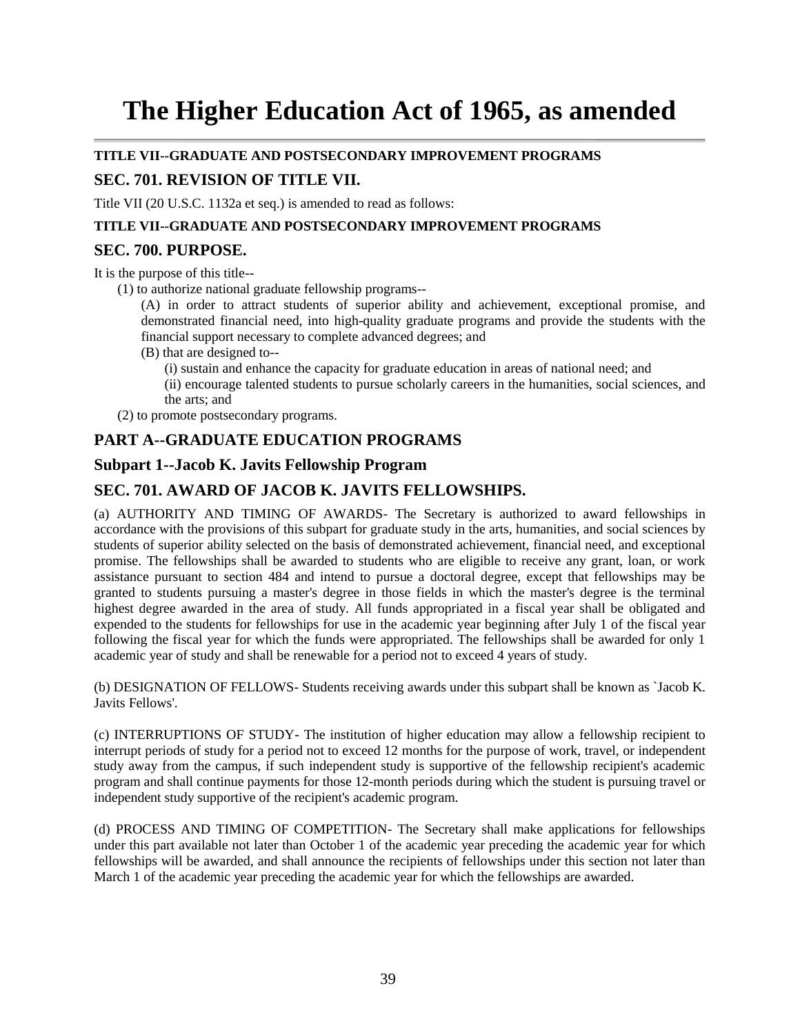# The Higher Education Act of 1965, as amended

**TITLE VII--GRADUATE AND POSTSECONDARY IMPROVEMENT PROGRAMS**

## SEC. 701. REVISION OF TITLE VII.

Title VII (20 U.S.C. 1132a et seq.) is amended to read as follows:

**TITLE VII--GRADUATE AND POSTSECONDARY IMPROVEMENT PROGRAMS**

## SEC. 700. PURPOSE.

It is the purpose of this title--

(1) to authorize national graduate fellowship programs--

(A) in order to attract students of superior ability and achievement, exceptional promise, and demonstrated financial need, into high-quality graduate programs and provide the students with the financial support necessary to complete advanced degrees; and

(B) that are designed to--

(i) sustain and enhance the capacity for graduate education in areas of national need; and

(ii) encourage talented students to pursue scholarly careers in the humanities, social sciences, and the arts; and

(2) to promote postsecondary programs.

## PART A--GRADUATE EDUCATION PROGRAMS

### Subpart 1--Jacob K. Javits Fellowship Program

## SEC. 701. AWARD OF JACOB K. JAVITS FELLOWSHIPS.

(a) AUTHORITY AND TIMING OF AWARDS- The Secretary is authorized to award fellowships in accordance with the provisions of this subpart for graduate study in the arts, humanities, and social sciences by students of superior ability selected on the basis of demonstrated achievement, financial need, and exceptional promise. The fellowships shall be awarded to students who are eligible to receive any grant, loan, or work assistance pursuant to section 484 and intend to pursue a doctoral degree, except that fellowships may be granted to students pursuing a master's degree in those fields in which the master's degree is the terminal highest degree awarded in the area of study. All funds appropriated in a fiscal year shall be obligated and expended to the students for fellowships for use in the academic year beginning after July 1 of the fiscal year following the fiscal year for which the funds were appropriated. The fellowships shall be awarded for only 1 academic year of study and shall be renewable for a period not to exceed 4 years of study.

(b) DESIGNATION OF FELLOWS- Students receiving awards under this subpart shall be known as `Jacob K. Javits Fellows'.

(c) INTERRUPTIONS OF STUDY- The institution of higher education may allow a fellowship recipient to interrupt periods of study for a period not to exceed 12 months for the purpose of work, travel, or independent study away from the campus, if such independent study is supportive of the fellowship recipient's academic program and shall continue payments for those 12-month periods during which the student is pursuing travel or independent study supportive of the recipient's academic program.

(d) PROCESS AND TIMING OF COMPETITION- The Secretary shall make applications for fellowships under this part available not later than October 1 of the academic year preceding the academic year for which fellowships will be awarded, and shall announce the recipients of fellowships under this section not later than March 1 of the academic year preceding the academic year for which the fellowships are awarded.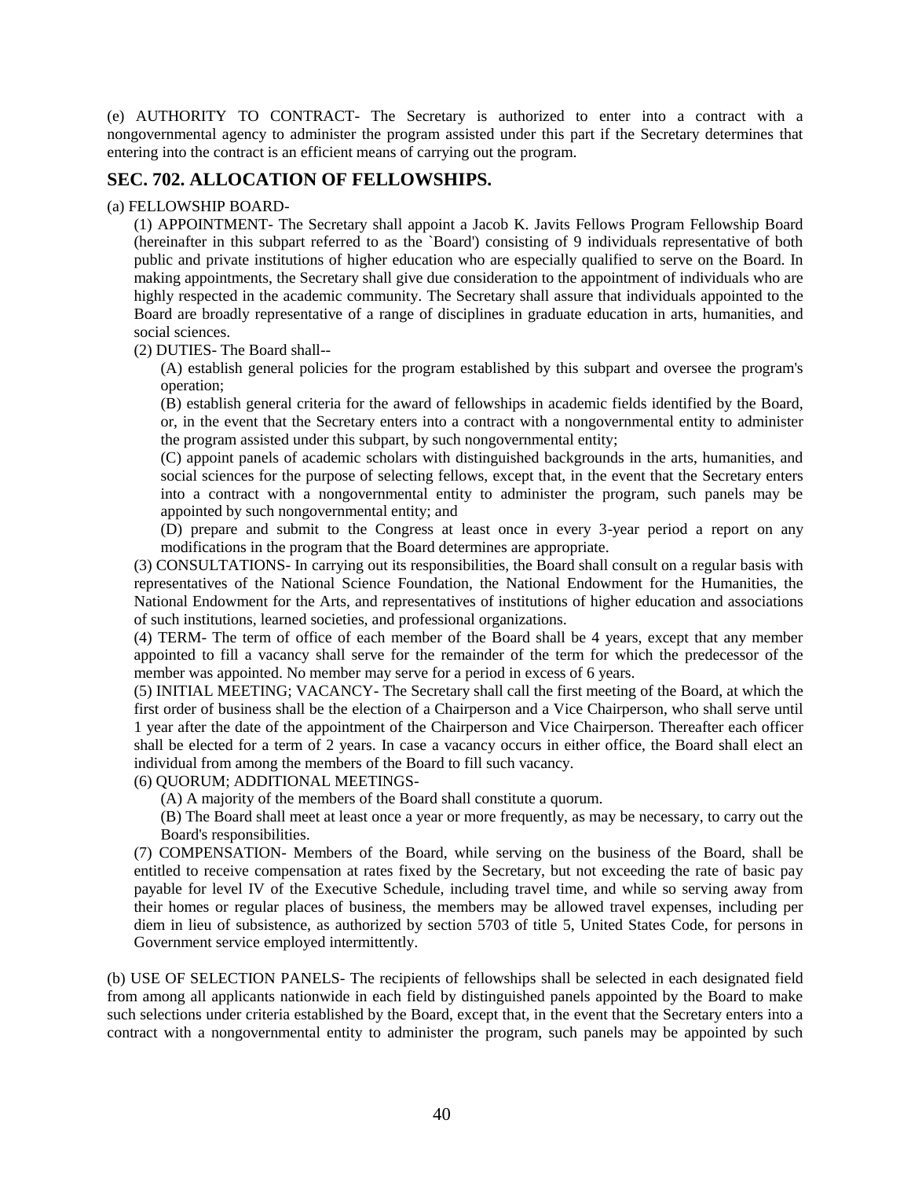(e) AUTHORITY TO CONTRACT- The Secretary is authorized to enter into a contract with a nongovernmental agency to administer the program assisted under this part if the Secretary determines that entering into the contract is an efficient means of carrying out the program.

## SEC. 702. ALLOCATION OF FELLOWSHIPS.

(a) FELLOWSHIP BOARD-

(1) APPOINTMENT- The Secretary shall appoint a Jacob K. Javits Fellows Program Fellowship Board (hereinafter in this subpart referred to as the `Board') consisting of 9 individuals representative of both public and private institutions of higher education who are especially qualified to serve on the Board. In making appointments, the Secretary shall give due consideration to the appointment of individuals who are highly respected in the academic community. The Secretary shall assure that individuals appointed to the Board are broadly representative of a range of disciplines in graduate education in arts, humanities, and social sciences.

(2) DUTIES- The Board shall--

(A) establish general policies for the program established by this subpart and oversee the program's operation;

(B) establish general criteria for the award of fellowships in academic fields identified by the Board, or, in the event that the Secretary enters into a contract with a nongovernmental entity to administer the program assisted under this subpart, by such nongovernmental entity;

(C) appoint panels of academic scholars with distinguished backgrounds in the arts, humanities, and social sciences for the purpose of selecting fellows, except that, in the event that the Secretary enters into a contract with a nongovernmental entity to administer the program, such panels may be appointed by such nongovernmental entity; and

(D) prepare and submit to the Congress at least once in every 3-year period a report on any modifications in the program that the Board determines are appropriate.

(3) CONSULTATIONS- In carrying out its responsibilities, the Board shall consult on a regular basis with representatives of the National Science Foundation, the National Endowment for the Humanities, the National Endowment for the Arts, and representatives of institutions of higher education and associations of such institutions, learned societies, and professional organizations.

(4) TERM- The term of office of each member of the Board shall be 4 years, except that any member appointed to fill a vacancy shall serve for the remainder of the term for which the predecessor of the member was appointed. No member may serve for a period in excess of 6 years.

(5) INITIAL MEETING; VACANCY- The Secretary shall call the first meeting of the Board, at which the first order of business shall be the election of a Chairperson and a Vice Chairperson, who shall serve until 1 year after the date of the appointment of the Chairperson and Vice Chairperson. Thereafter each officer shall be elected for a term of 2 years. In case a vacancy occurs in either office, the Board shall elect an individual from among the members of the Board to fill such vacancy.

(6) QUORUM; ADDITIONAL MEETINGS-

(A) A majority of the members of the Board shall constitute a quorum.

(B) The Board shall meet at least once a year or more frequently, as may be necessary, to carry out the Board's responsibilities.

(7) COMPENSATION- Members of the Board, while serving on the business of the Board, shall be entitled to receive compensation at rates fixed by the Secretary, but not exceeding the rate of basic pay payable for level IV of the Executive Schedule, including travel time, and while so serving away from their homes or regular places of business, the members may be allowed travel expenses, including per diem in lieu of subsistence, as authorized by section 5703 of title 5, United States Code, for persons in Government service employed intermittently.

(b) USE OF SELECTION PANELS- The recipients of fellowships shall be selected in each designated field from among all applicants nationwide in each field by distinguished panels appointed by the Board to make such selections under criteria established by the Board, except that, in the event that the Secretary enters into a contract with a nongovernmental entity to administer the program, such panels may be appointed by such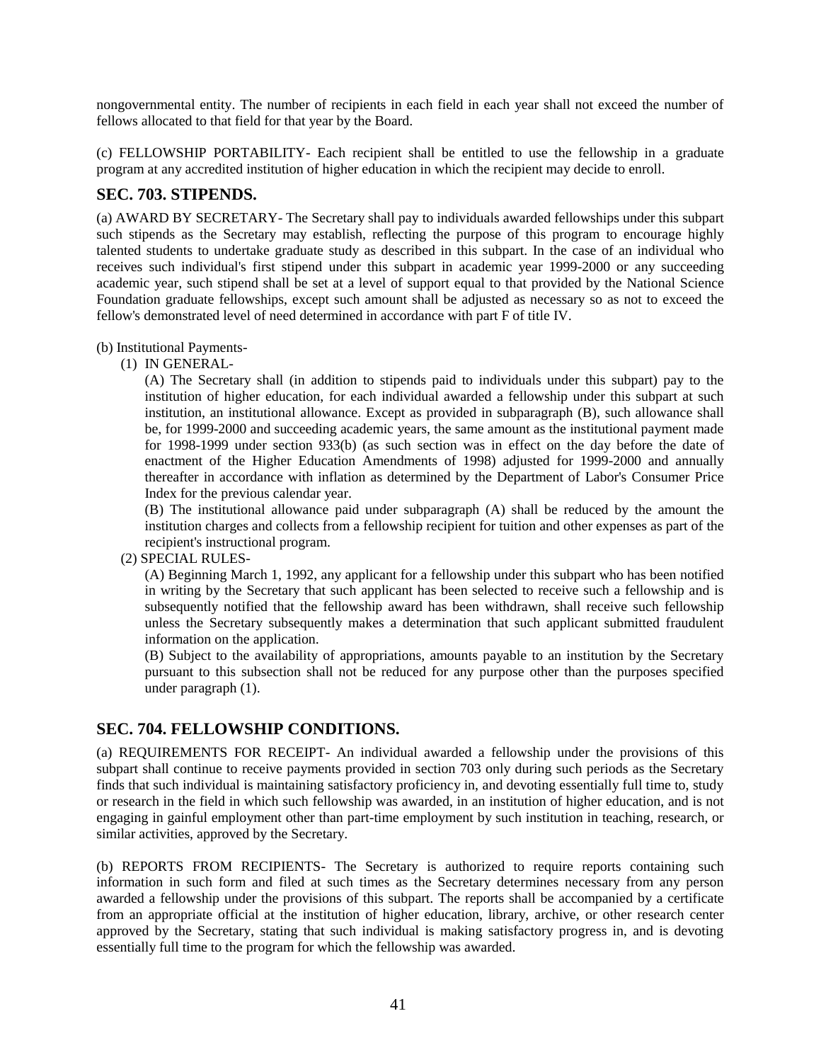nongovernmental entity. The number of recipients in each field in each year shall not exceed the number of fellows allocated to that field for that year by the Board.

(c) FELLOWSHIP PORTABILITY- Each recipient shall be entitled to use the fellowship in a graduate program at any accredited institution of higher education in which the recipient may decide to enroll.

## SEC. 703. STIPENDS.

(a) AWARD BY SECRETARY- The Secretary shall pay to individuals awarded fellowships under this subpart such stipends as the Secretary may establish, reflecting the purpose of this program to encourage highly talented students to undertake graduate study as described in this subpart. In the case of an individual who receives such individual's first stipend under this subpart in academic year 1999-2000 or any succeeding academic year, such stipend shall be set at a level of support equal to that provided by the National Science Foundation graduate fellowships, except such amount shall be adjusted as necessary so as not to exceed the fellow's demonstrated level of need determined in accordance with part F of title IV.

(b) Institutional Payments-

(1) IN GENERAL-

(A) The Secretary shall (in addition to stipends paid to individuals under this subpart) pay to the institution of higher education, for each individual awarded a fellowship under this subpart at such institution, an institutional allowance. Except as provided in subparagraph (B), such allowance shall be, for 1999-2000 and succeeding academic years, the same amount as the institutional payment made for 1998-1999 under section 933(b) (as such section was in effect on the day before the date of enactment of the Higher Education Amendments of 1998) adjusted for 1999-2000 and annually thereafter in accordance with inflation as determined by the Department of Labor's Consumer Price Index for the previous calendar year.

(B) The institutional allowance paid under subparagraph (A) shall be reduced by the amount the institution charges and collects from a fellowship recipient for tuition and other expenses as part of the recipient's instructional program.

(2) SPECIAL RULES-

(A) Beginning March 1, 1992, any applicant for a fellowship under this subpart who has been notified in writing by the Secretary that such applicant has been selected to receive such a fellowship and is subsequently notified that the fellowship award has been withdrawn, shall receive such fellowship unless the Secretary subsequently makes a determination that such applicant submitted fraudulent information on the application.

(B) Subject to the availability of appropriations, amounts payable to an institution by the Secretary pursuant to this subsection shall not be reduced for any purpose other than the purposes specified under paragraph (1).

## SEC. 704. FELLOWSHIP CONDITIONS.

(a) REQUIREMENTS FOR RECEIPT- An individual awarded a fellowship under the provisions of this subpart shall continue to receive payments provided in section 703 only during such periods as the Secretary finds that such individual is maintaining satisfactory proficiency in, and devoting essentially full time to, study or research in the field in which such fellowship was awarded, in an institution of higher education, and is not engaging in gainful employment other than part-time employment by such institution in teaching, research, or similar activities, approved by the Secretary.

(b) REPORTS FROM RECIPIENTS- The Secretary is authorized to require reports containing such information in such form and filed at such times as the Secretary determines necessary from any person awarded a fellowship under the provisions of this subpart. The reports shall be accompanied by a certificate from an appropriate official at the institution of higher education, library, archive, or other research center approved by the Secretary, stating that such individual is making satisfactory progress in, and is devoting essentially full time to the program for which the fellowship was awarded.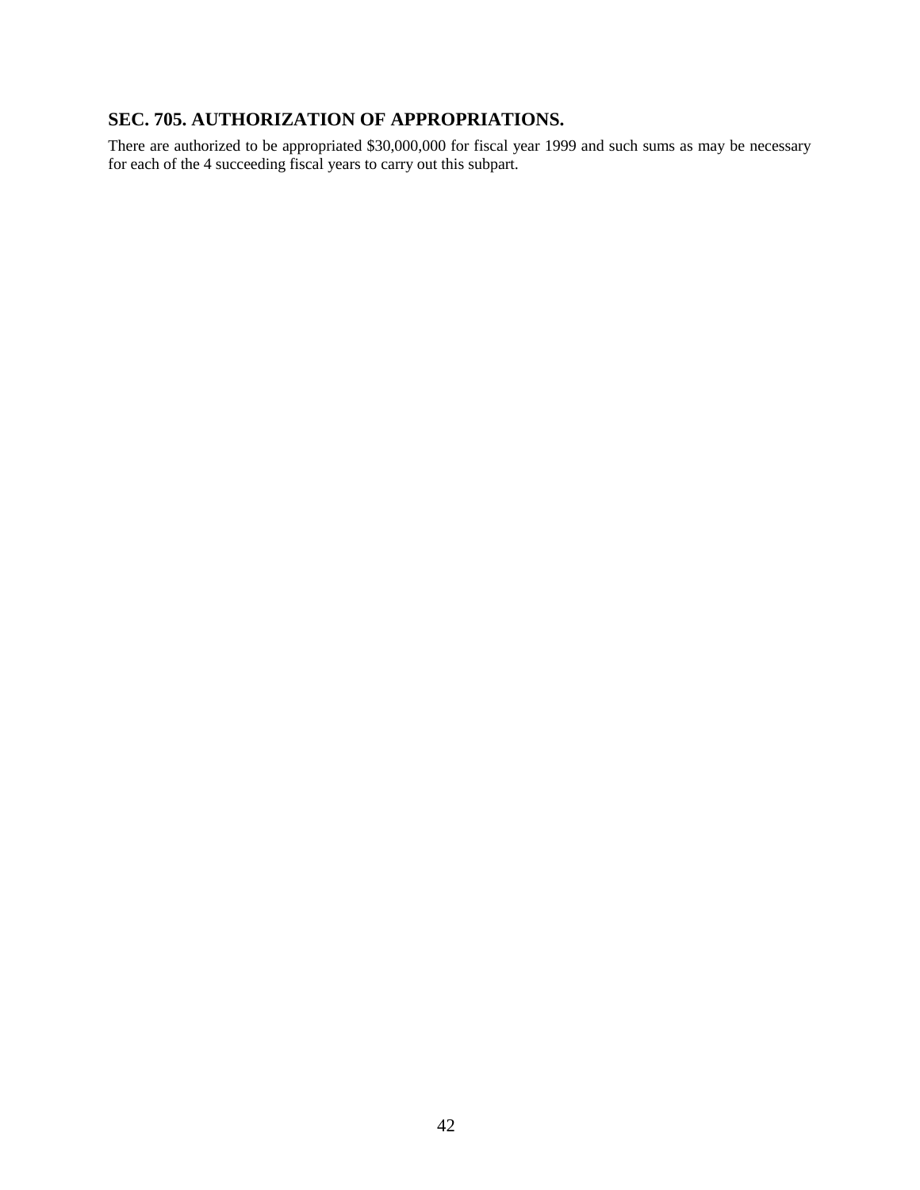## SEC. 705. AUTHORIZATION OF APPROPRIATIONS.

There are authorized to be appropriated $30,000,000 for fiscal year 1999 and such sums as may be necessary for each of the 4 succeeding fiscal years to carry out this subpart.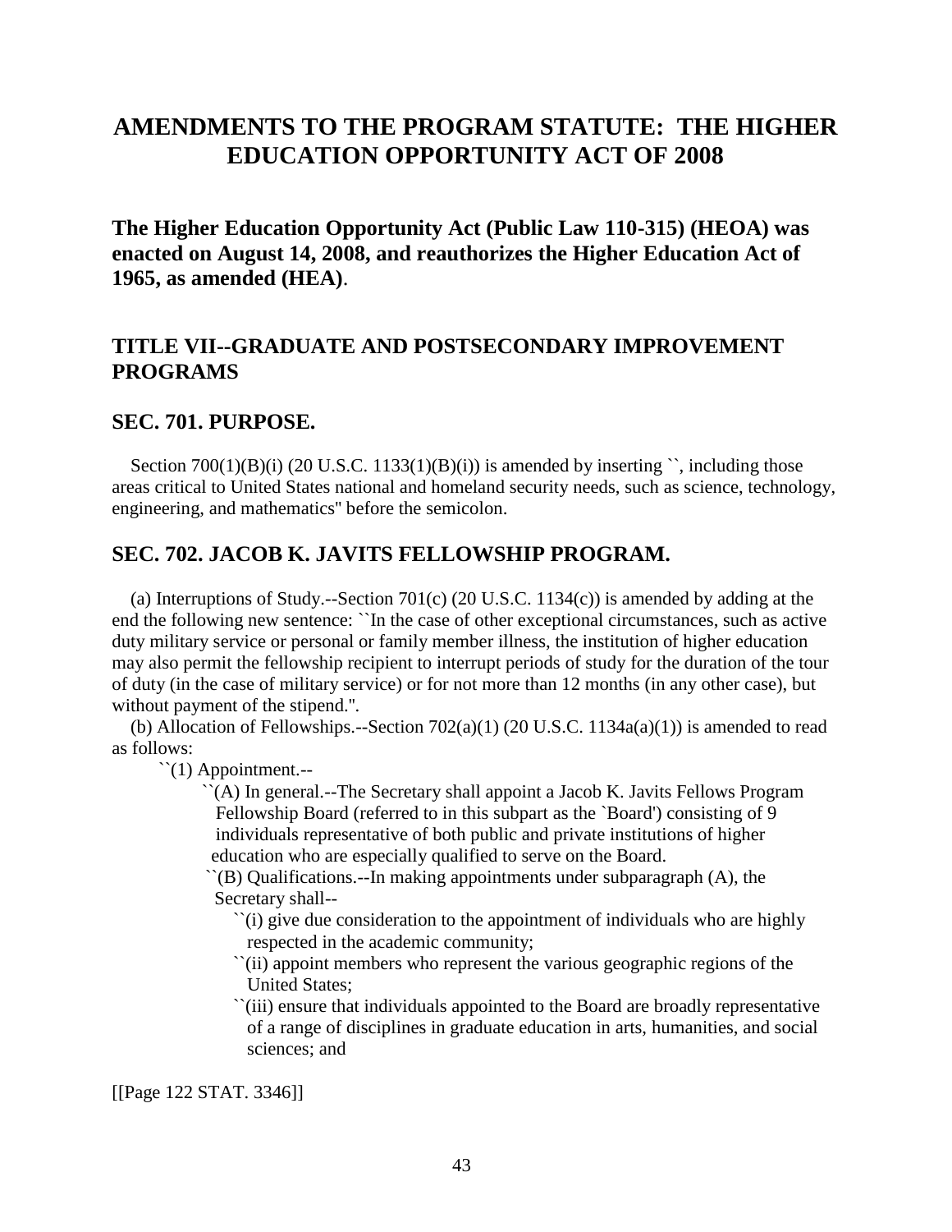# AMENDMENTS TO THE PROGRAM STATUTE: THE HIGHER EDUCATION OPPORTUNITY ACT OF 2008

## The Higher Education Opportunity Act (Public Law 110-315) (HEOA) was enacted on August 14, 2008, and reauthorizes the Higher Education Act of 1965, as amended (HEA).

## TITLE VII--GRADUATE AND POSTSECONDARY IMPROVEMENT PROGRAMS

## SEC. 701. PURPOSE.

Section 700(1)(B)(i) (20 U.S.C. 1133(1)(B)(i)) is amended by inserting ``, including those areas critical to United States national and homeland security needs, such as science, technology, engineering, and mathematics'' before the semicolon.

## SEC. 702. JACOB K. JAVITS FELLOWSHIP PROGRAM.

(a) Interruptions of Study.--Section 701(c) (20 U.S.C. 1134(c)) is amended by adding at the end the following new sentence: ``In the case of other exceptional circumstances, such as active duty military service or personal or family member illness, the institution of higher education may also permit the fellowship recipient to interrupt periods of study for the duration of the tour of duty (in the case of military service) or for not more than 12 months (in any other case), but without payment of the stipend.''.

(b) Allocation of Fellowships.--Section 702(a)(1) (20 U.S.C. 1134a(a)(1)) is amended to read as follows:

``(1) Appointment.--

``(A) In general.--The Secretary shall appoint a Jacob K. Javits Fellows Program Fellowship Board (referred to in this subpart as the `Board') consisting of 9 individuals representative of both public and private institutions of higher education who are especially qualified to serve on the Board.

``(B) Qualifications.--In making appointments under subparagraph (A), the Secretary shall--

``(i) give due consideration to the appointment of individuals who are highly respected in the academic community;

``(ii) appoint members who represent the various geographic regions of the United States;

``(iii) ensure that individuals appointed to the Board are broadly representative of a range of disciplines in graduate education in arts, humanities, and social sciences; and

[[Page 122 STAT. 3346]]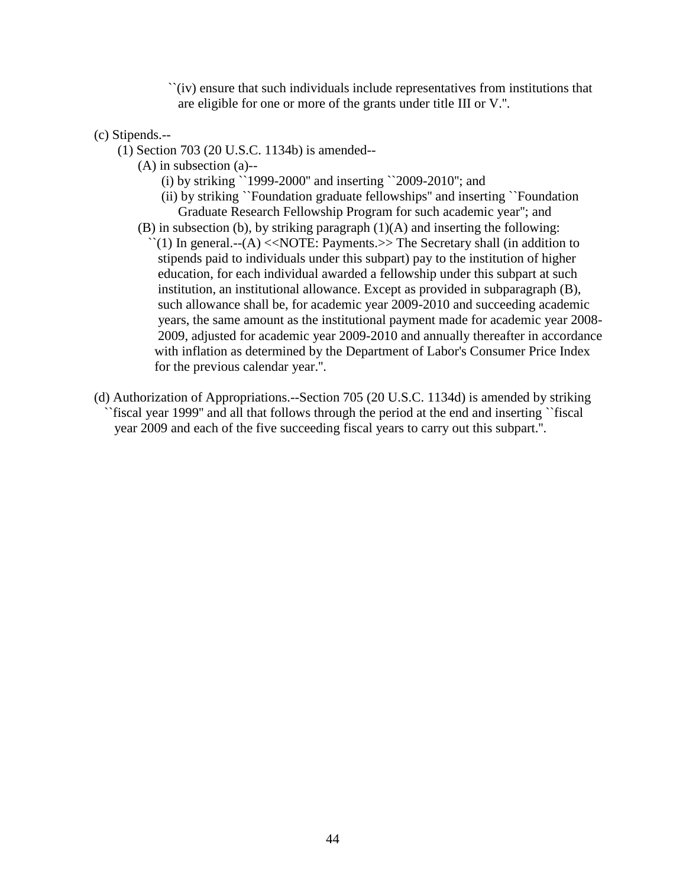``(iv) ensure that such individuals include representatives from institutions that are eligible for one or more of the grants under title III or V.''.

(c) Stipends.--

(1) Section 703 (20 U.S.C. 1134b) is amended--

(A) in subsection (a)--

(i) by striking ``1999-2000'' and inserting ``2009-2010''; and

(ii) by striking ``Foundation graduate fellowships'' and inserting ``Foundation Graduate Research Fellowship Program for such academic year''; and

(B) in subsection (b), by striking paragraph (1)(A) and inserting the following:

``(1) In general.--(A) <<NOTE: Payments.>> The Secretary shall (in addition to stipends paid to individuals under this subpart) pay to the institution of higher education, for each individual awarded a fellowship under this subpart at such institution, an institutional allowance. Except as provided in subparagraph (B), such allowance shall be, for academic year 2009-2010 and succeeding academic years, the same amount as the institutional payment made for academic year 2008-2009, adjusted for academic year 2009-2010 and annually thereafter in accordance with inflation as determined by the Department of Labor's Consumer Price Index for the previous calendar year.''.

(d) Authorization of Appropriations.--Section 705 (20 U.S.C. 1134d) is amended by striking ``fiscal year 1999'' and all that follows through the period at the end and inserting ``fiscal year 2009 and each of the five succeeding fiscal years to carry out this subpart.''.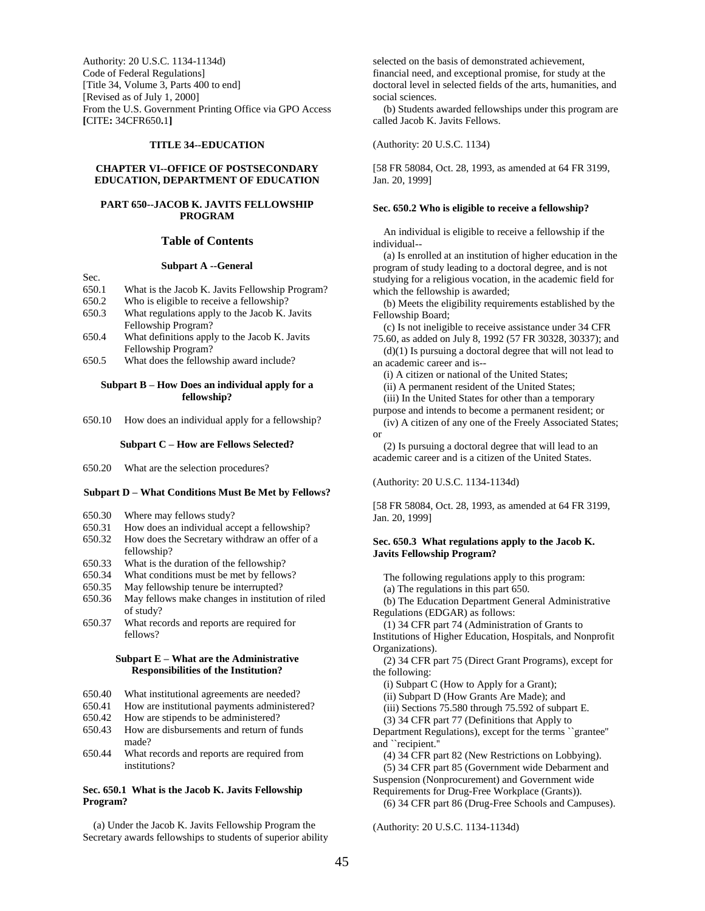Authority: 20 U.S.C. 1134-1134d)
Code of Federal Regulations]
[Title 34, Volume 3, Parts 400 to end]
[Revised as of July 1, 2000]
From the U.S. Government Printing Office via GPO Access
**[**CITE**:** 34CFR650**.**1**]**

**TITLE 34--EDUCATION**

**CHAPTER VI--OFFICE OF POSTSECONDARY EDUCATION, DEPARTMENT OF EDUCATION**

**PART 650--JACOB K. JAVITS FELLOWSHIP PROGRAM**

## Table of Contents

**Subpart A --General**

Sec.
650.1 What is the Jacob K. Javits Fellowship Program?
650.2 Who is eligible to receive a fellowship?
650.3 What regulations apply to the Jacob K. Javits Fellowship Program?
650.4 What definitions apply to the Jacob K. Javits Fellowship Program?
650.5 What does the fellowship award include?

**Subpart B – How Does an individual apply for a fellowship?**

650.10 How does an individual apply for a fellowship?

**Subpart C – How are Fellows Selected?**

650.20 What are the selection procedures?

**Subpart D – What Conditions Must Be Met by Fellows?**

650.30 Where may fellows study?
650.31 How does an individual accept a fellowship?
650.32 How does the Secretary withdraw an offer of a fellowship?
650.33 What is the duration of the fellowship?
650.34 What conditions must be met by fellows?
650.35 May fellowship tenure be interrupted?
650.36 May fellows make changes in institution of riled of study?
650.37 What records and reports are required for fellows?

**Subpart E – What are the Administrative Responsibilities of the Institution?**

650.40 What institutional agreements are needed?
650.41 How are institutional payments administered?
650.42 How are stipends to be administered?
650.43 How are disbursements and return of funds made?
650.44 What records and reports are required from institutions?

### Sec. 650.1 What is the Jacob K. Javits Fellowship Program?

(a) Under the Jacob K. Javits Fellowship Program the Secretary awards fellowships to students of superior ability selected on the basis of demonstrated achievement, financial need, and exceptional promise, for study at the doctoral level in selected fields of the arts, humanities, and social sciences.

(b) Students awarded fellowships under this program are called Jacob K. Javits Fellows.

(Authority: 20 U.S.C. 1134)

[58 FR 58084, Oct. 28, 1993, as amended at 64 FR 3199, Jan. 20, 1999]

### Sec. 650.2 Who is eligible to receive a fellowship?

An individual is eligible to receive a fellowship if the individual--

(a) Is enrolled at an institution of higher education in the program of study leading to a doctoral degree, and is not studying for a religious vocation, in the academic field for which the fellowship is awarded;

(b) Meets the eligibility requirements established by the Fellowship Board;

(c) Is not ineligible to receive assistance under 34 CFR 75.60, as added on July 8, 1992 (57 FR 30328, 30337); and

(d)(1) Is pursuing a doctoral degree that will not lead to an academic career and is--

(i) A citizen or national of the United States;

(ii) A permanent resident of the United States;

(iii) In the United States for other than a temporary purpose and intends to become a permanent resident; or

(iv) A citizen of any one of the Freely Associated States; or

(2) Is pursuing a doctoral degree that will lead to an academic career and is a citizen of the United States.

(Authority: 20 U.S.C. 1134-1134d)

[58 FR 58084, Oct. 28, 1993, as amended at 64 FR 3199, Jan. 20, 1999]

### Sec. 650.3 What regulations apply to the Jacob K. Javits Fellowship Program?

The following regulations apply to this program:

(a) The regulations in this part 650.

(b) The Education Department General Administrative Regulations (EDGAR) as follows:

(1) 34 CFR part 74 (Administration of Grants to Institutions of Higher Education, Hospitals, and Nonprofit Organizations).

(2) 34 CFR part 75 (Direct Grant Programs), except for the following:

(i) Subpart C (How to Apply for a Grant);

(ii) Subpart D (How Grants Are Made); and

(iii) Sections 75.580 through 75.592 of subpart E.

(3) 34 CFR part 77 (Definitions that Apply to Department Regulations), except for the terms ``grantee'' and ``recipient.''

(4) 34 CFR part 82 (New Restrictions on Lobbying).

(5) 34 CFR part 85 (Government wide Debarment and Suspension (Nonprocurement) and Government wide Requirements for Drug-Free Workplace (Grants)).

(6) 34 CFR part 86 (Drug-Free Schools and Campuses).

(Authority: 20 U.S.C. 1134-1134d)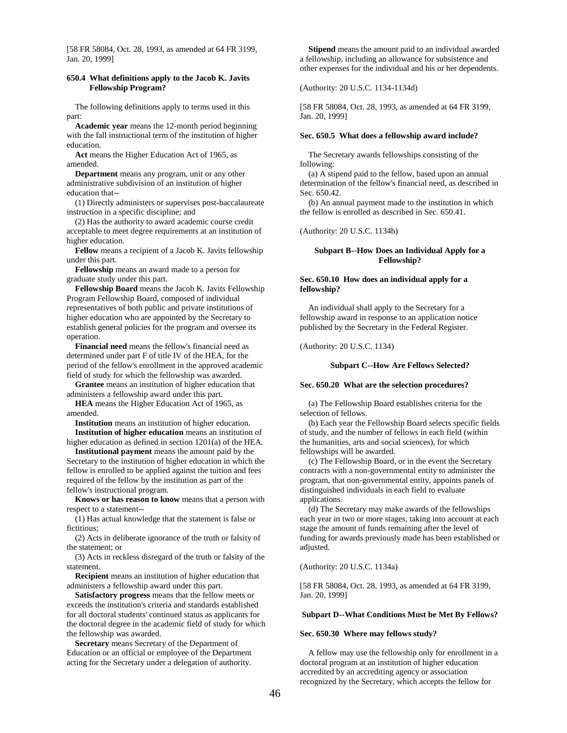[58 FR 58084, Oct. 28, 1993, as amended at 64 FR 3199, Jan. 20, 1999]

### 650.4 What definitions apply to the Jacob K. Javits Fellowship Program?

The following definitions apply to terms used in this part:

**Academic year** means the 12-month period beginning with the fall instructional term of the institution of higher education.

**Act** means the Higher Education Act of 1965, as amended.

**Department** means any program, unit or any other administrative subdivision of an institution of higher education that--

(1) Directly administers or supervises post-baccalaureate instruction in a specific discipline; and

(2) Has the authority to award academic course credit acceptable to meet degree requirements at an institution of higher education.

**Fellow** means a recipient of a Jacob K. Javits fellowship under this part.

**Fellowship** means an award made to a person for graduate study under this part.

**Fellowship Board** means the Jacob K. Javits Fellowship Program Fellowship Board, composed of individual representatives of both public and private institutions of higher education who are appointed by the Secretary to establish general policies for the program and oversee its operation.

**Financial need** means the fellow's financial need as determined under part F of title IV of the HEA, for the period of the fellow's enrollment in the approved academic field of study for which the fellowship was awarded.

**Grantee** means an institution of higher education that administers a fellowship award under this part.

**HEA** means the Higher Education Act of 1965, as amended.

**Institution** means an institution of higher education.

**Institution of higher education** means an institution of higher education as defined in section 1201(a) of the HEA.

**Institutional payment** means the amount paid by the Secretary to the institution of higher education in which the fellow is enrolled to be applied against the tuition and fees required of the fellow by the institution as part of the fellow's instructional program.

**Knows or has reason to know** means that a person with respect to a statement--

(1) Has actual knowledge that the statement is false or fictitious;

(2) Acts in deliberate ignorance of the truth or falsity of the statement; or

(3) Acts in reckless disregard of the truth or falsity of the statement.

**Recipient** means an institution of higher education that administers a fellowship award under this part.

**Satisfactory progress** means that the fellow meets or exceeds the institution's criteria and standards established for all doctoral students' continued status as applicants for the doctoral degree in the academic field of study for which the fellowship was awarded.

**Secretary** means Secretary of the Department of Education or an official or employee of the Department acting for the Secretary under a delegation of authority.

**Stipend** means the amount paid to an individual awarded a fellowship, including an allowance for subsistence and other expenses for the individual and his or her dependents.

(Authority: 20 U.S.C. 1134-1134d)

[58 FR 58084, Oct. 28, 1993, as amended at 64 FR 3199, Jan. 20, 1999]

### Sec. 650.5 What does a fellowship award include?

The Secretary awards fellowships consisting of the following:

(a) A stipend paid to the fellow, based upon an annual determination of the fellow's financial need, as described in Sec. 650.42.

(b) An annual payment made to the institution in which the fellow is enrolled as described in Sec. 650.41.

(Authority: 20 U.S.C. 1134b)

## Subpart B--How Does an Individual Apply for a Fellowship?

### Sec. 650.10 How does an individual apply for a fellowship?

An individual shall apply to the Secretary for a fellowship award in response to an application notice published by the Secretary in the Federal Register.

(Authority: 20 U.S.C. 1134)

## Subpart C--How Are Fellows Selected?

### Sec. 650.20 What are the selection procedures?

(a) The Fellowship Board establishes criteria for the selection of fellows.

(b) Each year the Fellowship Board selects specific fields of study, and the number of fellows in each field (within the humanities, arts and social sciences), for which fellowships will be awarded.

(c) The Fellowship Board, or in the event the Secretary contracts with a non-governmental entity to administer the program, that non-governmental entity, appoints panels of distinguished individuals in each field to evaluate applications.

(d) The Secretary may make awards of the fellowships each year in two or more stages, taking into account at each stage the amount of funds remaining after the level of funding for awards previously made has been established or adjusted.

(Authority: 20 U.S.C. 1134a)

[58 FR 58084, Oct. 28, 1993, as amended at 64 FR 3199, Jan. 20, 1999]

## Subpart D--What Conditions Must be Met By Fellows?

### Sec. 650.30 Where may fellows study?

A fellow may use the fellowship only for enrollment in a doctoral program at an institution of higher education accredited by an accrediting agency or association recognized by the Secretary, which accepts the fellow for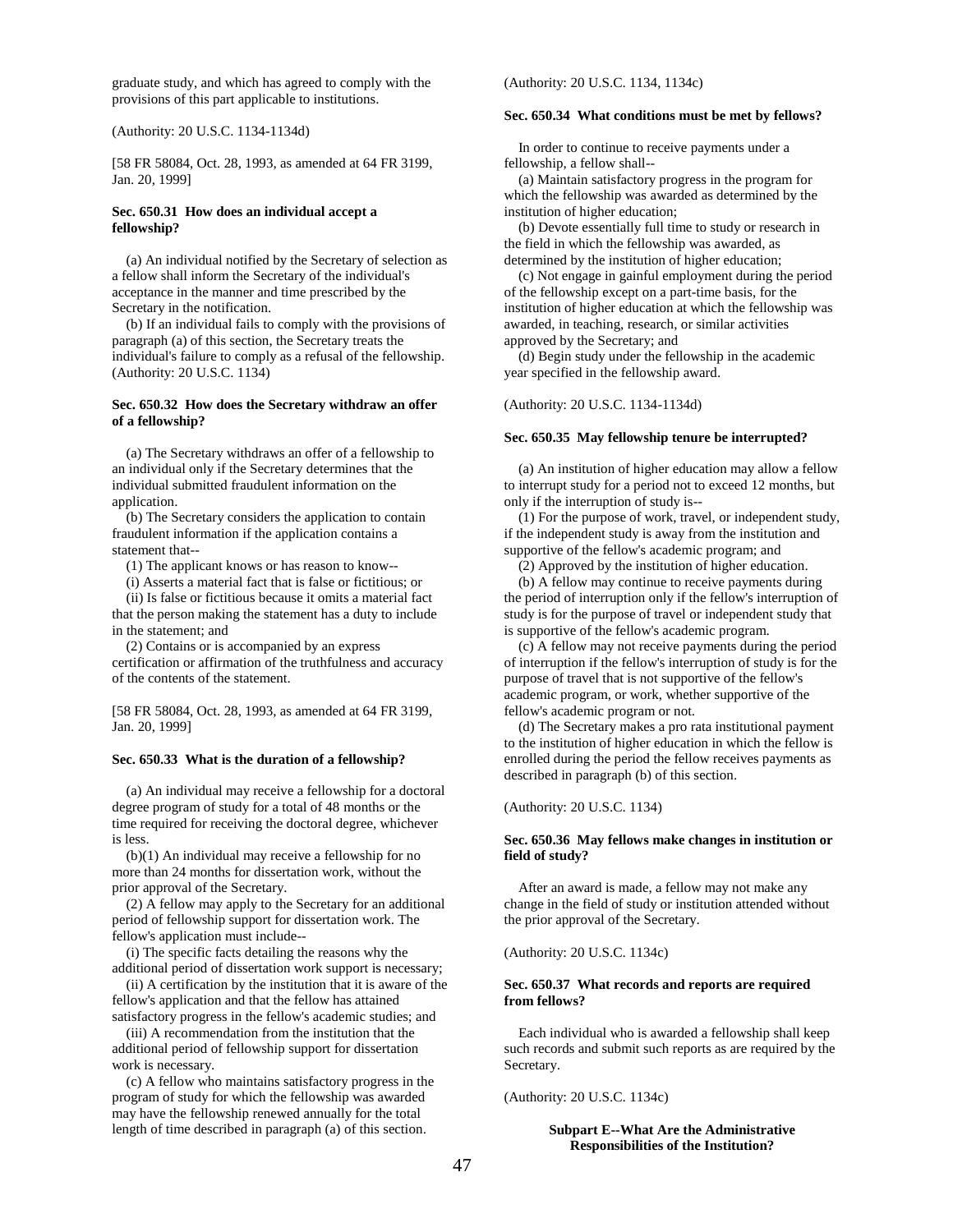graduate study, and which has agreed to comply with the provisions of this part applicable to institutions.

(Authority: 20 U.S.C. 1134-1134d)

[58 FR 58084, Oct. 28, 1993, as amended at 64 FR 3199, Jan. 20, 1999]

### Sec. 650.31 How does an individual accept a fellowship?

(a) An individual notified by the Secretary of selection as a fellow shall inform the Secretary of the individual's acceptance in the manner and time prescribed by the Secretary in the notification.

(b) If an individual fails to comply with the provisions of paragraph (a) of this section, the Secretary treats the individual's failure to comply as a refusal of the fellowship. (Authority: 20 U.S.C. 1134)

### Sec. 650.32 How does the Secretary withdraw an offer of a fellowship?

(a) The Secretary withdraws an offer of a fellowship to an individual only if the Secretary determines that the individual submitted fraudulent information on the application.

(b) The Secretary considers the application to contain fraudulent information if the application contains a statement that--

(1) The applicant knows or has reason to know--

(i) Asserts a material fact that is false or fictitious; or

(ii) Is false or fictitious because it omits a material fact that the person making the statement has a duty to include in the statement; and

(2) Contains or is accompanied by an express certification or affirmation of the truthfulness and accuracy of the contents of the statement.

[58 FR 58084, Oct. 28, 1993, as amended at 64 FR 3199, Jan. 20, 1999]

### Sec. 650.33 What is the duration of a fellowship?

(a) An individual may receive a fellowship for a doctoral degree program of study for a total of 48 months or the time required for receiving the doctoral degree, whichever is less.

(b)(1) An individual may receive a fellowship for no more than 24 months for dissertation work, without the prior approval of the Secretary.

(2) A fellow may apply to the Secretary for an additional period of fellowship support for dissertation work. The fellow's application must include--

(i) The specific facts detailing the reasons why the additional period of dissertation work support is necessary;

(ii) A certification by the institution that it is aware of the fellow's application and that the fellow has attained satisfactory progress in the fellow's academic studies; and

(iii) A recommendation from the institution that the additional period of fellowship support for dissertation work is necessary.

(c) A fellow who maintains satisfactory progress in the program of study for which the fellowship was awarded may have the fellowship renewed annually for the total length of time described in paragraph (a) of this section.

(Authority: 20 U.S.C. 1134, 1134c)

### Sec. 650.34 What conditions must be met by fellows?

In order to continue to receive payments under a fellowship, a fellow shall--

(a) Maintain satisfactory progress in the program for which the fellowship was awarded as determined by the institution of higher education;

(b) Devote essentially full time to study or research in the field in which the fellowship was awarded, as determined by the institution of higher education;

(c) Not engage in gainful employment during the period of the fellowship except on a part-time basis, for the institution of higher education at which the fellowship was awarded, in teaching, research, or similar activities approved by the Secretary; and

(d) Begin study under the fellowship in the academic year specified in the fellowship award.

(Authority: 20 U.S.C. 1134-1134d)

### Sec. 650.35 May fellowship tenure be interrupted?

(a) An institution of higher education may allow a fellow to interrupt study for a period not to exceed 12 months, but only if the interruption of study is--

(1) For the purpose of work, travel, or independent study, if the independent study is away from the institution and supportive of the fellow's academic program; and

(2) Approved by the institution of higher education.

(b) A fellow may continue to receive payments during the period of interruption only if the fellow's interruption of study is for the purpose of travel or independent study that is supportive of the fellow's academic program.

(c) A fellow may not receive payments during the period of interruption if the fellow's interruption of study is for the purpose of travel that is not supportive of the fellow's academic program, or work, whether supportive of the fellow's academic program or not.

(d) The Secretary makes a pro rata institutional payment to the institution of higher education in which the fellow is enrolled during the period the fellow receives payments as described in paragraph (b) of this section.

(Authority: 20 U.S.C. 1134)

### Sec. 650.36 May fellows make changes in institution or field of study?

After an award is made, a fellow may not make any change in the field of study or institution attended without the prior approval of the Secretary.

(Authority: 20 U.S.C. 1134c)

### Sec. 650.37 What records and reports are required from fellows?

Each individual who is awarded a fellowship shall keep such records and submit such reports as are required by the Secretary.

(Authority: 20 U.S.C. 1134c)

## Subpart E--What Are the Administrative Responsibilities of the Institution?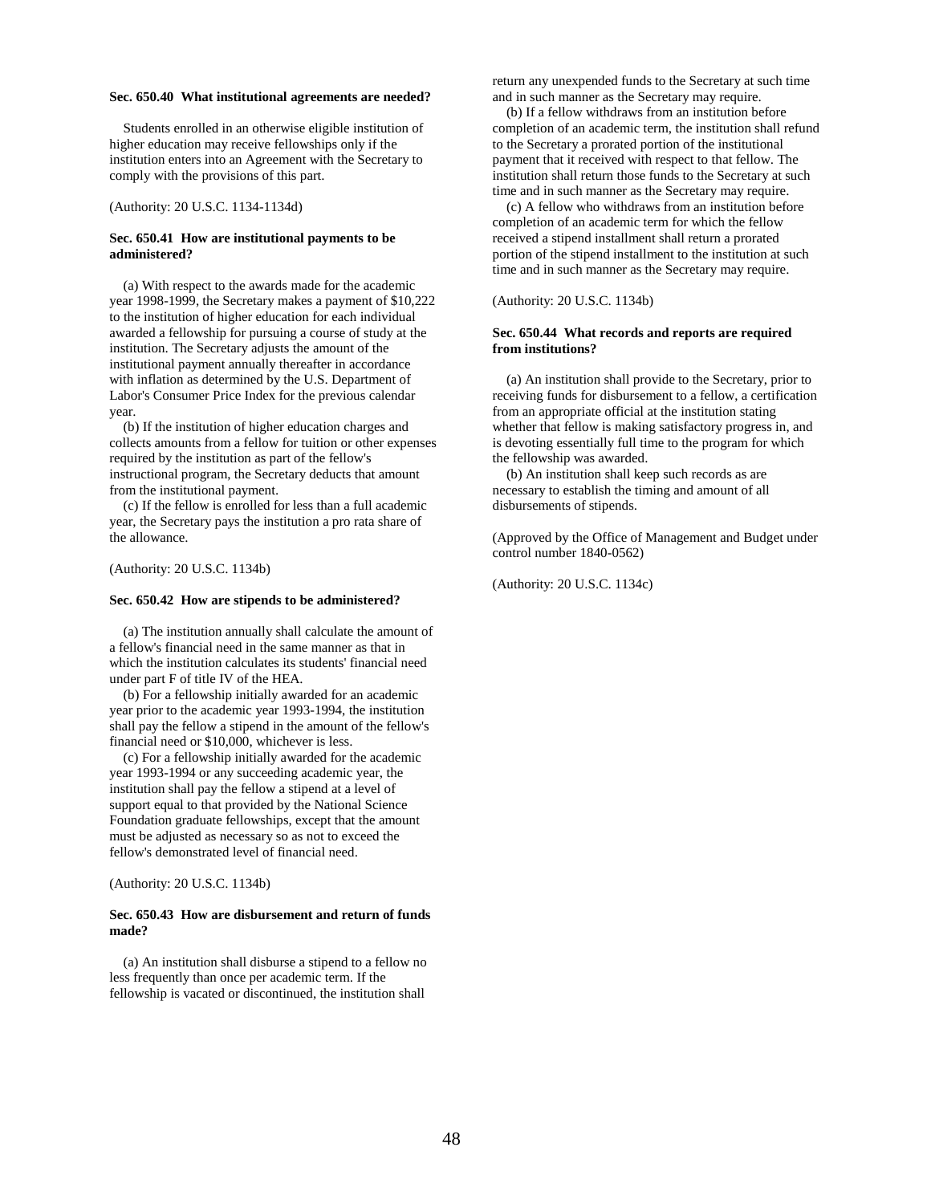**Sec. 650.40 What institutional agreements are needed?**

Students enrolled in an otherwise eligible institution of higher education may receive fellowships only if the institution enters into an Agreement with the Secretary to comply with the provisions of this part.

(Authority: 20 U.S.C. 1134-1134d)

**Sec. 650.41 How are institutional payments to be administered?**

(a) With respect to the awards made for the academic year 1998-1999, the Secretary makes a payment of $10,222 to the institution of higher education for each individual awarded a fellowship for pursuing a course of study at the institution. The Secretary adjusts the amount of the institutional payment annually thereafter in accordance with inflation as determined by the U.S. Department of Labor's Consumer Price Index for the previous calendar year.

(b) If the institution of higher education charges and collects amounts from a fellow for tuition or other expenses required by the institution as part of the fellow's instructional program, the Secretary deducts that amount from the institutional payment.

(c) If the fellow is enrolled for less than a full academic year, the Secretary pays the institution a pro rata share of the allowance.

(Authority: 20 U.S.C. 1134b)

**Sec. 650.42 How are stipends to be administered?**

(a) The institution annually shall calculate the amount of a fellow's financial need in the same manner as that in which the institution calculates its students' financial need under part F of title IV of the HEA.

(b) For a fellowship initially awarded for an academic year prior to the academic year 1993-1994, the institution shall pay the fellow a stipend in the amount of the fellow's financial need or $10,000, whichever is less.

(c) For a fellowship initially awarded for the academic year 1993-1994 or any succeeding academic year, the institution shall pay the fellow a stipend at a level of support equal to that provided by the National Science Foundation graduate fellowships, except that the amount must be adjusted as necessary so as not to exceed the fellow's demonstrated level of financial need.

(Authority: 20 U.S.C. 1134b)

**Sec. 650.43 How are disbursement and return of funds made?**

(a) An institution shall disburse a stipend to a fellow no less frequently than once per academic term. If the fellowship is vacated or discontinued, the institution shall return any unexpended funds to the Secretary at such time and in such manner as the Secretary may require.

(b) If a fellow withdraws from an institution before completion of an academic term, the institution shall refund to the Secretary a prorated portion of the institutional payment that it received with respect to that fellow. The institution shall return those funds to the Secretary at such time and in such manner as the Secretary may require.

(c) A fellow who withdraws from an institution before completion of an academic term for which the fellow received a stipend installment shall return a prorated portion of the stipend installment to the institution at such time and in such manner as the Secretary may require.

(Authority: 20 U.S.C. 1134b)

**Sec. 650.44 What records and reports are required from institutions?**

(a) An institution shall provide to the Secretary, prior to receiving funds for disbursement to a fellow, a certification from an appropriate official at the institution stating whether that fellow is making satisfactory progress in, and is devoting essentially full time to the program for which the fellowship was awarded.

(b) An institution shall keep such records as are necessary to establish the timing and amount of all disbursements of stipends.

(Approved by the Office of Management and Budget under control number 1840-0562)

(Authority: 20 U.S.C. 1134c)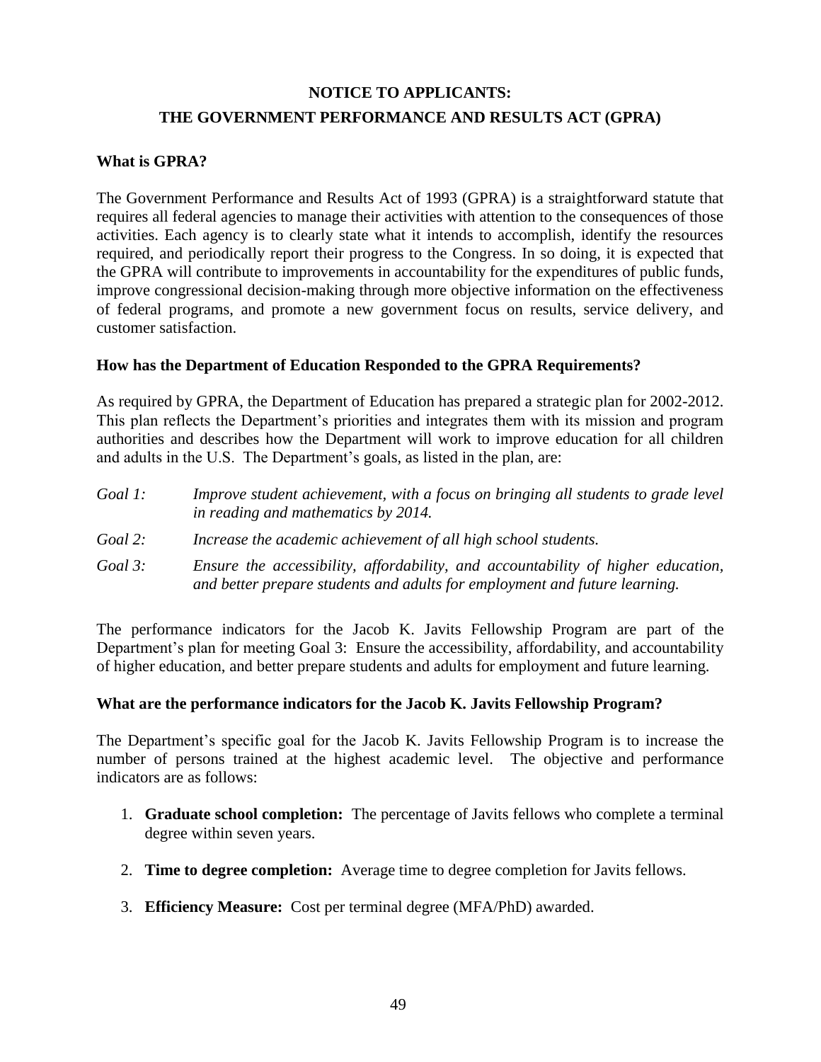# NOTICE TO APPLICANTS:
# THE GOVERNMENT PERFORMANCE AND RESULTS ACT (GPRA)

## What is GPRA?

The Government Performance and Results Act of 1993 (GPRA) is a straightforward statute that requires all federal agencies to manage their activities with attention to the consequences of those activities. Each agency is to clearly state what it intends to accomplish, identify the resources required, and periodically report their progress to the Congress. In so doing, it is expected that the GPRA will contribute to improvements in accountability for the expenditures of public funds, improve congressional decision-making through more objective information on the effectiveness of federal programs, and promote a new government focus on results, service delivery, and customer satisfaction.

## How has the Department of Education Responded to the GPRA Requirements?

As required by GPRA, the Department of Education has prepared a strategic plan for 2002-2012. This plan reflects the Department's priorities and integrates them with its mission and program authorities and describes how the Department will work to improve education for all children and adults in the U.S. The Department's goals, as listed in the plan, are:

*Goal 1:* *Improve student achievement, with a focus on bringing all students to grade level in reading and mathematics by 2014.*

*Goal 2:* *Increase the academic achievement of all high school students.*

*Goal 3:* *Ensure the accessibility, affordability, and accountability of higher education, and better prepare students and adults for employment and future learning.*

The performance indicators for the Jacob K. Javits Fellowship Program are part of the Department's plan for meeting Goal 3: Ensure the accessibility, affordability, and accountability of higher education, and better prepare students and adults for employment and future learning.

## What are the performance indicators for the Jacob K. Javits Fellowship Program?

The Department's specific goal for the Jacob K. Javits Fellowship Program is to increase the number of persons trained at the highest academic level. The objective and performance indicators are as follows:

1. **Graduate school completion:** The percentage of Javits fellows who complete a terminal degree within seven years.
2. **Time to degree completion:** Average time to degree completion for Javits fellows.
3. **Efficiency Measure:** Cost per terminal degree (MFA/PhD) awarded.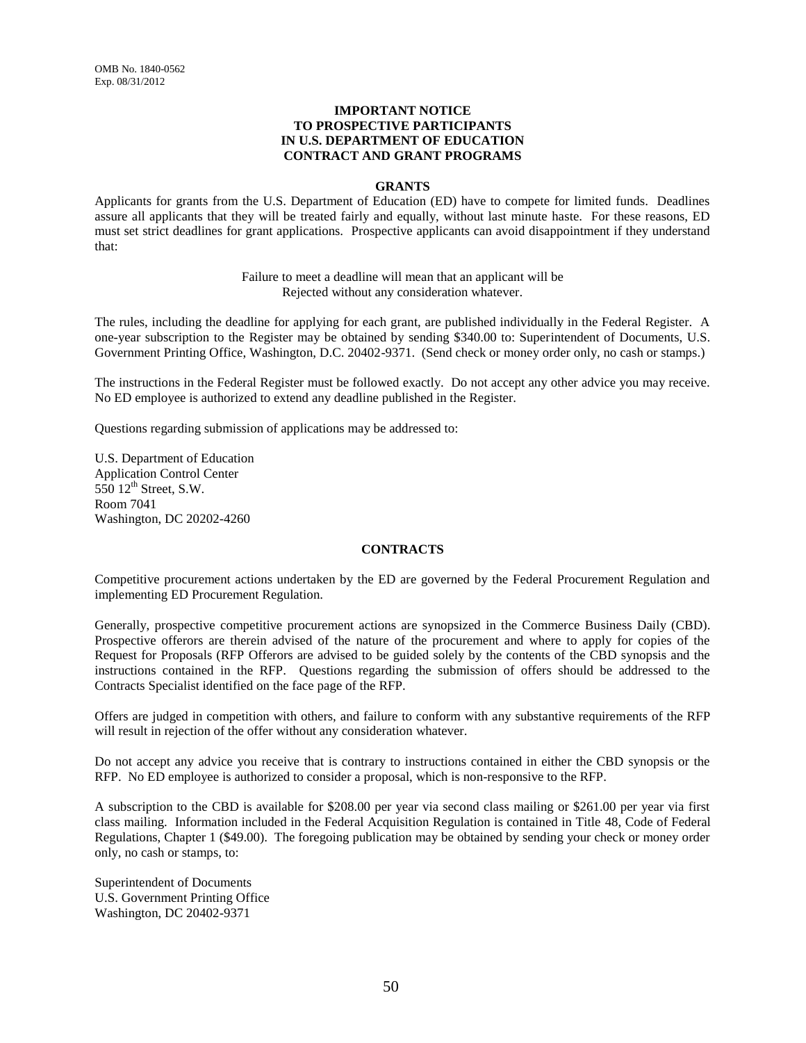OMB No. 1840-0562
Exp. 08/31/2012

# IMPORTANT NOTICE TO PROSPECTIVE PARTICIPANTS IN U.S. DEPARTMENT OF EDUCATION CONTRACT AND GRANT PROGRAMS

## GRANTS

Applicants for grants from the U.S. Department of Education (ED) have to compete for limited funds. Deadlines assure all applicants that they will be treated fairly and equally, without last minute haste. For these reasons, ED must set strict deadlines for grant applications. Prospective applicants can avoid disappointment if they understand that:

Failure to meet a deadline will mean that an applicant will be
Rejected without any consideration whatever.

The rules, including the deadline for applying for each grant, are published individually in the Federal Register. A one-year subscription to the Register may be obtained by sending $340.00 to: Superintendent of Documents, U.S. Government Printing Office, Washington, D.C. 20402-9371. (Send check or money order only, no cash or stamps.)

The instructions in the Federal Register must be followed exactly. Do not accept any other advice you may receive. No ED employee is authorized to extend any deadline published in the Register.

Questions regarding submission of applications may be addressed to:

U.S. Department of Education
Application Control Center
550 12th Street, S.W.
Room 7041
Washington, DC 20202-4260

## CONTRACTS

Competitive procurement actions undertaken by the ED are governed by the Federal Procurement Regulation and implementing ED Procurement Regulation.

Generally, prospective competitive procurement actions are synopsized in the Commerce Business Daily (CBD). Prospective offerors are therein advised of the nature of the procurement and where to apply for copies of the Request for Proposals (RFP Offerors are advised to be guided solely by the contents of the CBD synopsis and the instructions contained in the RFP. Questions regarding the submission of offers should be addressed to the Contracts Specialist identified on the face page of the RFP.

Offers are judged in competition with others, and failure to conform with any substantive requirements of the RFP will result in rejection of the offer without any consideration whatever.

Do not accept any advice you receive that is contrary to instructions contained in either the CBD synopsis or the RFP. No ED employee is authorized to consider a proposal, which is non-responsive to the RFP.

A subscription to the CBD is available for $208.00 per year via second class mailing or $261.00 per year via first class mailing. Information included in the Federal Acquisition Regulation is contained in Title 48, Code of Federal Regulations, Chapter 1 ($49.00). The foregoing publication may be obtained by sending your check or money order only, no cash or stamps, to:

Superintendent of Documents
U.S. Government Printing Office
Washington, DC 20402-9371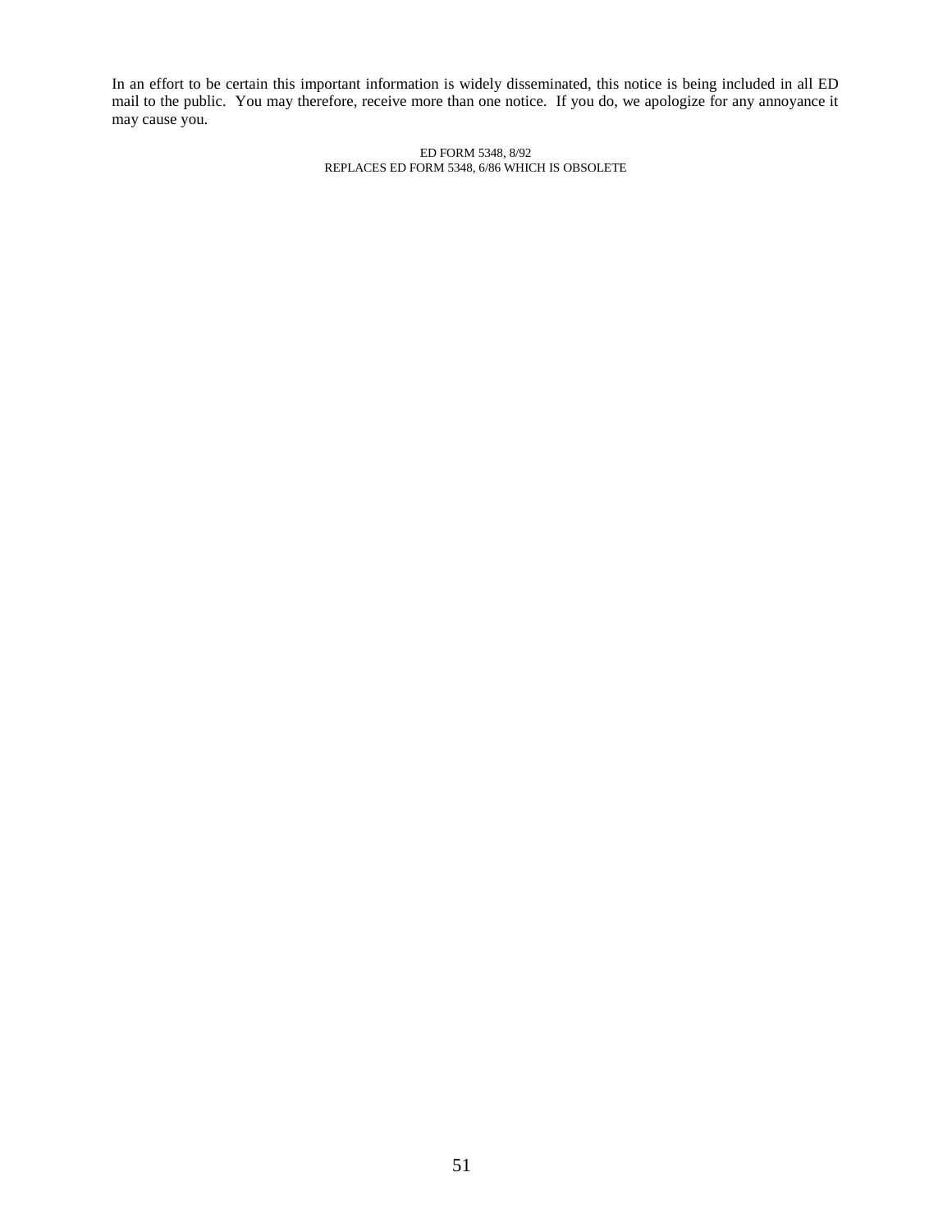In an effort to be certain this important information is widely disseminated, this notice is being included in all ED mail to the public. You may therefore, receive more than one notice. If you do, we apologize for any annoyance it may cause you.

ED FORM 5348, 8/92
REPLACES ED FORM 5348, 6/86 WHICH IS OBSOLETE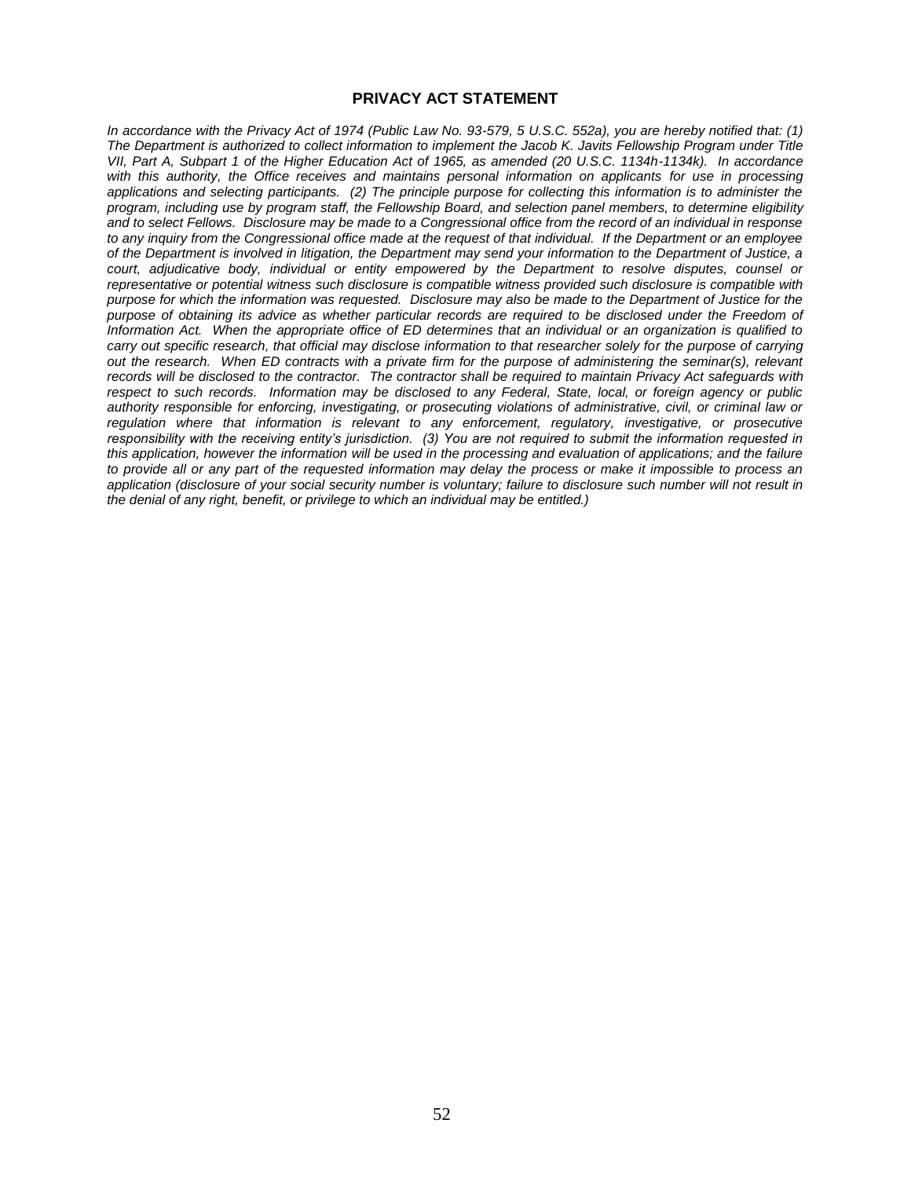## PRIVACY ACT STATEMENT

*In accordance with the Privacy Act of 1974 (Public Law No. 93-579, 5 U.S.C. 552a), you are hereby notified that: (1) The Department is authorized to collect information to implement the Jacob K. Javits Fellowship Program under Title VII, Part A, Subpart 1 of the Higher Education Act of 1965, as amended (20 U.S.C. 1134h-1134k). In accordance with this authority, the Office receives and maintains personal information on applicants for use in processing applications and selecting participants. (2) The principle purpose for collecting this information is to administer the program, including use by program staff, the Fellowship Board, and selection panel members, to determine eligibility and to select Fellows. Disclosure may be made to a Congressional office from the record of an individual in response to any inquiry from the Congressional office made at the request of that individual. If the Department or an employee of the Department is involved in litigation, the Department may send your information to the Department of Justice, a court, adjudicative body, individual or entity empowered by the Department to resolve disputes, counsel or representative or potential witness such disclosure is compatible witness provided such disclosure is compatible with purpose for which the information was requested. Disclosure may also be made to the Department of Justice for the purpose of obtaining its advice as whether particular records are required to be disclosed under the Freedom of Information Act. When the appropriate office of ED determines that an individual or an organization is qualified to carry out specific research, that official may disclose information to that researcher solely for the purpose of carrying out the research. When ED contracts with a private firm for the purpose of administering the seminar(s), relevant records will be disclosed to the contractor. The contractor shall be required to maintain Privacy Act safeguards with respect to such records. Information may be disclosed to any Federal, State, local, or foreign agency or public authority responsible for enforcing, investigating, or prosecuting violations of administrative, civil, or criminal law or regulation where that information is relevant to any enforcement, regulatory, investigative, or prosecutive responsibility with the receiving entity's jurisdiction. (3) You are not required to submit the information requested in this application, however the information will be used in the processing and evaluation of applications; and the failure to provide all or any part of the requested information may delay the process or make it impossible to process an application (disclosure of your social security number is voluntary; failure to disclosure such number will not result in the denial of any right, benefit, or privilege to which an individual may be entitled.)*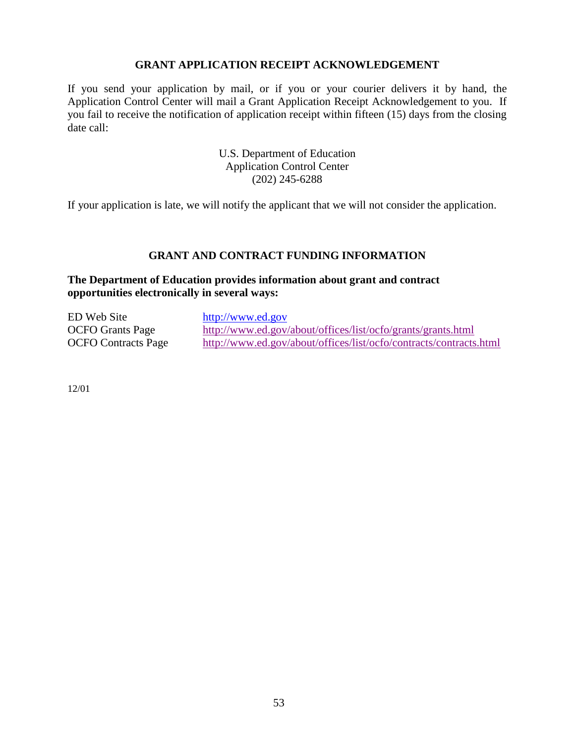## GRANT APPLICATION RECEIPT ACKNOWLEDGEMENT

If you send your application by mail, or if you or your courier delivers it by hand, the Application Control Center will mail a Grant Application Receipt Acknowledgement to you. If you fail to receive the notification of application receipt within fifteen (15) days from the closing date call:

U.S. Department of Education
Application Control Center
(202) 245-6288

If your application is late, we will notify the applicant that we will not consider the application.

## GRANT AND CONTRACT FUNDING INFORMATION

**The Department of Education provides information about grant and contract opportunities electronically in several ways:**

| | |
|---|---|
| ED Web Site | http://www.ed.gov |
| OCFO Grants Page | http://www.ed.gov/about/offices/list/ocfo/grants/grants.html |
| OCFO Contracts Page | http://www.ed.gov/about/offices/list/ocfo/contracts/contracts.html |

12/01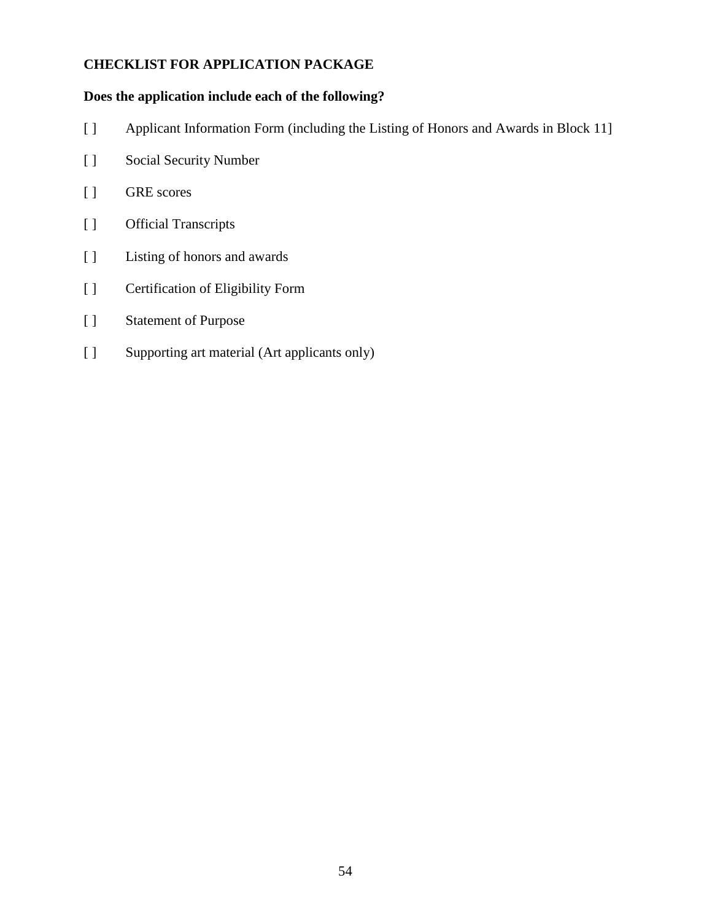**CHECKLIST FOR APPLICATION PACKAGE**

**Does the application include each of the following?**

[ ] Applicant Information Form (including the Listing of Honors and Awards in Block 11]

[ ] Social Security Number

[ ] GRE scores

[ ] Official Transcripts

[ ] Listing of honors and awards

[ ] Certification of Eligibility Form

[ ] Statement of Purpose

[ ] Supporting art material (Art applicants only)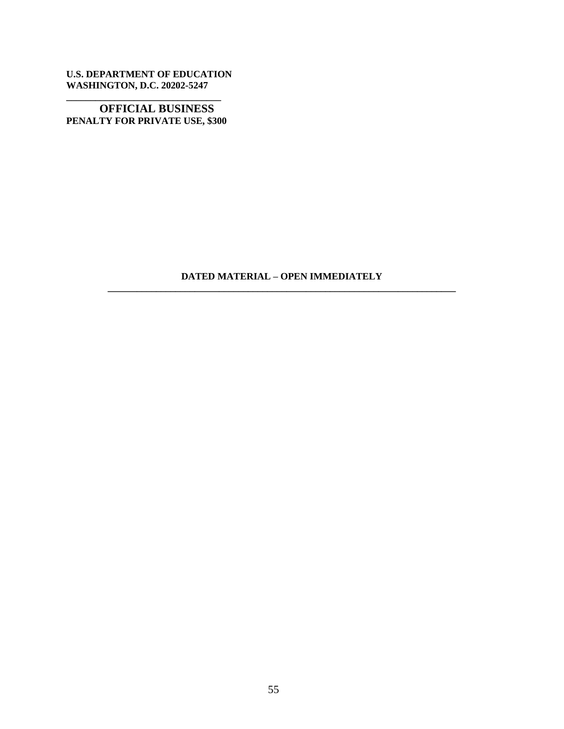**U.S. DEPARTMENT OF EDUCATION**
**WASHINGTON, D.C. 20202-5247**

---

**OFFICIAL BUSINESS**
**PENALTY FOR PRIVATE USE, $300**

**DATED MATERIAL – OPEN IMMEDIATELY**

---